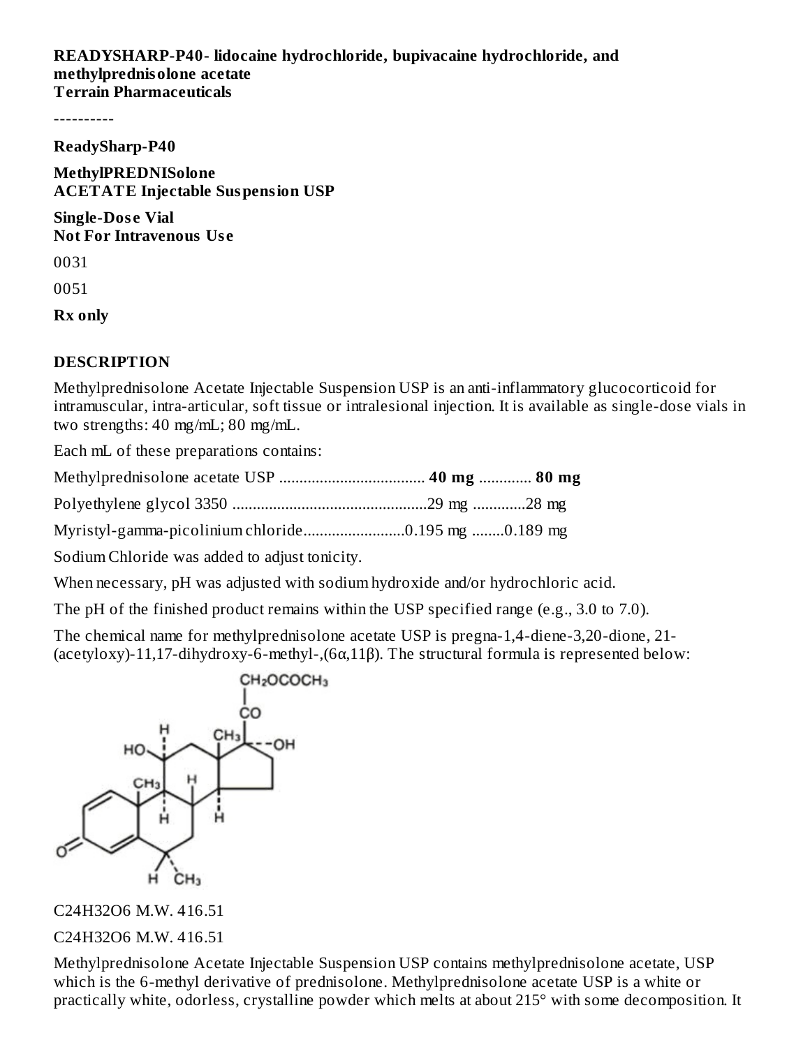**READYSHARP-P40- lidocaine hydrochloride, bupivacaine hydrochloride, and methylprednisolone acetate**
**Terrain Pharmaceuticals**

----------

**ReadySharp-P40**

**MethylPREDNISolone**
**ACETATE Injectable Suspension USP**

**Single-Dose Vial**
**Not For Intravenous Use**

0031

0051

**Rx only**

## DESCRIPTION

Methylprednisolone Acetate Injectable Suspension USP is an anti-inflammatory glucocorticoid for intramuscular, intra-articular, soft tissue or intralesional injection. It is available as single-dose vials in two strengths: 40 mg/mL; 80 mg/mL.

Each mL of these preparations contains:

Methylprednisolone acetate USP .................................. **40 mg** ............ **80 mg**

Polyethylene glycol 3350 ................................................29 mg ............28 mg

Myristyl-gamma-picolinium chloride.........................0.195 mg ........0.189 mg

Sodium Chloride was added to adjust tonicity.

When necessary, pH was adjusted with sodium hydroxide and/or hydrochloric acid.

The pH of the finished product remains within the USP specified range (e.g., 3.0 to 7.0).

The chemical name for methylprednisolone acetate USP is pregna-1,4-diene-3,20-dione, 21-(acetyloxy)-11,17-dihydroxy-6-methyl-,(6α,11β). The structural formula is represented below:

$C_{24}H_{32}O_6$ M.W. 416.51

$C_{24}H_{32}O_6$ M.W. 416.51

Methylprednisolone Acetate Injectable Suspension USP contains methylprednisolone acetate, USP which is the 6-methyl derivative of prednisolone. Methylprednisolone acetate USP is a white or practically white, odorless, crystalline powder which melts at about 215° with some decomposition. It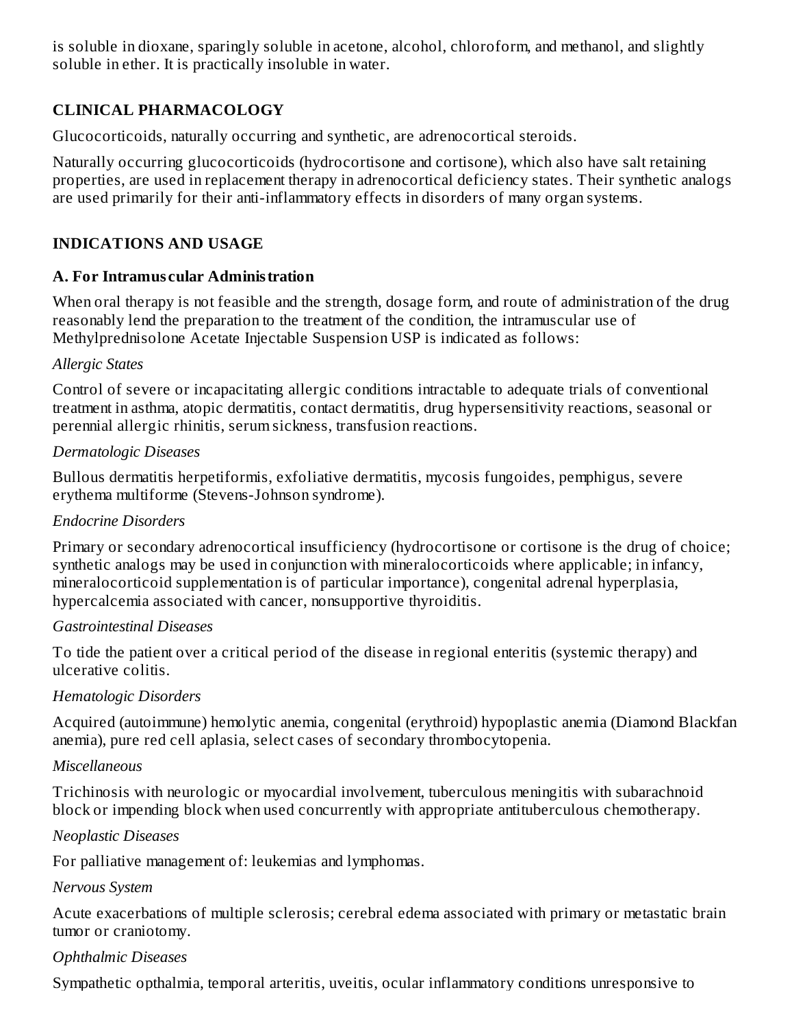is soluble in dioxane, sparingly soluble in acetone, alcohol, chloroform, and methanol, and slightly soluble in ether. It is practically insoluble in water.

## CLINICAL PHARMACOLOGY

Glucocorticoids, naturally occurring and synthetic, are adrenocortical steroids.

Naturally occurring glucocorticoids (hydrocortisone and cortisone), which also have salt retaining properties, are used in replacement therapy in adrenocortical deficiency states. Their synthetic analogs are used primarily for their anti-inflammatory effects in disorders of many organ systems.

## INDICATIONS AND USAGE

### A. For Intramuscular Administration

When oral therapy is not feasible and the strength, dosage form, and route of administration of the drug reasonably lend the preparation to the treatment of the condition, the intramuscular use of Methylprednisolone Acetate Injectable Suspension USP is indicated as follows:

*Allergic States*

Control of severe or incapacitating allergic conditions intractable to adequate trials of conventional treatment in asthma, atopic dermatitis, contact dermatitis, drug hypersensitivity reactions, seasonal or perennial allergic rhinitis, serum sickness, transfusion reactions.

*Dermatologic Diseases*

Bullous dermatitis herpetiformis, exfoliative dermatitis, mycosis fungoides, pemphigus, severe erythema multiforme (Stevens-Johnson syndrome).

*Endocrine Disorders*

Primary or secondary adrenocortical insufficiency (hydrocortisone or cortisone is the drug of choice; synthetic analogs may be used in conjunction with mineralocorticoids where applicable; in infancy, mineralocorticoid supplementation is of particular importance), congenital adrenal hyperplasia, hypercalcemia associated with cancer, nonsupportive thyroiditis.

*Gastrointestinal Diseases*

To tide the patient over a critical period of the disease in regional enteritis (systemic therapy) and ulcerative colitis.

*Hematologic Disorders*

Acquired (autoimmune) hemolytic anemia, congenital (erythroid) hypoplastic anemia (Diamond Blackfan anemia), pure red cell aplasia, select cases of secondary thrombocytopenia.

*Miscellaneous*

Trichinosis with neurologic or myocardial involvement, tuberculous meningitis with subarachnoid block or impending block when used concurrently with appropriate antituberculous chemotherapy.

*Neoplastic Diseases*

For palliative management of: leukemias and lymphomas.

*Nervous System*

Acute exacerbations of multiple sclerosis; cerebral edema associated with primary or metastatic brain tumor or craniotomy.

*Ophthalmic Diseases*

Sympathetic opthalmia, temporal arteritis, uveitis, ocular inflammatory conditions unresponsive to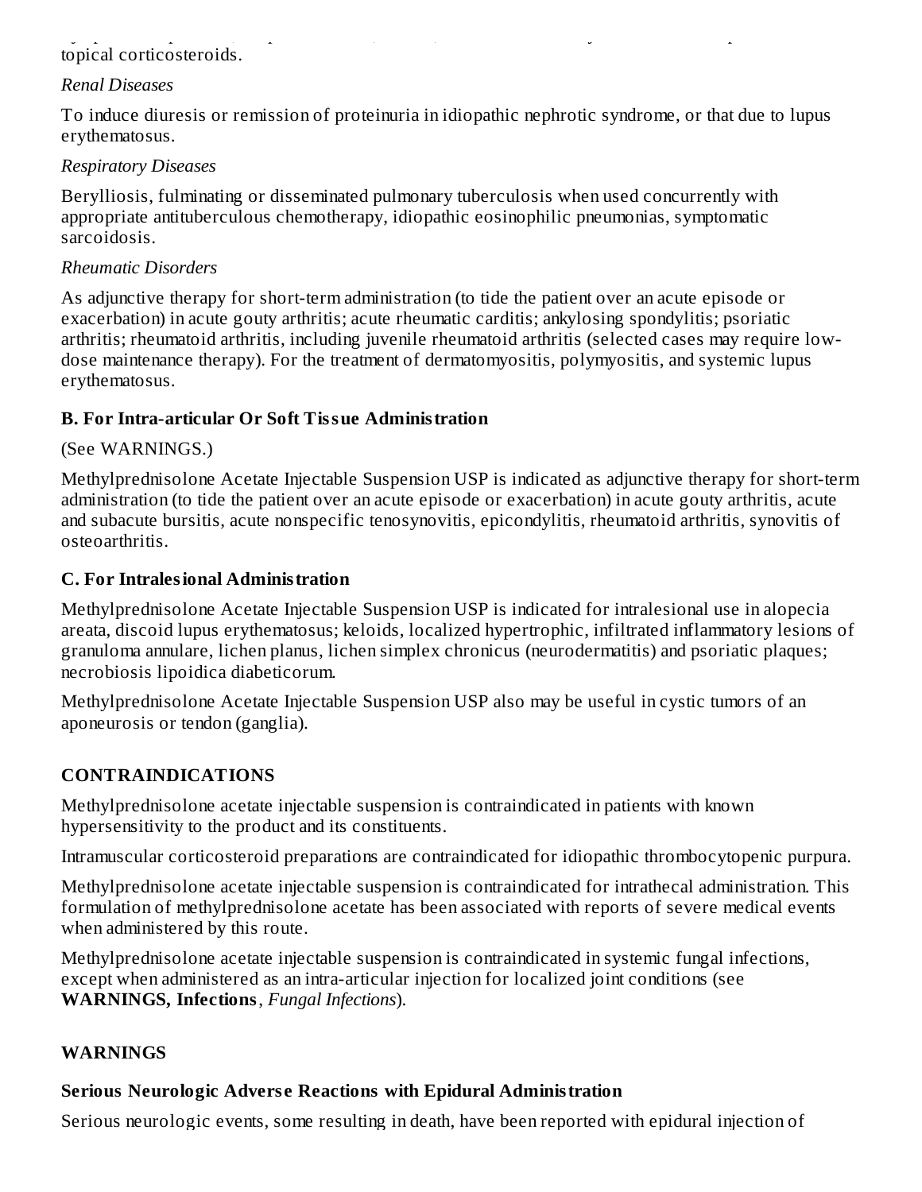topical corticosteroids.

*Renal Diseases*

To induce diuresis or remission of proteinuria in idiopathic nephrotic syndrome, or that due to lupus erythematosus.

*Respiratory Diseases*

Berylliosis, fulminating or disseminated pulmonary tuberculosis when used concurrently with appropriate antituberculous chemotherapy, idiopathic eosinophilic pneumonias, symptomatic sarcoidosis.

*Rheumatic Disorders*

As adjunctive therapy for short-term administration (to tide the patient over an acute episode or exacerbation) in acute gouty arthritis; acute rheumatic carditis; ankylosing spondylitis; psoriatic arthritis; rheumatoid arthritis, including juvenile rheumatoid arthritis (selected cases may require low-dose maintenance therapy). For the treatment of dermatomyositis, polymyositis, and systemic lupus erythematosus.

**B. For Intra-articular Or Soft Tissue Administration**

(See WARNINGS.)

Methylprednisolone Acetate Injectable Suspension USP is indicated as adjunctive therapy for short-term administration (to tide the patient over an acute episode or exacerbation) in acute gouty arthritis, acute and subacute bursitis, acute nonspecific tenosynovitis, epicondylitis, rheumatoid arthritis, synovitis of osteoarthritis.

**C. For Intralesional Administration**

Methylprednisolone Acetate Injectable Suspension USP is indicated for intralesional use in alopecia areata, discoid lupus erythematosus; keloids, localized hypertrophic, infiltrated inflammatory lesions of granuloma annulare, lichen planus, lichen simplex chronicus (neurodermatitis) and psoriatic plaques; necrobiosis lipoidica diabeticorum.

Methylprednisolone Acetate Injectable Suspension USP also may be useful in cystic tumors of an aponeurosis or tendon (ganglia).

## CONTRAINDICATIONS

Methylprednisolone acetate injectable suspension is contraindicated in patients with known hypersensitivity to the product and its constituents.

Intramuscular corticosteroid preparations are contraindicated for idiopathic thrombocytopenic purpura.

Methylprednisolone acetate injectable suspension is contraindicated for intrathecal administration. This formulation of methylprednisolone acetate has been associated with reports of severe medical events when administered by this route.

Methylprednisolone acetate injectable suspension is contraindicated in systemic fungal infections, except when administered as an intra-articular injection for localized joint conditions (see **WARNINGS, Infections**, *Fungal Infections*).

## WARNINGS

**Serious Neurologic Adverse Reactions with Epidural Administration**

Serious neurologic events, some resulting in death, have been reported with epidural injection of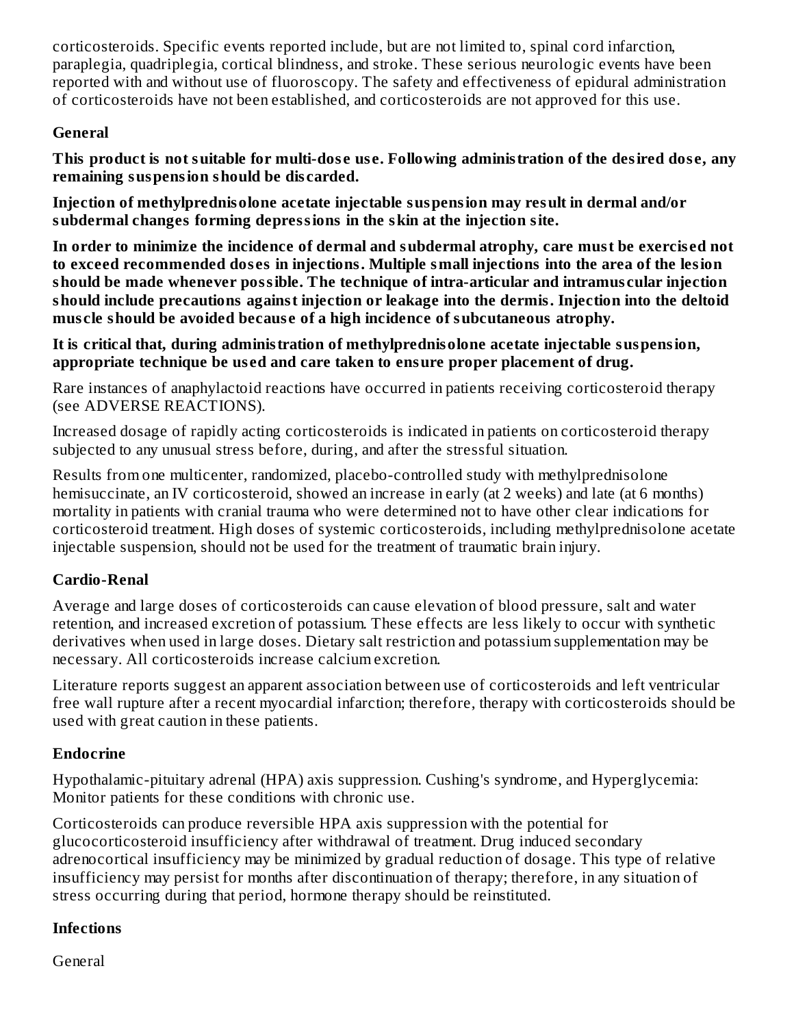corticosteroids. Specific events reported include, but are not limited to, spinal cord infarction, paraplegia, quadriplegia, cortical blindness, and stroke. These serious neurologic events have been reported with and without use of fluoroscopy. The safety and effectiveness of epidural administration of corticosteroids have not been established, and corticosteroids are not approved for this use.

**General**

**This product is not suitable for multi-dose use. Following administration of the desired dose, any remaining suspension should be discarded.**

**Injection of methylprednisolone acetate injectable suspension may result in dermal and/or subdermal changes forming depressions in the skin at the injection site.**

**In order to minimize the incidence of dermal and subdermal atrophy, care must be exercised not to exceed recommended doses in injections. Multiple small injections into the area of the lesion should be made whenever possible. The technique of intra-articular and intramuscular injection should include precautions against injection or leakage into the dermis. Injection into the deltoid muscle should be avoided because of a high incidence of subcutaneous atrophy.**

**It is critical that, during administration of methylprednisolone acetate injectable suspension, appropriate technique be used and care taken to ensure proper placement of drug.**

Rare instances of anaphylactoid reactions have occurred in patients receiving corticosteroid therapy (see ADVERSE REACTIONS).

Increased dosage of rapidly acting corticosteroids is indicated in patients on corticosteroid therapy subjected to any unusual stress before, during, and after the stressful situation.

Results from one multicenter, randomized, placebo-controlled study with methylprednisolone hemisuccinate, an IV corticosteroid, showed an increase in early (at 2 weeks) and late (at 6 months) mortality in patients with cranial trauma who were determined not to have other clear indications for corticosteroid treatment. High doses of systemic corticosteroids, including methylprednisolone acetate injectable suspension, should not be used for the treatment of traumatic brain injury.

**Cardio-Renal**

Average and large doses of corticosteroids can cause elevation of blood pressure, salt and water retention, and increased excretion of potassium. These effects are less likely to occur with synthetic derivatives when used in large doses. Dietary salt restriction and potassium supplementation may be necessary. All corticosteroids increase calcium excretion.

Literature reports suggest an apparent association between use of corticosteroids and left ventricular free wall rupture after a recent myocardial infarction; therefore, therapy with corticosteroids should be used with great caution in these patients.

**Endocrine**

Hypothalamic-pituitary adrenal (HPA) axis suppression. Cushing's syndrome, and Hyperglycemia: Monitor patients for these conditions with chronic use.

Corticosteroids can produce reversible HPA axis suppression with the potential for glucocorticosteroid insufficiency after withdrawal of treatment. Drug induced secondary adrenocortical insufficiency may be minimized by gradual reduction of dosage. This type of relative insufficiency may persist for months after discontinuation of therapy; therefore, in any situation of stress occurring during that period, hormone therapy should be reinstituted.

**Infections**

General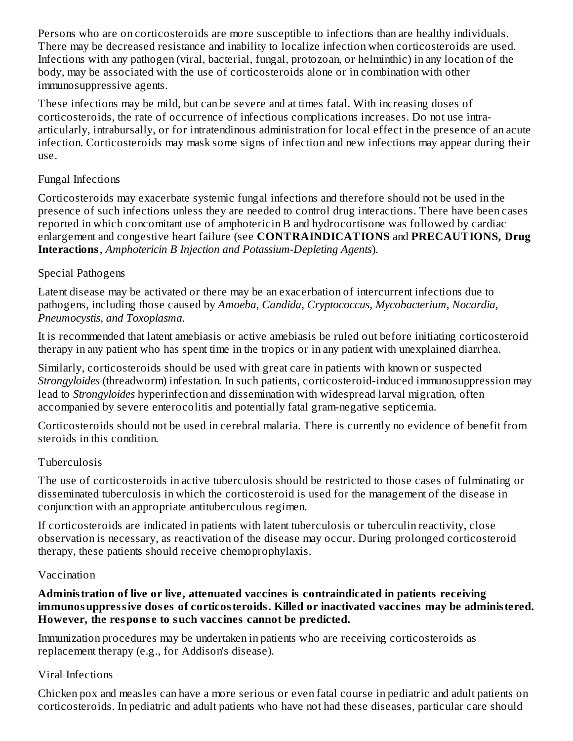Persons who are on corticosteroids are more susceptible to infections than are healthy individuals. There may be decreased resistance and inability to localize infection when corticosteroids are used. Infections with any pathogen (viral, bacterial, fungal, protozoan, or helminthic) in any location of the body, may be associated with the use of corticosteroids alone or in combination with other immunosuppressive agents.

These infections may be mild, but can be severe and at times fatal. With increasing doses of corticosteroids, the rate of occurrence of infectious complications increases. Do not use intra-articularly, intrabursally, or for intratendinous administration for local effect in the presence of an acute infection. Corticosteroids may mask some signs of infection and new infections may appear during their use.

### Fungal Infections

Corticosteroids may exacerbate systemic fungal infections and therefore should not be used in the presence of such infections unless they are needed to control drug interactions. There have been cases reported in which concomitant use of amphotericin B and hydrocortisone was followed by cardiac enlargement and congestive heart failure (see **CONTRAINDICATIONS** and **PRECAUTIONS, Drug Interactions**, *Amphotericin B Injection and Potassium-Depleting Agents*).

### Special Pathogens

Latent disease may be activated or there may be an exacerbation of intercurrent infections due to pathogens, including those caused by *Amoeba, Candida, Cryptococcus, Mycobacterium, Nocardia, Pneumocystis, and Toxoplasma.*

It is recommended that latent amebiasis or active amebiasis be ruled out before initiating corticosteroid therapy in any patient who has spent time in the tropics or in any patient with unexplained diarrhea.

Similarly, corticosteroids should be used with great care in patients with known or suspected *Strongyloides* (threadworm) infestation. In such patients, corticosteroid-induced immunosuppression may lead to *Strongyloides* hyperinfection and dissemination with widespread larval migration, often accompanied by severe enterocolitis and potentially fatal gram-negative septicemia.

Corticosteroids should not be used in cerebral malaria. There is currently no evidence of benefit from steroids in this condition.

### Tuberculosis

The use of corticosteroids in active tuberculosis should be restricted to those cases of fulminating or disseminated tuberculosis in which the corticosteroid is used for the management of the disease in conjunction with an appropriate antituberculous regimen.

If corticosteroids are indicated in patients with latent tuberculosis or tuberculin reactivity, close observation is necessary, as reactivation of the disease may occur. During prolonged corticosteroid therapy, these patients should receive chemoprophylaxis.

### Vaccination

**Administration of live or live, attenuated vaccines is contraindicated in patients receiving immunosuppressive doses of corticosteroids. Killed or inactivated vaccines may be administered. However, the response to such vaccines cannot be predicted.**

Immunization procedures may be undertaken in patients who are receiving corticosteroids as replacement therapy (e.g., for Addison's disease).

### Viral Infections

Chicken pox and measles can have a more serious or even fatal course in pediatric and adult patients on corticosteroids. In pediatric and adult patients who have not had these diseases, particular care should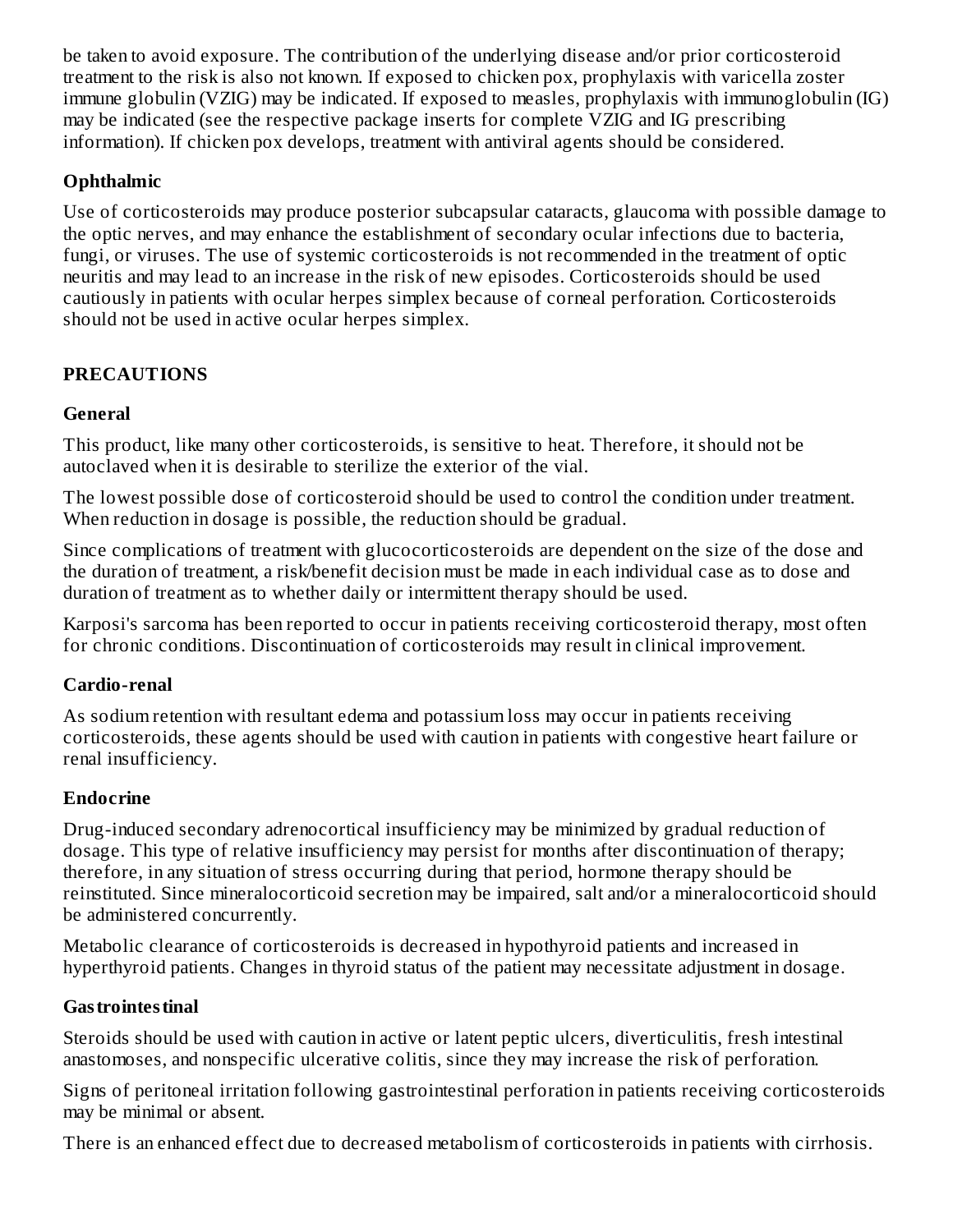be taken to avoid exposure. The contribution of the underlying disease and/or prior corticosteroid treatment to the risk is also not known. If exposed to chicken pox, prophylaxis with varicella zoster immune globulin (VZIG) may be indicated. If exposed to measles, prophylaxis with immunoglobulin (IG) may be indicated (see the respective package inserts for complete VZIG and IG prescribing information). If chicken pox develops, treatment with antiviral agents should be considered.

### Ophthalmic

Use of corticosteroids may produce posterior subcapsular cataracts, glaucoma with possible damage to the optic nerves, and may enhance the establishment of secondary ocular infections due to bacteria, fungi, or viruses. The use of systemic corticosteroids is not recommended in the treatment of optic neuritis and may lead to an increase in the risk of new episodes. Corticosteroids should be used cautiously in patients with ocular herpes simplex because of corneal perforation. Corticosteroids should not be used in active ocular herpes simplex.

## PRECAUTIONS

### General

This product, like many other corticosteroids, is sensitive to heat. Therefore, it should not be autoclaved when it is desirable to sterilize the exterior of the vial.

The lowest possible dose of corticosteroid should be used to control the condition under treatment. When reduction in dosage is possible, the reduction should be gradual.

Since complications of treatment with glucocorticosteroids are dependent on the size of the dose and the duration of treatment, a risk/benefit decision must be made in each individual case as to dose and duration of treatment as to whether daily or intermittent therapy should be used.

Karposi's sarcoma has been reported to occur in patients receiving corticosteroid therapy, most often for chronic conditions. Discontinuation of corticosteroids may result in clinical improvement.

### Cardio-renal

As sodium retention with resultant edema and potassium loss may occur in patients receiving corticosteroids, these agents should be used with caution in patients with congestive heart failure or renal insufficiency.

### Endocrine

Drug-induced secondary adrenocortical insufficiency may be minimized by gradual reduction of dosage. This type of relative insufficiency may persist for months after discontinuation of therapy; therefore, in any situation of stress occurring during that period, hormone therapy should be reinstituted. Since mineralocorticoid secretion may be impaired, salt and/or a mineralocorticoid should be administered concurrently.

Metabolic clearance of corticosteroids is decreased in hypothyroid patients and increased in hyperthyroid patients. Changes in thyroid status of the patient may necessitate adjustment in dosage.

### Gastrointestinal

Steroids should be used with caution in active or latent peptic ulcers, diverticulitis, fresh intestinal anastomoses, and nonspecific ulcerative colitis, since they may increase the risk of perforation.

Signs of peritoneal irritation following gastrointestinal perforation in patients receiving corticosteroids may be minimal or absent.

There is an enhanced effect due to decreased metabolism of corticosteroids in patients with cirrhosis.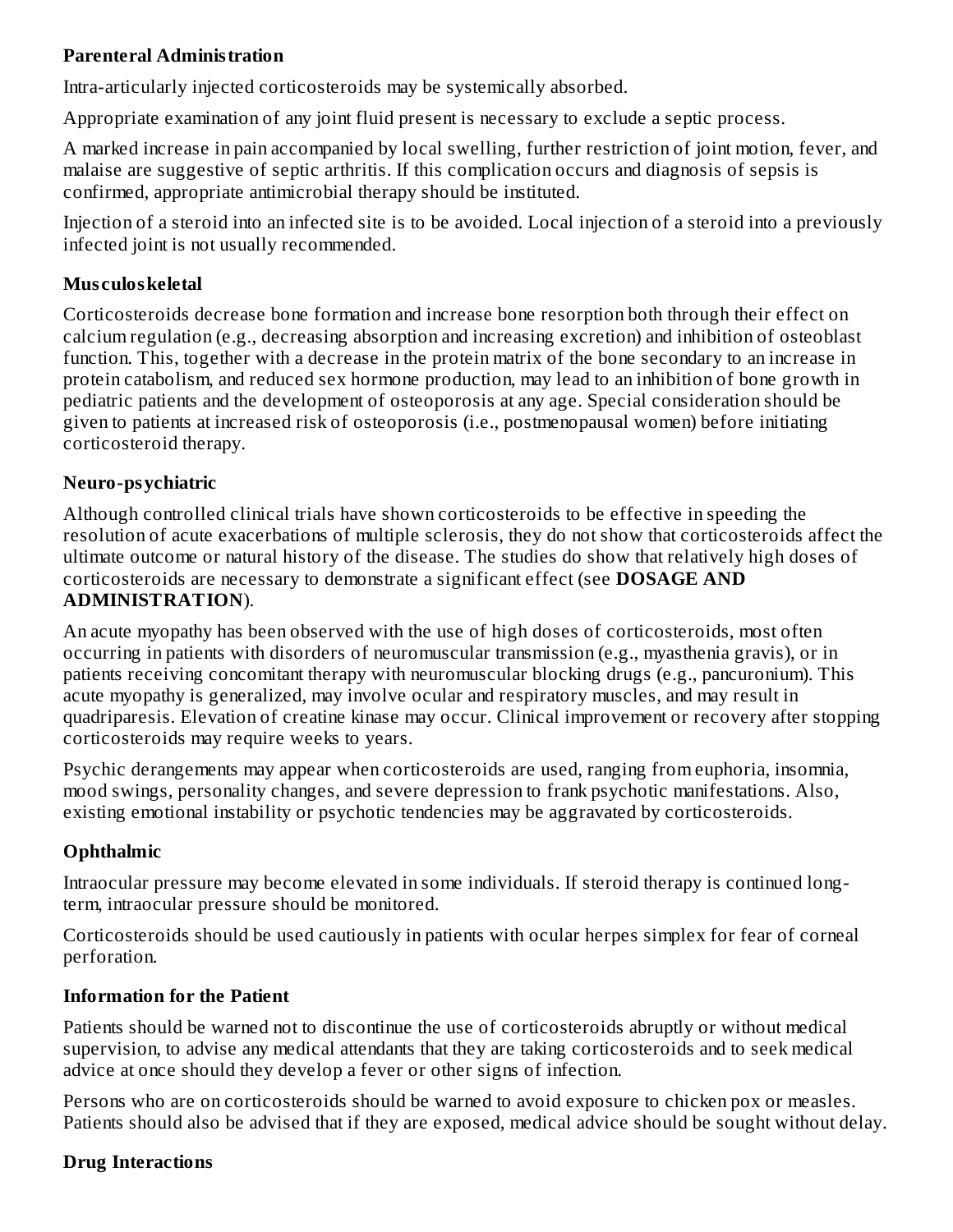**Parenteral Administration**

Intra-articularly injected corticosteroids may be systemically absorbed.

Appropriate examination of any joint fluid present is necessary to exclude a septic process.

A marked increase in pain accompanied by local swelling, further restriction of joint motion, fever, and malaise are suggestive of septic arthritis. If this complication occurs and diagnosis of sepsis is confirmed, appropriate antimicrobial therapy should be instituted.

Injection of a steroid into an infected site is to be avoided. Local injection of a steroid into a previously infected joint is not usually recommended.

**Musculoskeletal**

Corticosteroids decrease bone formation and increase bone resorption both through their effect on calcium regulation (e.g., decreasing absorption and increasing excretion) and inhibition of osteoblast function. This, together with a decrease in the protein matrix of the bone secondary to an increase in protein catabolism, and reduced sex hormone production, may lead to an inhibition of bone growth in pediatric patients and the development of osteoporosis at any age. Special consideration should be given to patients at increased risk of osteoporosis (i.e., postmenopausal women) before initiating corticosteroid therapy.

**Neuro-psychiatric**

Although controlled clinical trials have shown corticosteroids to be effective in speeding the resolution of acute exacerbations of multiple sclerosis, they do not show that corticosteroids affect the ultimate outcome or natural history of the disease. The studies do show that relatively high doses of corticosteroids are necessary to demonstrate a significant effect (see **DOSAGE AND ADMINISTRATION**).

An acute myopathy has been observed with the use of high doses of corticosteroids, most often occurring in patients with disorders of neuromuscular transmission (e.g., myasthenia gravis), or in patients receiving concomitant therapy with neuromuscular blocking drugs (e.g., pancuronium). This acute myopathy is generalized, may involve ocular and respiratory muscles, and may result in quadriparesis. Elevation of creatine kinase may occur. Clinical improvement or recovery after stopping corticosteroids may require weeks to years.

Psychic derangements may appear when corticosteroids are used, ranging from euphoria, insomnia, mood swings, personality changes, and severe depression to frank psychotic manifestations. Also, existing emotional instability or psychotic tendencies may be aggravated by corticosteroids.

**Ophthalmic**

Intraocular pressure may become elevated in some individuals. If steroid therapy is continued long-term, intraocular pressure should be monitored.

Corticosteroids should be used cautiously in patients with ocular herpes simplex for fear of corneal perforation.

**Information for the Patient**

Patients should be warned not to discontinue the use of corticosteroids abruptly or without medical supervision, to advise any medical attendants that they are taking corticosteroids and to seek medical advice at once should they develop a fever or other signs of infection.

Persons who are on corticosteroids should be warned to avoid exposure to chicken pox or measles. Patients should also be advised that if they are exposed, medical advice should be sought without delay.

**Drug Interactions**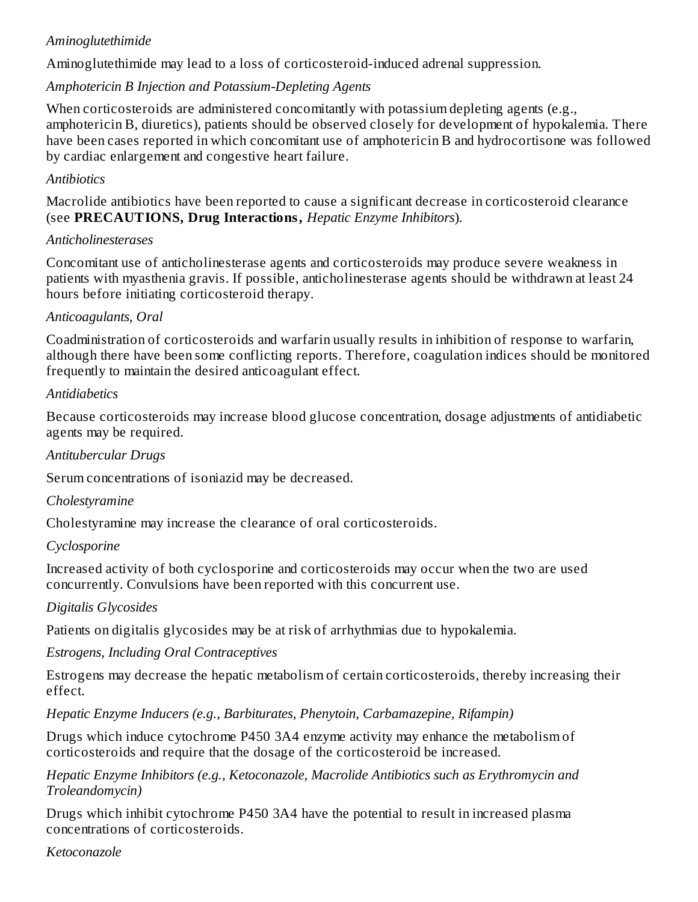*Aminoglutethimide*

Aminoglutethimide may lead to a loss of corticosteroid-induced adrenal suppression.

*Amphotericin B Injection and Potassium-Depleting Agents*

When corticosteroids are administered concomitantly with potassium depleting agents (e.g., amphotericin B, diuretics), patients should be observed closely for development of hypokalemia. There have been cases reported in which concomitant use of amphotericin B and hydrocortisone was followed by cardiac enlargement and congestive heart failure.

*Antibiotics*

Macrolide antibiotics have been reported to cause a significant decrease in corticosteroid clearance (see **PRECAUTIONS, Drug Interactions,** *Hepatic Enzyme Inhibitors*).

*Anticholinesterases*

Concomitant use of anticholinesterase agents and corticosteroids may produce severe weakness in patients with myasthenia gravis. If possible, anticholinesterase agents should be withdrawn at least 24 hours before initiating corticosteroid therapy.

*Anticoagulants, Oral*

Coadministration of corticosteroids and warfarin usually results in inhibition of response to warfarin, although there have been some conflicting reports. Therefore, coagulation indices should be monitored frequently to maintain the desired anticoagulant effect.

*Antidiabetics*

Because corticosteroids may increase blood glucose concentration, dosage adjustments of antidiabetic agents may be required.

*Antitubercular Drugs*

Serum concentrations of isoniazid may be decreased.

*Cholestyramine*

Cholestyramine may increase the clearance of oral corticosteroids.

*Cyclosporine*

Increased activity of both cyclosporine and corticosteroids may occur when the two are used concurrently. Convulsions have been reported with this concurrent use.

*Digitalis Glycosides*

Patients on digitalis glycosides may be at risk of arrhythmias due to hypokalemia.

*Estrogens, Including Oral Contraceptives*

Estrogens may decrease the hepatic metabolism of certain corticosteroids, thereby increasing their effect.

*Hepatic Enzyme Inducers (e.g., Barbiturates, Phenytoin, Carbamazepine, Rifampin)*

Drugs which induce cytochrome P450 3A4 enzyme activity may enhance the metabolism of corticosteroids and require that the dosage of the corticosteroid be increased.

*Hepatic Enzyme Inhibitors (e.g., Ketoconazole, Macrolide Antibiotics such as Erythromycin and Troleandomycin)*

Drugs which inhibit cytochrome P450 3A4 have the potential to result in increased plasma concentrations of corticosteroids.

*Ketoconazole*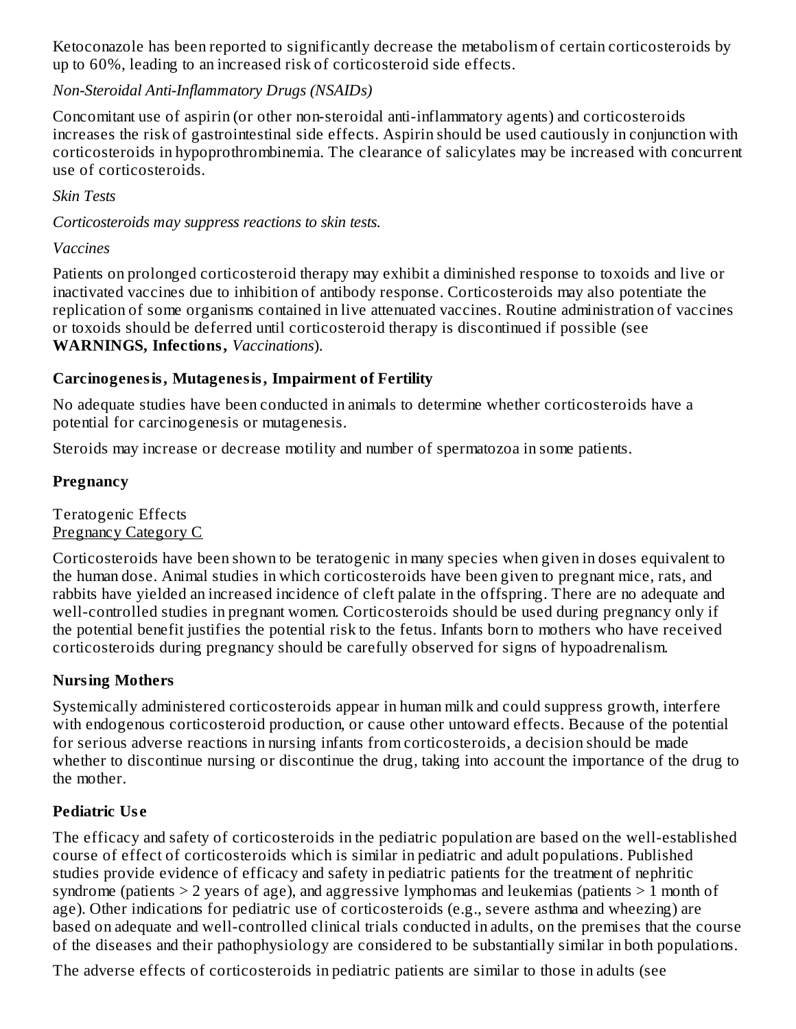Ketoconazole has been reported to significantly decrease the metabolism of certain corticosteroids by up to 60%, leading to an increased risk of corticosteroid side effects.

*Non-Steroidal Anti-Inflammatory Drugs (NSAIDs)*

Concomitant use of aspirin (or other non-steroidal anti-inflammatory agents) and corticosteroids increases the risk of gastrointestinal side effects. Aspirin should be used cautiously in conjunction with corticosteroids in hypoprothrombinemia. The clearance of salicylates may be increased with concurrent use of corticosteroids.

*Skin Tests*

*Corticosteroids may suppress reactions to skin tests.*

*Vaccines*

Patients on prolonged corticosteroid therapy may exhibit a diminished response to toxoids and live or inactivated vaccines due to inhibition of antibody response. Corticosteroids may also potentiate the replication of some organisms contained in live attenuated vaccines. Routine administration of vaccines or toxoids should be deferred until corticosteroid therapy is discontinued if possible (see **WARNINGS, Infections,** *Vaccinations*).

### Carcinogenesis, Mutagenesis, Impairment of Fertility

No adequate studies have been conducted in animals to determine whether corticosteroids have a potential for carcinogenesis or mutagenesis.

Steroids may increase or decrease motility and number of spermatozoa in some patients.

### Pregnancy

Teratogenic Effects
Pregnancy Category C

Corticosteroids have been shown to be teratogenic in many species when given in doses equivalent to the human dose. Animal studies in which corticosteroids have been given to pregnant mice, rats, and rabbits have yielded an increased incidence of cleft palate in the offspring. There are no adequate and well-controlled studies in pregnant women. Corticosteroids should be used during pregnancy only if the potential benefit justifies the potential risk to the fetus. Infants born to mothers who have received corticosteroids during pregnancy should be carefully observed for signs of hypoadrenalism.

### Nursing Mothers

Systemically administered corticosteroids appear in human milk and could suppress growth, interfere with endogenous corticosteroid production, or cause other untoward effects. Because of the potential for serious adverse reactions in nursing infants from corticosteroids, a decision should be made whether to discontinue nursing or discontinue the drug, taking into account the importance of the drug to the mother.

### Pediatric Use

The efficacy and safety of corticosteroids in the pediatric population are based on the well-established course of effect of corticosteroids which is similar in pediatric and adult populations. Published studies provide evidence of efficacy and safety in pediatric patients for the treatment of nephritic syndrome (patients > 2 years of age), and aggressive lymphomas and leukemias (patients > 1 month of age). Other indications for pediatric use of corticosteroids (e.g., severe asthma and wheezing) are based on adequate and well-controlled clinical trials conducted in adults, on the premises that the course of the diseases and their pathophysiology are considered to be substantially similar in both populations.

The adverse effects of corticosteroids in pediatric patients are similar to those in adults (see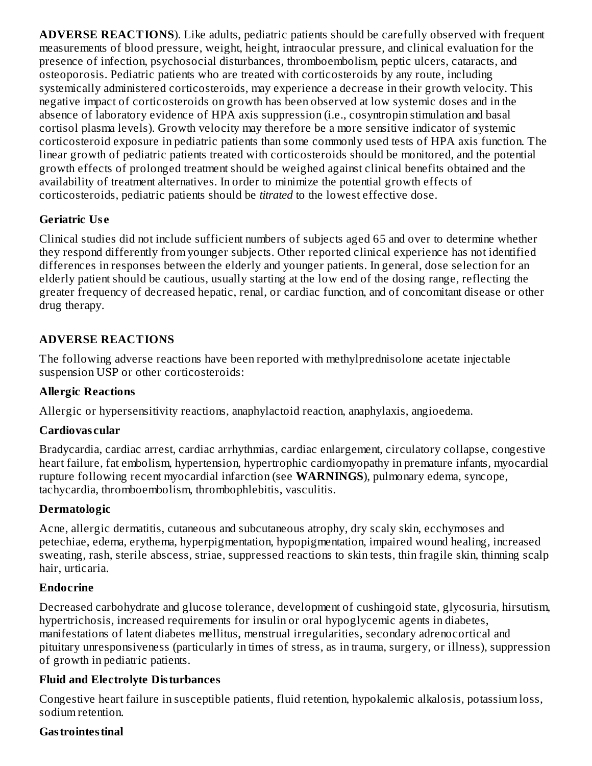**ADVERSE REACTIONS**). Like adults, pediatric patients should be carefully observed with frequent measurements of blood pressure, weight, height, intraocular pressure, and clinical evaluation for the presence of infection, psychosocial disturbances, thromboembolism, peptic ulcers, cataracts, and osteoporosis. Pediatric patients who are treated with corticosteroids by any route, including systemically administered corticosteroids, may experience a decrease in their growth velocity. This negative impact of corticosteroids on growth has been observed at low systemic doses and in the absence of laboratory evidence of HPA axis suppression (i.e., cosyntropin stimulation and basal cortisol plasma levels). Growth velocity may therefore be a more sensitive indicator of systemic corticosteroid exposure in pediatric patients than some commonly used tests of HPA axis function. The linear growth of pediatric patients treated with corticosteroids should be monitored, and the potential growth effects of prolonged treatment should be weighed against clinical benefits obtained and the availability of treatment alternatives. In order to minimize the potential growth effects of corticosteroids, pediatric patients should be *titrated* to the lowest effective dose.

### Geriatric Use

Clinical studies did not include sufficient numbers of subjects aged 65 and over to determine whether they respond differently from younger subjects. Other reported clinical experience has not identified differences in responses between the elderly and younger patients. In general, dose selection for an elderly patient should be cautious, usually starting at the low end of the dosing range, reflecting the greater frequency of decreased hepatic, renal, or cardiac function, and of concomitant disease or other drug therapy.

## ADVERSE REACTIONS

The following adverse reactions have been reported with methylprednisolone acetate injectable suspension USP or other corticosteroids:

### Allergic Reactions

Allergic or hypersensitivity reactions, anaphylactoid reaction, anaphylaxis, angioedema.

### Cardiovascular

Bradycardia, cardiac arrest, cardiac arrhythmias, cardiac enlargement, circulatory collapse, congestive heart failure, fat embolism, hypertension, hypertrophic cardiomyopathy in premature infants, myocardial rupture following recent myocardial infarction (see **WARNINGS**), pulmonary edema, syncope, tachycardia, thromboembolism, thrombophlebitis, vasculitis.

### Dermatologic

Acne, allergic dermatitis, cutaneous and subcutaneous atrophy, dry scaly skin, ecchymoses and petechiae, edema, erythema, hyperpigmentation, hypopigmentation, impaired wound healing, increased sweating, rash, sterile abscess, striae, suppressed reactions to skin tests, thin fragile skin, thinning scalp hair, urticaria.

### Endocrine

Decreased carbohydrate and glucose tolerance, development of cushingoid state, glycosuria, hirsutism, hypertrichosis, increased requirements for insulin or oral hypoglycemic agents in diabetes, manifestations of latent diabetes mellitus, menstrual irregularities, secondary adrenocortical and pituitary unresponsiveness (particularly in times of stress, as in trauma, surgery, or illness), suppression of growth in pediatric patients.

### Fluid and Electrolyte Disturbances

Congestive heart failure in susceptible patients, fluid retention, hypokalemic alkalosis, potassium loss, sodium retention.

### Gastrointestinal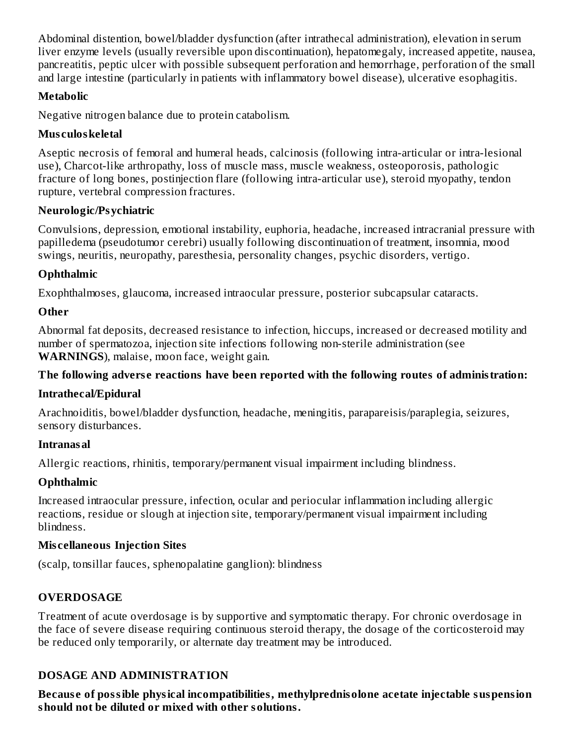Abdominal distention, bowel/bladder dysfunction (after intrathecal administration), elevation in serum liver enzyme levels (usually reversible upon discontinuation), hepatomegaly, increased appetite, nausea, pancreatitis, peptic ulcer with possible subsequent perforation and hemorrhage, perforation of the small and large intestine (particularly in patients with inflammatory bowel disease), ulcerative esophagitis.

**Metabolic**

Negative nitrogen balance due to protein catabolism.

**Musculoskeletal**

Aseptic necrosis of femoral and humeral heads, calcinosis (following intra-articular or intra-lesional use), Charcot-like arthropathy, loss of muscle mass, muscle weakness, osteoporosis, pathologic fracture of long bones, postinjection flare (following intra-articular use), steroid myopathy, tendon rupture, vertebral compression fractures.

**Neurologic/Psychiatric**

Convulsions, depression, emotional instability, euphoria, headache, increased intracranial pressure with papilledema (pseudotumor cerebri) usually following discontinuation of treatment, insomnia, mood swings, neuritis, neuropathy, paresthesia, personality changes, psychic disorders, vertigo.

**Ophthalmic**

Exophthalmoses, glaucoma, increased intraocular pressure, posterior subcapsular cataracts.

**Other**

Abnormal fat deposits, decreased resistance to infection, hiccups, increased or decreased motility and number of spermatozoa, injection site infections following non-sterile administration (see **WARNINGS**), malaise, moon face, weight gain.

**The following adverse reactions have been reported with the following routes of administration:**

**Intrathecal/Epidural**

Arachnoiditis, bowel/bladder dysfunction, headache, meningitis, parapareisis/paraplegia, seizures, sensory disturbances.

**Intranasal**

Allergic reactions, rhinitis, temporary/permanent visual impairment including blindness.

**Ophthalmic**

Increased intraocular pressure, infection, ocular and periocular inflammation including allergic reactions, residue or slough at injection site, temporary/permanent visual impairment including blindness.

**Miscellaneous Injection Sites**

(scalp, tonsillar fauces, sphenopalatine ganglion): blindness

## OVERDOSAGE

Treatment of acute overdosage is by supportive and symptomatic therapy. For chronic overdosage in the face of severe disease requiring continuous steroid therapy, the dosage of the corticosteroid may be reduced only temporarily, or alternate day treatment may be introduced.

## DOSAGE AND ADMINISTRATION

**Because of possible physical incompatibilities, methylprednisolone acetate injectable suspension should not be diluted or mixed with other solutions.**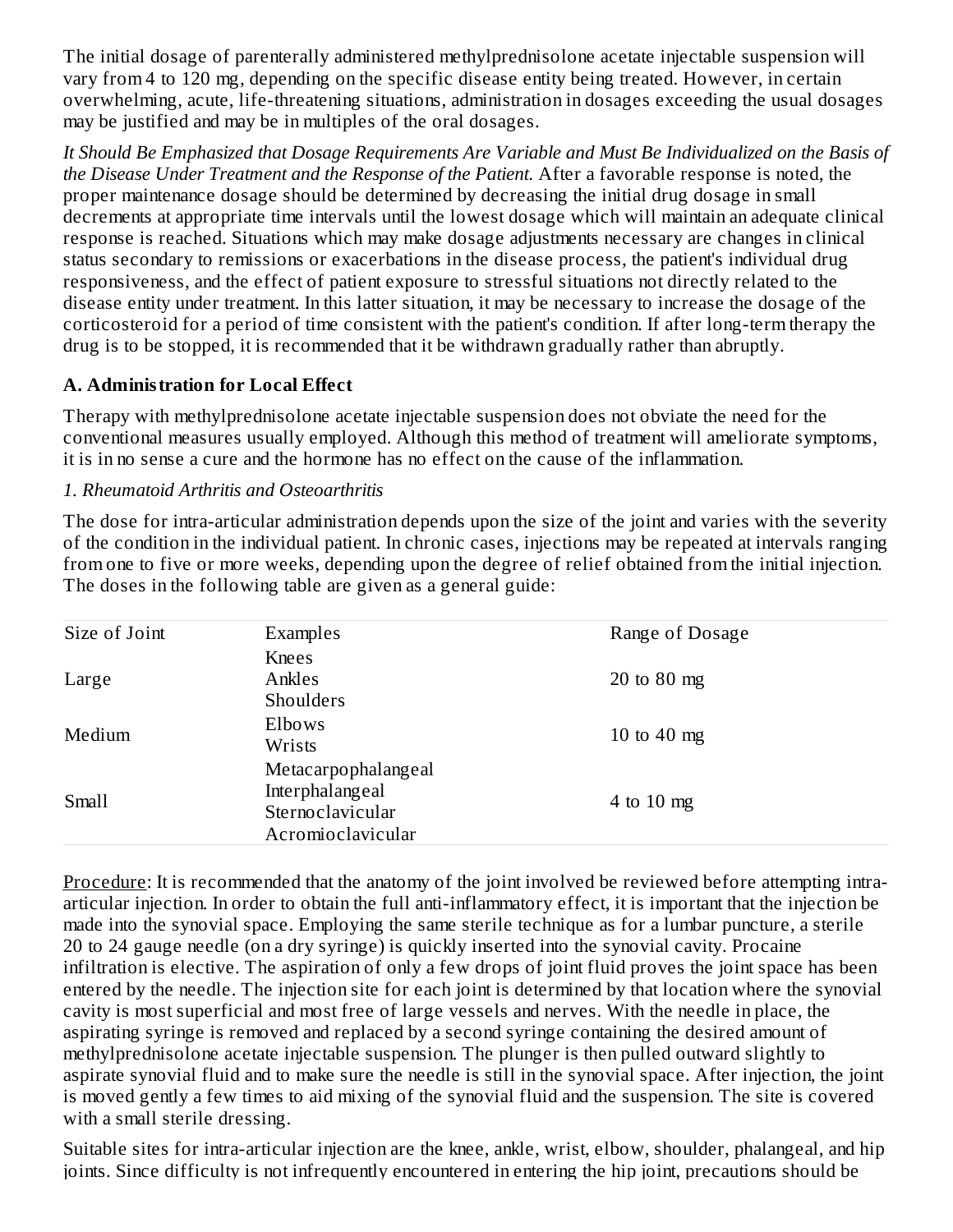The initial dosage of parenterally administered methylprednisolone acetate injectable suspension will vary from 4 to 120 mg, depending on the specific disease entity being treated. However, in certain overwhelming, acute, life-threatening situations, administration in dosages exceeding the usual dosages may be justified and may be in multiples of the oral dosages.

*It Should Be Emphasized that Dosage Requirements Are Variable and Must Be Individualized on the Basis of the Disease Under Treatment and the Response of the Patient.* After a favorable response is noted, the proper maintenance dosage should be determined by decreasing the initial drug dosage in small decrements at appropriate time intervals until the lowest dosage which will maintain an adequate clinical response is reached. Situations which may make dosage adjustments necessary are changes in clinical status secondary to remissions or exacerbations in the disease process, the patient's individual drug responsiveness, and the effect of patient exposure to stressful situations not directly related to the disease entity under treatment. In this latter situation, it may be necessary to increase the dosage of the corticosteroid for a period of time consistent with the patient's condition. If after long-term therapy the drug is to be stopped, it is recommended that it be withdrawn gradually rather than abruptly.

### A. Administration for Local Effect

Therapy with methylprednisolone acetate injectable suspension does not obviate the need for the conventional measures usually employed. Although this method of treatment will ameliorate symptoms, it is in no sense a cure and the hormone has no effect on the cause of the inflammation.

*1. Rheumatoid Arthritis and Osteoarthritis*

The dose for intra-articular administration depends upon the size of the joint and varies with the severity of the condition in the individual patient. In chronic cases, injections may be repeated at intervals ranging from one to five or more weeks, depending upon the degree of relief obtained from the initial injection. The doses in the following table are given as a general guide:

| Size of Joint | Examples | Range of Dosage |
|---|---|---|
| Large | Knees<br>Ankles<br>Shoulders | 20 to 80 mg |
| Medium | Elbows<br>Wrists | 10 to 40 mg |
| Small | Metacarpophalangeal<br>Interphalangeal<br>Sternoclavicular<br>Acromioclavicular | 4 to 10 mg |

Procedure: It is recommended that the anatomy of the joint involved be reviewed before attempting intra-articular injection. In order to obtain the full anti-inflammatory effect, it is important that the injection be made into the synovial space. Employing the same sterile technique as for a lumbar puncture, a sterile 20 to 24 gauge needle (on a dry syringe) is quickly inserted into the synovial cavity. Procaine infiltration is elective. The aspiration of only a few drops of joint fluid proves the joint space has been entered by the needle. The injection site for each joint is determined by that location where the synovial cavity is most superficial and most free of large vessels and nerves. With the needle in place, the aspirating syringe is removed and replaced by a second syringe containing the desired amount of methylprednisolone acetate injectable suspension. The plunger is then pulled outward slightly to aspirate synovial fluid and to make sure the needle is still in the synovial space. After injection, the joint is moved gently a few times to aid mixing of the synovial fluid and the suspension. The site is covered with a small sterile dressing.

Suitable sites for intra-articular injection are the knee, ankle, wrist, elbow, shoulder, phalangeal, and hip joints. Since difficulty is not infrequently encountered in entering the hip joint, precautions should be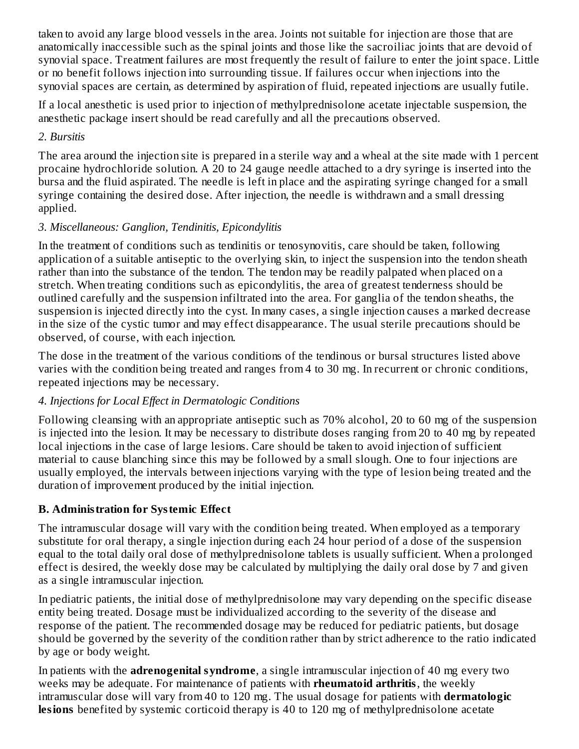taken to avoid any large blood vessels in the area. Joints not suitable for injection are those that are anatomically inaccessible such as the spinal joints and those like the sacroiliac joints that are devoid of synovial space. Treatment failures are most frequently the result of failure to enter the joint space. Little or no benefit follows injection into surrounding tissue. If failures occur when injections into the synovial spaces are certain, as determined by aspiration of fluid, repeated injections are usually futile.

If a local anesthetic is used prior to injection of methylprednisolone acetate injectable suspension, the anesthetic package insert should be read carefully and all the precautions observed.

*2. Bursitis*

The area around the injection site is prepared in a sterile way and a wheal at the site made with 1 percent procaine hydrochloride solution. A 20 to 24 gauge needle attached to a dry syringe is inserted into the bursa and the fluid aspirated. The needle is left in place and the aspirating syringe changed for a small syringe containing the desired dose. After injection, the needle is withdrawn and a small dressing applied.

*3. Miscellaneous: Ganglion, Tendinitis, Epicondylitis*

In the treatment of conditions such as tendinitis or tenosynovitis, care should be taken, following application of a suitable antiseptic to the overlying skin, to inject the suspension into the tendon sheath rather than into the substance of the tendon. The tendon may be readily palpated when placed on a stretch. When treating conditions such as epicondylitis, the area of greatest tenderness should be outlined carefully and the suspension infiltrated into the area. For ganglia of the tendon sheaths, the suspension is injected directly into the cyst. In many cases, a single injection causes a marked decrease in the size of the cystic tumor and may effect disappearance. The usual sterile precautions should be observed, of course, with each injection.

The dose in the treatment of the various conditions of the tendinous or bursal structures listed above varies with the condition being treated and ranges from 4 to 30 mg. In recurrent or chronic conditions, repeated injections may be necessary.

*4. Injections for Local Effect in Dermatologic Conditions*

Following cleansing with an appropriate antiseptic such as 70% alcohol, 20 to 60 mg of the suspension is injected into the lesion. It may be necessary to distribute doses ranging from 20 to 40 mg by repeated local injections in the case of large lesions. Care should be taken to avoid injection of sufficient material to cause blanching since this may be followed by a small slough. One to four injections are usually employed, the intervals between injections varying with the type of lesion being treated and the duration of improvement produced by the initial injection.

### B. Administration for Systemic Effect

The intramuscular dosage will vary with the condition being treated. When employed as a temporary substitute for oral therapy, a single injection during each 24 hour period of a dose of the suspension equal to the total daily oral dose of methylprednisolone tablets is usually sufficient. When a prolonged effect is desired, the weekly dose may be calculated by multiplying the daily oral dose by 7 and given as a single intramuscular injection.

In pediatric patients, the initial dose of methylprednisolone may vary depending on the specific disease entity being treated. Dosage must be individualized according to the severity of the disease and response of the patient. The recommended dosage may be reduced for pediatric patients, but dosage should be governed by the severity of the condition rather than by strict adherence to the ratio indicated by age or body weight.

In patients with the **adrenogenital syndrome**, a single intramuscular injection of 40 mg every two weeks may be adequate. For maintenance of patients with **rheumatoid arthritis**, the weekly intramuscular dose will vary from 40 to 120 mg. The usual dosage for patients with **dermatologic lesions** benefited by systemic corticoid therapy is 40 to 120 mg of methylprednisolone acetate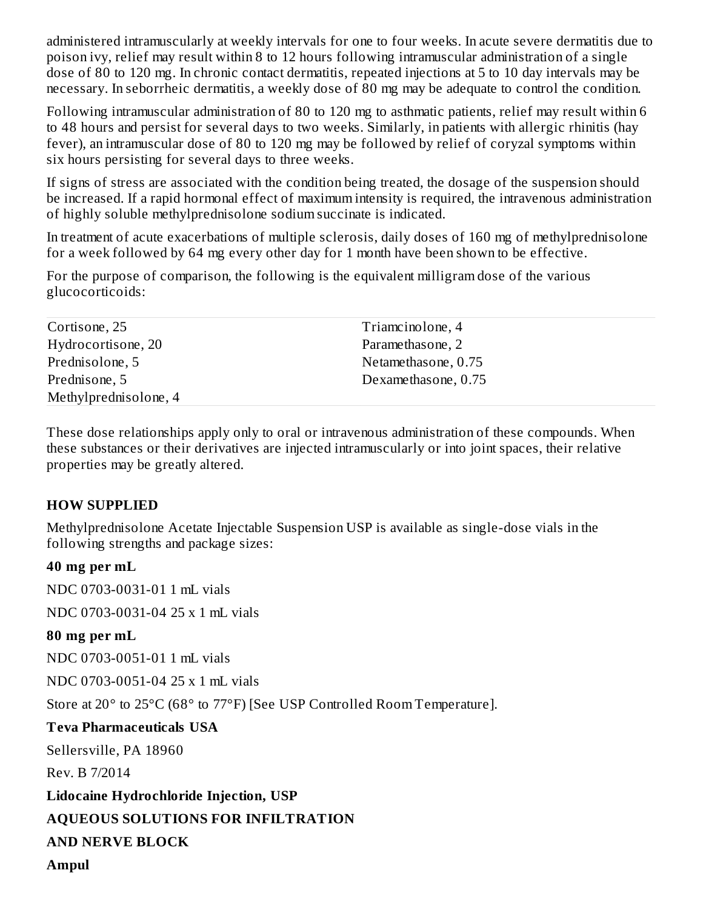administered intramuscularly at weekly intervals for one to four weeks. In acute severe dermatitis due to poison ivy, relief may result within 8 to 12 hours following intramuscular administration of a single dose of 80 to 120 mg. In chronic contact dermatitis, repeated injections at 5 to 10 day intervals may be necessary. In seborrheic dermatitis, a weekly dose of 80 mg may be adequate to control the condition.

Following intramuscular administration of 80 to 120 mg to asthmatic patients, relief may result within 6 to 48 hours and persist for several days to two weeks. Similarly, in patients with allergic rhinitis (hay fever), an intramuscular dose of 80 to 120 mg may be followed by relief of coryzal symptoms within six hours persisting for several days to three weeks.

If signs of stress are associated with the condition being treated, the dosage of the suspension should be increased. If a rapid hormonal effect of maximum intensity is required, the intravenous administration of highly soluble methylprednisolone sodium succinate is indicated.

In treatment of acute exacerbations of multiple sclerosis, daily doses of 160 mg of methylprednisolone for a week followed by 64 mg every other day for 1 month have been shown to be effective.

For the purpose of comparison, the following is the equivalent milligram dose of the various glucocorticoids:

| | |
|---|---|
| Cortisone, 25 | Triamcinolone, 4 |
| Hydrocortisone, 20 | Paramethasone, 2 |
| Prednisolone, 5 | Netamethasone, 0.75 |
| Prednisone, 5 | Dexamethasone, 0.75 |
| Methylprednisolone, 4 | |

These dose relationships apply only to oral or intravenous administration of these compounds. When these substances or their derivatives are injected intramuscularly or into joint spaces, their relative properties may be greatly altered.

## HOW SUPPLIED

Methylprednisolone Acetate Injectable Suspension USP is available as single-dose vials in the following strengths and package sizes:

**40 mg per mL**

NDC 0703-0031-01 1 mL vials

NDC 0703-0031-04 25 x 1 mL vials

**80 mg per mL**

NDC 0703-0051-01 1 mL vials

NDC 0703-0051-04 25 x 1 mL vials

Store at 20° to 25°C (68° to 77°F) [See USP Controlled Room Temperature].

**Teva Pharmaceuticals USA**

Sellersville, PA 18960

Rev. B 7/2014

**Lidocaine Hydrochloride Injection, USP**

**AQUEOUS SOLUTIONS FOR INFILTRATION**

**AND NERVE BLOCK**

**Ampul**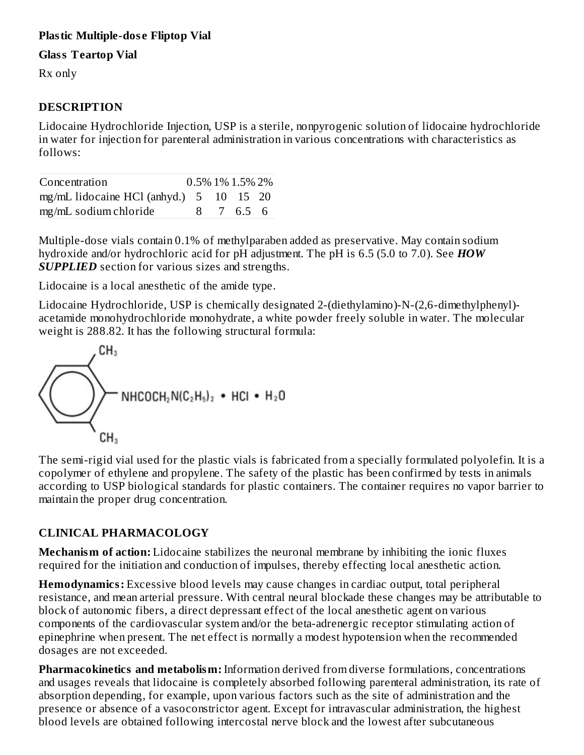**Plastic Multiple-dose Fliptop Vial**

**Glass Teartop Vial**

Rx only

## DESCRIPTION

Lidocaine Hydrochloride Injection, USP is a sterile, nonpyrogenic solution of lidocaine hydrochloride in water for injection for parenteral administration in various concentrations with characteristics as follows:

| Concentration | 0.5% | 1% | 1.5% | 2% |
|---|---|---|---|---|
| mg/mL lidocaine HCl (anhyd.) | 5 | 10 | 15 | 20 |
| mg/mL sodium chloride | 8 | 7 | 6.5 | 6 |

Multiple-dose vials contain 0.1% of methylparaben added as preservative. May contain sodium hydroxide and/or hydrochloric acid for pH adjustment. The pH is 6.5 (5.0 to 7.0). See ***HOW SUPPLIED*** section for various sizes and strengths.

Lidocaine is a local anesthetic of the amide type.

Lidocaine Hydrochloride, USP is chemically designated 2-(diethylamino)-N-(2,6-dimethylphenyl)-acetamide monohydrochloride monohydrate, a white powder freely soluble in water. The molecular weight is 288.82. It has the following structural formula:

$$C_6H_3(CH_3)_2 - NHCOCH_2N(C_2H_5)_2 \cdot HCl \cdot H_2O$$

The semi-rigid vial used for the plastic vials is fabricated from a specially formulated polyolefin. It is a copolymer of ethylene and propylene. The safety of the plastic has been confirmed by tests in animals according to USP biological standards for plastic containers. The container requires no vapor barrier to maintain the proper drug concentration.

## CLINICAL PHARMACOLOGY

**Mechanism of action:** Lidocaine stabilizes the neuronal membrane by inhibiting the ionic fluxes required for the initiation and conduction of impulses, thereby effecting local anesthetic action.

**Hemodynamics:** Excessive blood levels may cause changes in cardiac output, total peripheral resistance, and mean arterial pressure. With central neural blockade these changes may be attributable to block of autonomic fibers, a direct depressant effect of the local anesthetic agent on various components of the cardiovascular system and/or the beta-adrenergic receptor stimulating action of epinephrine when present. The net effect is normally a modest hypotension when the recommended dosages are not exceeded.

**Pharmacokinetics and metabolism:** Information derived from diverse formulations, concentrations and usages reveals that lidocaine is completely absorbed following parenteral administration, its rate of absorption depending, for example, upon various factors such as the site of administration and the presence or absence of a vasoconstrictor agent. Except for intravascular administration, the highest blood levels are obtained following intercostal nerve block and the lowest after subcutaneous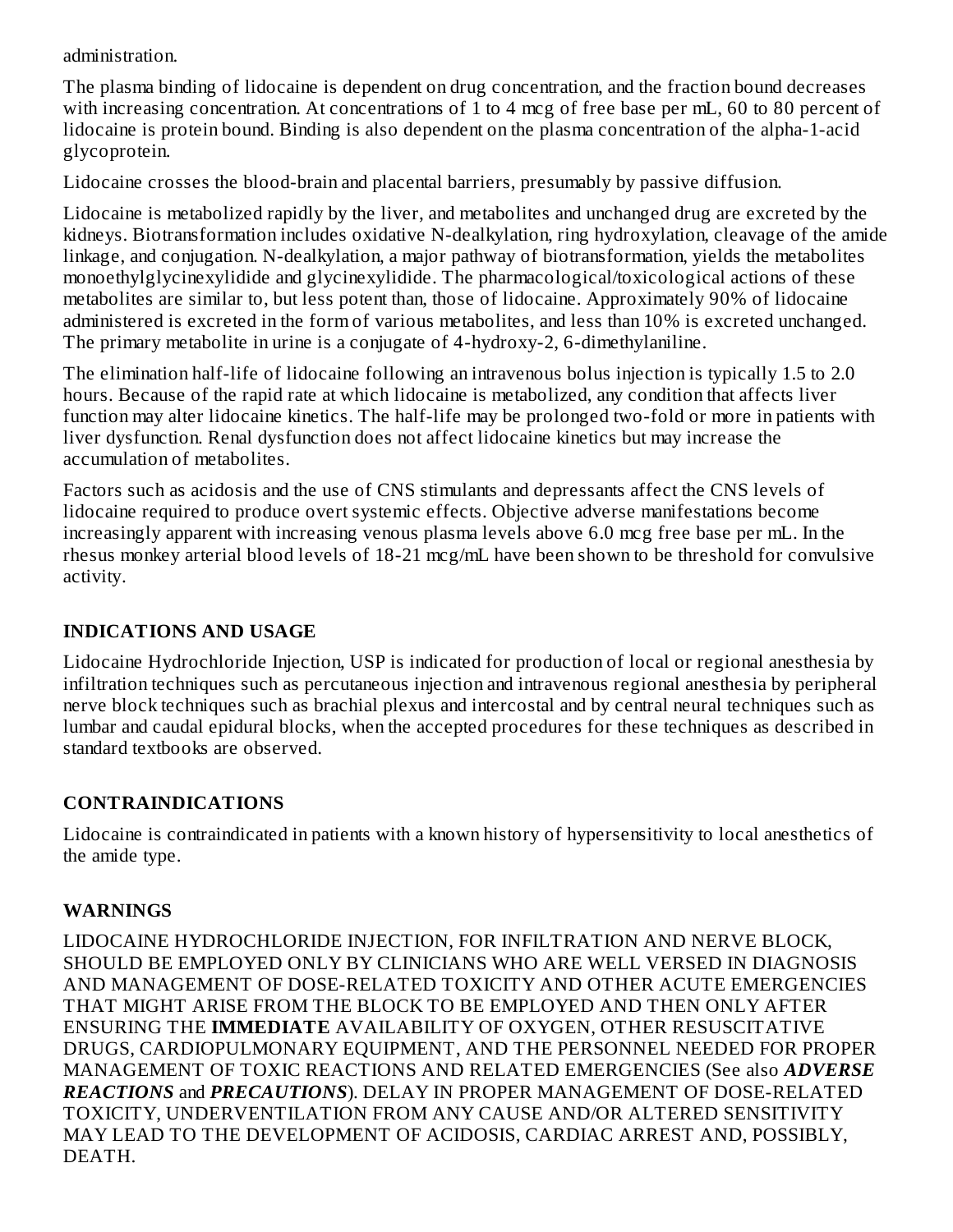administration.

The plasma binding of lidocaine is dependent on drug concentration, and the fraction bound decreases with increasing concentration. At concentrations of 1 to 4 mcg of free base per mL, 60 to 80 percent of lidocaine is protein bound. Binding is also dependent on the plasma concentration of the alpha-1-acid glycoprotein.

Lidocaine crosses the blood-brain and placental barriers, presumably by passive diffusion.

Lidocaine is metabolized rapidly by the liver, and metabolites and unchanged drug are excreted by the kidneys. Biotransformation includes oxidative N-dealkylation, ring hydroxylation, cleavage of the amide linkage, and conjugation. N-dealkylation, a major pathway of biotransformation, yields the metabolites monoethylglycinexylidide and glycinexylidide. The pharmacological/toxicological actions of these metabolites are similar to, but less potent than, those of lidocaine. Approximately 90% of lidocaine administered is excreted in the form of various metabolites, and less than 10% is excreted unchanged. The primary metabolite in urine is a conjugate of 4-hydroxy-2, 6-dimethylaniline.

The elimination half-life of lidocaine following an intravenous bolus injection is typically 1.5 to 2.0 hours. Because of the rapid rate at which lidocaine is metabolized, any condition that affects liver function may alter lidocaine kinetics. The half-life may be prolonged two-fold or more in patients with liver dysfunction. Renal dysfunction does not affect lidocaine kinetics but may increase the accumulation of metabolites.

Factors such as acidosis and the use of CNS stimulants and depressants affect the CNS levels of lidocaine required to produce overt systemic effects. Objective adverse manifestations become increasingly apparent with increasing venous plasma levels above 6.0 mcg free base per mL. In the rhesus monkey arterial blood levels of 18-21 mcg/mL have been shown to be threshold for convulsive activity.

## INDICATIONS AND USAGE

Lidocaine Hydrochloride Injection, USP is indicated for production of local or regional anesthesia by infiltration techniques such as percutaneous injection and intravenous regional anesthesia by peripheral nerve block techniques such as brachial plexus and intercostal and by central neural techniques such as lumbar and caudal epidural blocks, when the accepted procedures for these techniques as described in standard textbooks are observed.

## CONTRAINDICATIONS

Lidocaine is contraindicated in patients with a known history of hypersensitivity to local anesthetics of the amide type.

## WARNINGS

LIDOCAINE HYDROCHLORIDE INJECTION, FOR INFILTRATION AND NERVE BLOCK, SHOULD BE EMPLOYED ONLY BY CLINICIANS WHO ARE WELL VERSED IN DIAGNOSIS AND MANAGEMENT OF DOSE-RELATED TOXICITY AND OTHER ACUTE EMERGENCIES THAT MIGHT ARISE FROM THE BLOCK TO BE EMPLOYED AND THEN ONLY AFTER ENSURING THE **IMMEDIATE** AVAILABILITY OF OXYGEN, OTHER RESUSCITATIVE DRUGS, CARDIOPULMONARY EQUIPMENT, AND THE PERSONNEL NEEDED FOR PROPER MANAGEMENT OF TOXIC REACTIONS AND RELATED EMERGENCIES (See also ***ADVERSE REACTIONS*** and ***PRECAUTIONS***). DELAY IN PROPER MANAGEMENT OF DOSE-RELATED TOXICITY, UNDERVENTILATION FROM ANY CAUSE AND/OR ALTERED SENSITIVITY MAY LEAD TO THE DEVELOPMENT OF ACIDOSIS, CARDIAC ARREST AND, POSSIBLY, DEATH.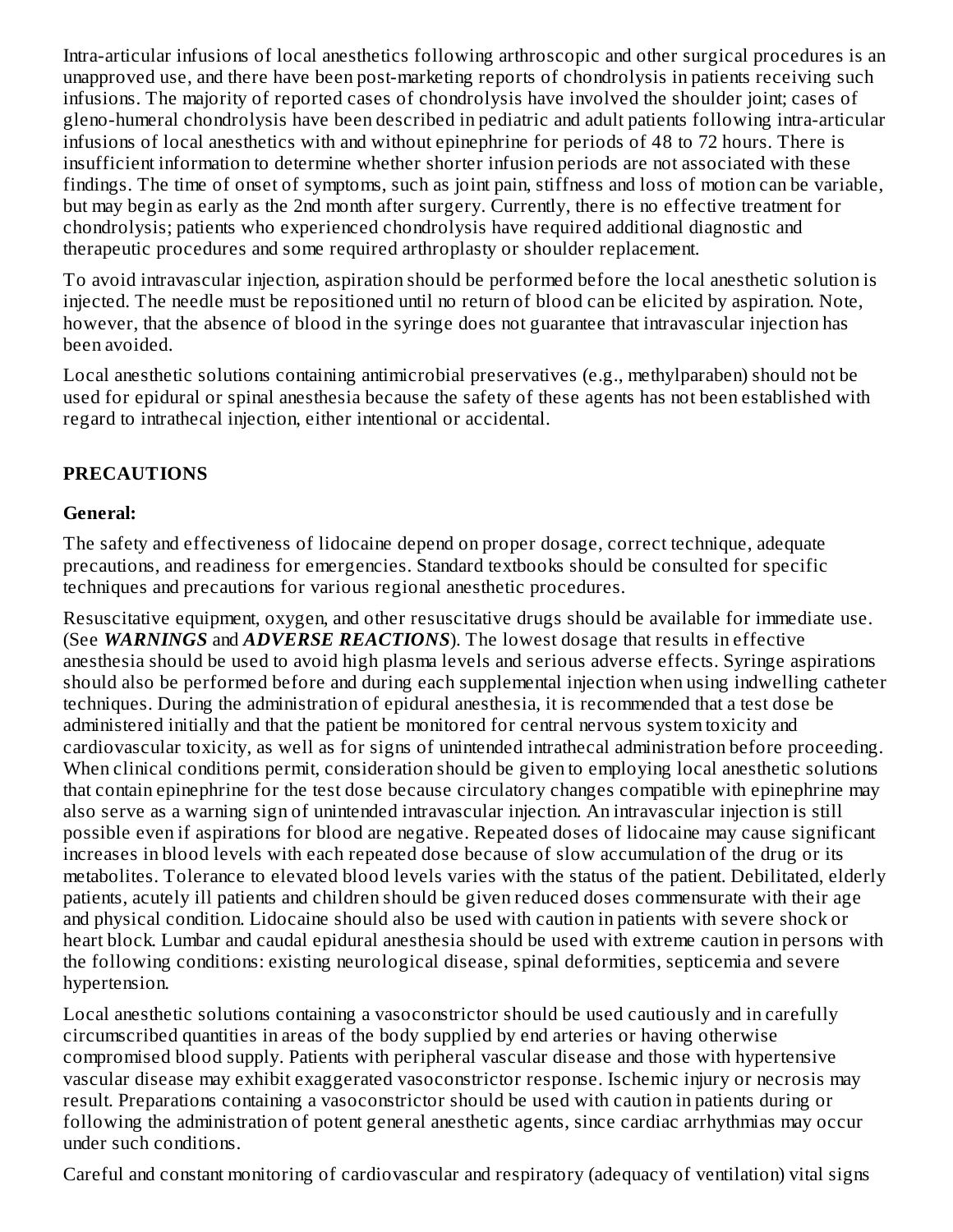Intra-articular infusions of local anesthetics following arthroscopic and other surgical procedures is an unapproved use, and there have been post-marketing reports of chondrolysis in patients receiving such infusions. The majority of reported cases of chondrolysis have involved the shoulder joint; cases of gleno-humeral chondrolysis have been described in pediatric and adult patients following intra-articular infusions of local anesthetics with and without epinephrine for periods of 48 to 72 hours. There is insufficient information to determine whether shorter infusion periods are not associated with these findings. The time of onset of symptoms, such as joint pain, stiffness and loss of motion can be variable, but may begin as early as the 2nd month after surgery. Currently, there is no effective treatment for chondrolysis; patients who experienced chondrolysis have required additional diagnostic and therapeutic procedures and some required arthroplasty or shoulder replacement.

To avoid intravascular injection, aspiration should be performed before the local anesthetic solution is injected. The needle must be repositioned until no return of blood can be elicited by aspiration. Note, however, that the absence of blood in the syringe does not guarantee that intravascular injection has been avoided.

Local anesthetic solutions containing antimicrobial preservatives (e.g., methylparaben) should not be used for epidural or spinal anesthesia because the safety of these agents has not been established with regard to intrathecal injection, either intentional or accidental.

## PRECAUTIONS

### General:

The safety and effectiveness of lidocaine depend on proper dosage, correct technique, adequate precautions, and readiness for emergencies. Standard textbooks should be consulted for specific techniques and precautions for various regional anesthetic procedures.

Resuscitative equipment, oxygen, and other resuscitative drugs should be available for immediate use. (See ***WARNINGS*** and ***ADVERSE REACTIONS***). The lowest dosage that results in effective anesthesia should be used to avoid high plasma levels and serious adverse effects. Syringe aspirations should also be performed before and during each supplemental injection when using indwelling catheter techniques. During the administration of epidural anesthesia, it is recommended that a test dose be administered initially and that the patient be monitored for central nervous system toxicity and cardiovascular toxicity, as well as for signs of unintended intrathecal administration before proceeding. When clinical conditions permit, consideration should be given to employing local anesthetic solutions that contain epinephrine for the test dose because circulatory changes compatible with epinephrine may also serve as a warning sign of unintended intravascular injection. An intravascular injection is still possible even if aspirations for blood are negative. Repeated doses of lidocaine may cause significant increases in blood levels with each repeated dose because of slow accumulation of the drug or its metabolites. Tolerance to elevated blood levels varies with the status of the patient. Debilitated, elderly patients, acutely ill patients and children should be given reduced doses commensurate with their age and physical condition. Lidocaine should also be used with caution in patients with severe shock or heart block. Lumbar and caudal epidural anesthesia should be used with extreme caution in persons with the following conditions: existing neurological disease, spinal deformities, septicemia and severe hypertension.

Local anesthetic solutions containing a vasoconstrictor should be used cautiously and in carefully circumscribed quantities in areas of the body supplied by end arteries or having otherwise compromised blood supply. Patients with peripheral vascular disease and those with hypertensive vascular disease may exhibit exaggerated vasoconstrictor response. Ischemic injury or necrosis may result. Preparations containing a vasoconstrictor should be used with caution in patients during or following the administration of potent general anesthetic agents, since cardiac arrhythmias may occur under such conditions.

Careful and constant monitoring of cardiovascular and respiratory (adequacy of ventilation) vital signs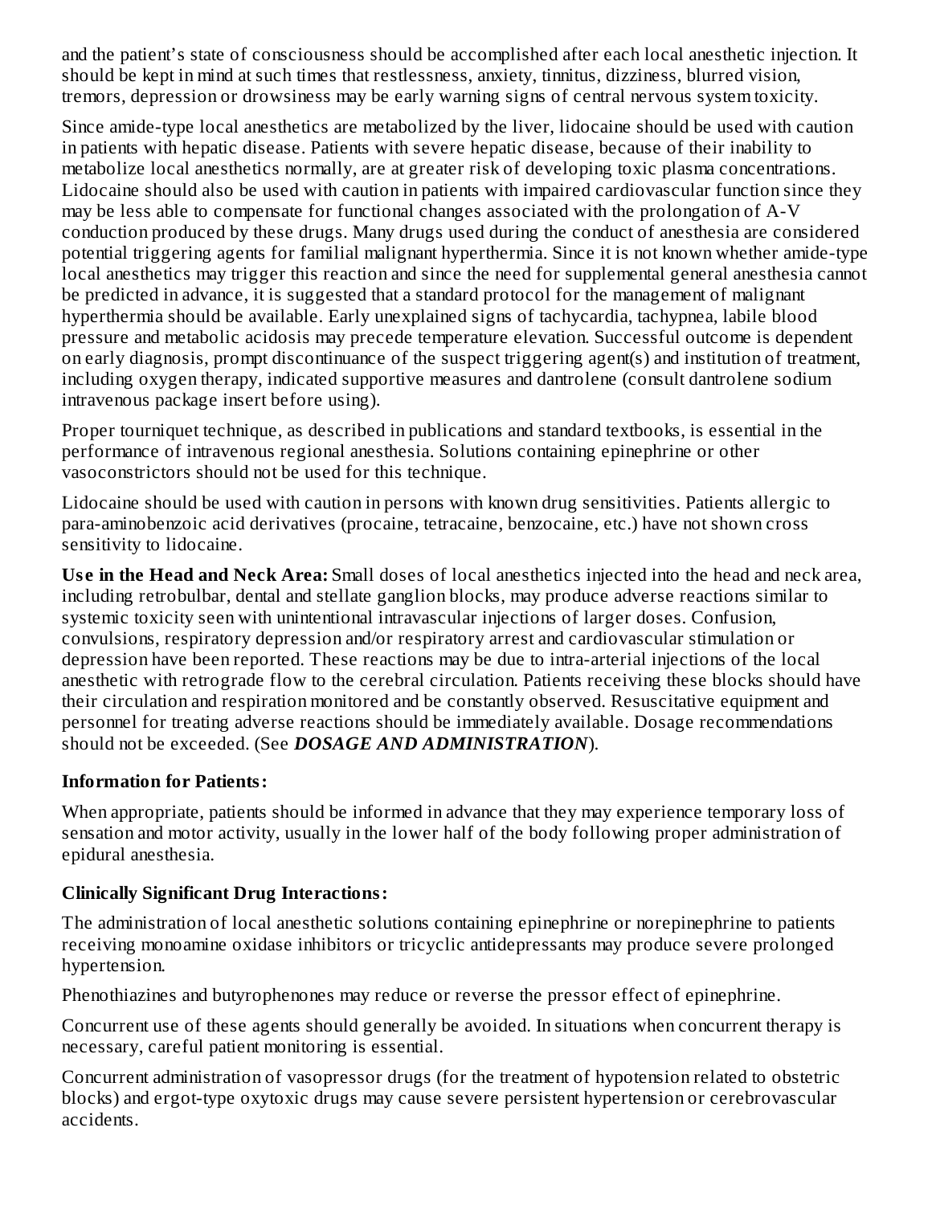and the patient's state of consciousness should be accomplished after each local anesthetic injection. It should be kept in mind at such times that restlessness, anxiety, tinnitus, dizziness, blurred vision, tremors, depression or drowsiness may be early warning signs of central nervous system toxicity.

Since amide-type local anesthetics are metabolized by the liver, lidocaine should be used with caution in patients with hepatic disease. Patients with severe hepatic disease, because of their inability to metabolize local anesthetics normally, are at greater risk of developing toxic plasma concentrations. Lidocaine should also be used with caution in patients with impaired cardiovascular function since they may be less able to compensate for functional changes associated with the prolongation of A-V conduction produced by these drugs. Many drugs used during the conduct of anesthesia are considered potential triggering agents for familial malignant hyperthermia. Since it is not known whether amide-type local anesthetics may trigger this reaction and since the need for supplemental general anesthesia cannot be predicted in advance, it is suggested that a standard protocol for the management of malignant hyperthermia should be available. Early unexplained signs of tachycardia, tachypnea, labile blood pressure and metabolic acidosis may precede temperature elevation. Successful outcome is dependent on early diagnosis, prompt discontinuance of the suspect triggering agent(s) and institution of treatment, including oxygen therapy, indicated supportive measures and dantrolene (consult dantrolene sodium intravenous package insert before using).

Proper tourniquet technique, as described in publications and standard textbooks, is essential in the performance of intravenous regional anesthesia. Solutions containing epinephrine or other vasoconstrictors should not be used for this technique.

Lidocaine should be used with caution in persons with known drug sensitivities. Patients allergic to para-aminobenzoic acid derivatives (procaine, tetracaine, benzocaine, etc.) have not shown cross sensitivity to lidocaine.

**Use in the Head and Neck Area:** Small doses of local anesthetics injected into the head and neck area, including retrobulbar, dental and stellate ganglion blocks, may produce adverse reactions similar to systemic toxicity seen with unintentional intravascular injections of larger doses. Confusion, convulsions, respiratory depression and/or respiratory arrest and cardiovascular stimulation or depression have been reported. These reactions may be due to intra-arterial injections of the local anesthetic with retrograde flow to the cerebral circulation. Patients receiving these blocks should have their circulation and respiration monitored and be constantly observed. Resuscitative equipment and personnel for treating adverse reactions should be immediately available. Dosage recommendations should not be exceeded. (See ***DOSAGE AND ADMINISTRATION***).

**Information for Patients:**

When appropriate, patients should be informed in advance that they may experience temporary loss of sensation and motor activity, usually in the lower half of the body following proper administration of epidural anesthesia.

**Clinically Significant Drug Interactions:**

The administration of local anesthetic solutions containing epinephrine or norepinephrine to patients receiving monoamine oxidase inhibitors or tricyclic antidepressants may produce severe prolonged hypertension.

Phenothiazines and butyrophenones may reduce or reverse the pressor effect of epinephrine.

Concurrent use of these agents should generally be avoided. In situations when concurrent therapy is necessary, careful patient monitoring is essential.

Concurrent administration of vasopressor drugs (for the treatment of hypotension related to obstetric blocks) and ergot-type oxytoxic drugs may cause severe persistent hypertension or cerebrovascular accidents.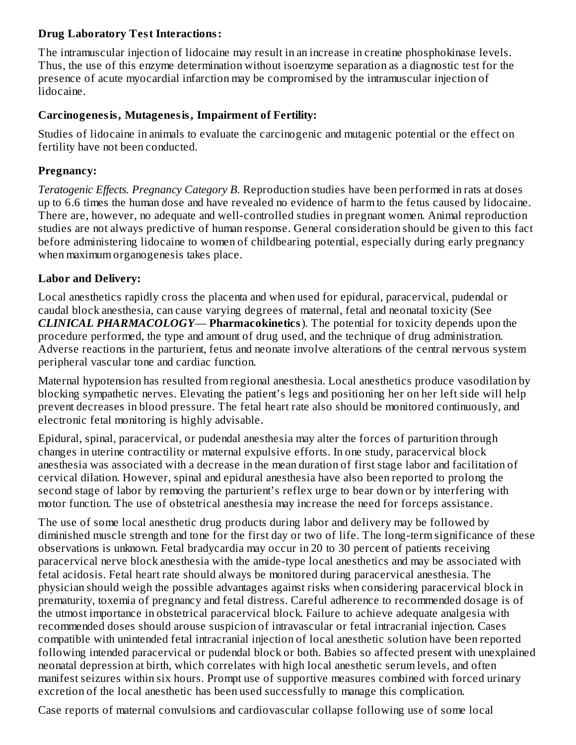**Drug Laboratory Test Interactions:**

The intramuscular injection of lidocaine may result in an increase in creatine phosphokinase levels. Thus, the use of this enzyme determination without isoenzyme separation as a diagnostic test for the presence of acute myocardial infarction may be compromised by the intramuscular injection of lidocaine.

**Carcinogenesis, Mutagenesis, Impairment of Fertility:**

Studies of lidocaine in animals to evaluate the carcinogenic and mutagenic potential or the effect on fertility have not been conducted.

**Pregnancy:**

*Teratogenic Effects. Pregnancy Category B.* Reproduction studies have been performed in rats at doses up to 6.6 times the human dose and have revealed no evidence of harm to the fetus caused by lidocaine. There are, however, no adequate and well-controlled studies in pregnant women. Animal reproduction studies are not always predictive of human response. General consideration should be given to this fact before administering lidocaine to women of childbearing potential, especially during early pregnancy when maximum organogenesis takes place.

**Labor and Delivery:**

Local anesthetics rapidly cross the placenta and when used for epidural, paracervical, pudendal or caudal block anesthesia, can cause varying degrees of maternal, fetal and neonatal toxicity (See ***CLINICAL PHARMACOLOGY*— Pharmacokinetics**). The potential for toxicity depends upon the procedure performed, the type and amount of drug used, and the technique of drug administration. Adverse reactions in the parturient, fetus and neonate involve alterations of the central nervous system peripheral vascular tone and cardiac function.

Maternal hypotension has resulted from regional anesthesia. Local anesthetics produce vasodilation by blocking sympathetic nerves. Elevating the patient's legs and positioning her on her left side will help prevent decreases in blood pressure. The fetal heart rate also should be monitored continuously, and electronic fetal monitoring is highly advisable.

Epidural, spinal, paracervical, or pudendal anesthesia may alter the forces of parturition through changes in uterine contractility or maternal expulsive efforts. In one study, paracervical block anesthesia was associated with a decrease in the mean duration of first stage labor and facilitation of cervical dilation. However, spinal and epidural anesthesia have also been reported to prolong the second stage of labor by removing the parturient's reflex urge to bear down or by interfering with motor function. The use of obstetrical anesthesia may increase the need for forceps assistance.

The use of some local anesthetic drug products during labor and delivery may be followed by diminished muscle strength and tone for the first day or two of life. The long-term significance of these observations is unknown. Fetal bradycardia may occur in 20 to 30 percent of patients receiving paracervical nerve block anesthesia with the amide-type local anesthetics and may be associated with fetal acidosis. Fetal heart rate should always be monitored during paracervical anesthesia. The physician should weigh the possible advantages against risks when considering paracervical block in prematurity, toxemia of pregnancy and fetal distress. Careful adherence to recommended dosage is of the utmost importance in obstetrical paracervical block. Failure to achieve adequate analgesia with recommended doses should arouse suspicion of intravascular or fetal intracranial injection. Cases compatible with unintended fetal intracranial injection of local anesthetic solution have been reported following intended paracervical or pudendal block or both. Babies so affected present with unexplained neonatal depression at birth, which correlates with high local anesthetic serum levels, and often manifest seizures within six hours. Prompt use of supportive measures combined with forced urinary excretion of the local anesthetic has been used successfully to manage this complication.

Case reports of maternal convulsions and cardiovascular collapse following use of some local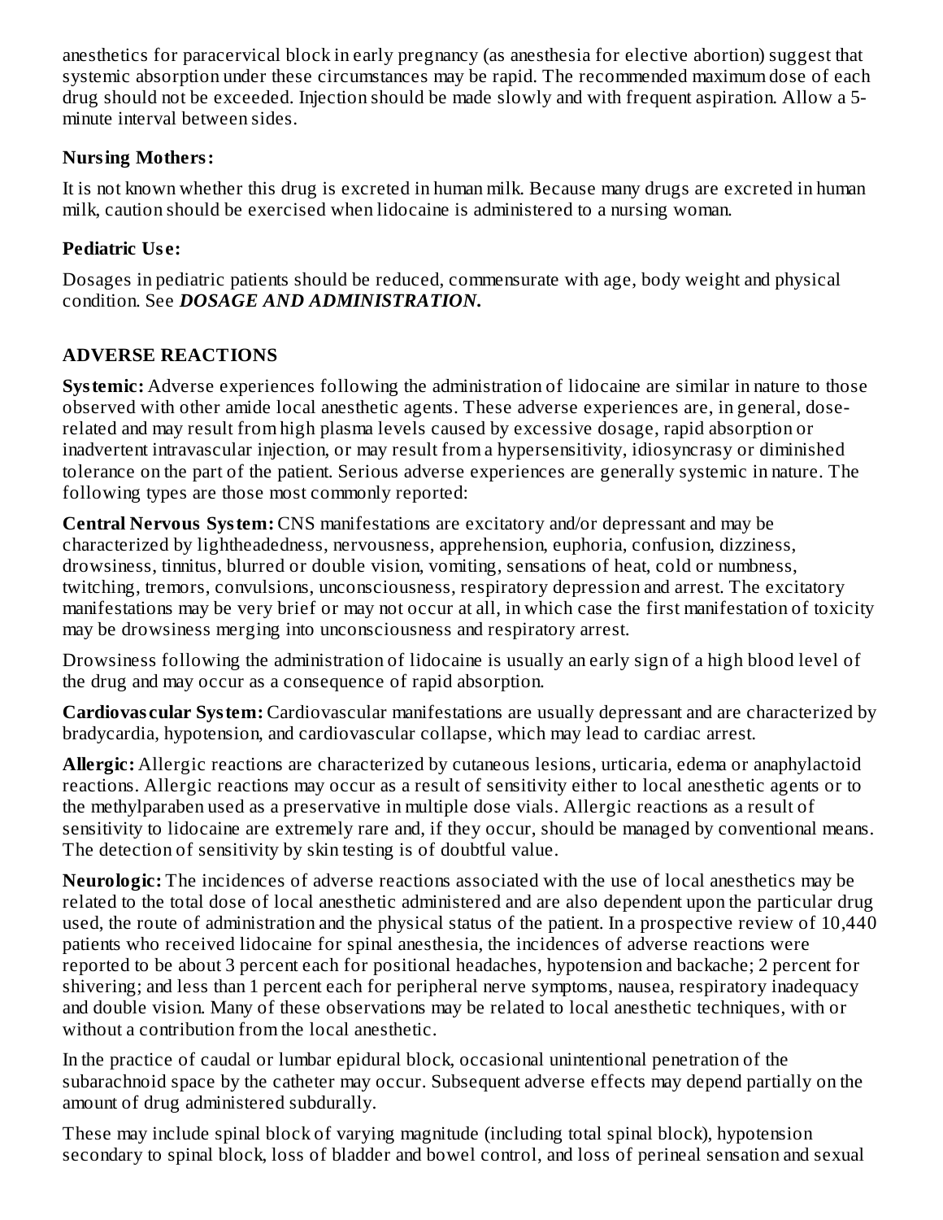anesthetics for paracervical block in early pregnancy (as anesthesia for elective abortion) suggest that systemic absorption under these circumstances may be rapid. The recommended maximum dose of each drug should not be exceeded. Injection should be made slowly and with frequent aspiration. Allow a 5-minute interval between sides.

**Nursing Mothers:**

It is not known whether this drug is excreted in human milk. Because many drugs are excreted in human milk, caution should be exercised when lidocaine is administered to a nursing woman.

**Pediatric Use:**

Dosages in pediatric patients should be reduced, commensurate with age, body weight and physical condition. See ***DOSAGE AND ADMINISTRATION.***

## ADVERSE REACTIONS

**Systemic:** Adverse experiences following the administration of lidocaine are similar in nature to those observed with other amide local anesthetic agents. These adverse experiences are, in general, dose-related and may result from high plasma levels caused by excessive dosage, rapid absorption or inadvertent intravascular injection, or may result from a hypersensitivity, idiosyncrasy or diminished tolerance on the part of the patient. Serious adverse experiences are generally systemic in nature. The following types are those most commonly reported:

**Central Nervous System:** CNS manifestations are excitatory and/or depressant and may be characterized by lightheadedness, nervousness, apprehension, euphoria, confusion, dizziness, drowsiness, tinnitus, blurred or double vision, vomiting, sensations of heat, cold or numbness, twitching, tremors, convulsions, unconsciousness, respiratory depression and arrest. The excitatory manifestations may be very brief or may not occur at all, in which case the first manifestation of toxicity may be drowsiness merging into unconsciousness and respiratory arrest.

Drowsiness following the administration of lidocaine is usually an early sign of a high blood level of the drug and may occur as a consequence of rapid absorption.

**Cardiovascular System:** Cardiovascular manifestations are usually depressant and are characterized by bradycardia, hypotension, and cardiovascular collapse, which may lead to cardiac arrest.

**Allergic:** Allergic reactions are characterized by cutaneous lesions, urticaria, edema or anaphylactoid reactions. Allergic reactions may occur as a result of sensitivity either to local anesthetic agents or to the methylparaben used as a preservative in multiple dose vials. Allergic reactions as a result of sensitivity to lidocaine are extremely rare and, if they occur, should be managed by conventional means. The detection of sensitivity by skin testing is of doubtful value.

**Neurologic:** The incidences of adverse reactions associated with the use of local anesthetics may be related to the total dose of local anesthetic administered and are also dependent upon the particular drug used, the route of administration and the physical status of the patient. In a prospective review of 10,440 patients who received lidocaine for spinal anesthesia, the incidences of adverse reactions were reported to be about 3 percent each for positional headaches, hypotension and backache; 2 percent for shivering; and less than 1 percent each for peripheral nerve symptoms, nausea, respiratory inadequacy and double vision. Many of these observations may be related to local anesthetic techniques, with or without a contribution from the local anesthetic.

In the practice of caudal or lumbar epidural block, occasional unintentional penetration of the subarachnoid space by the catheter may occur. Subsequent adverse effects may depend partially on the amount of drug administered subdurally.

These may include spinal block of varying magnitude (including total spinal block), hypotension secondary to spinal block, loss of bladder and bowel control, and loss of perineal sensation and sexual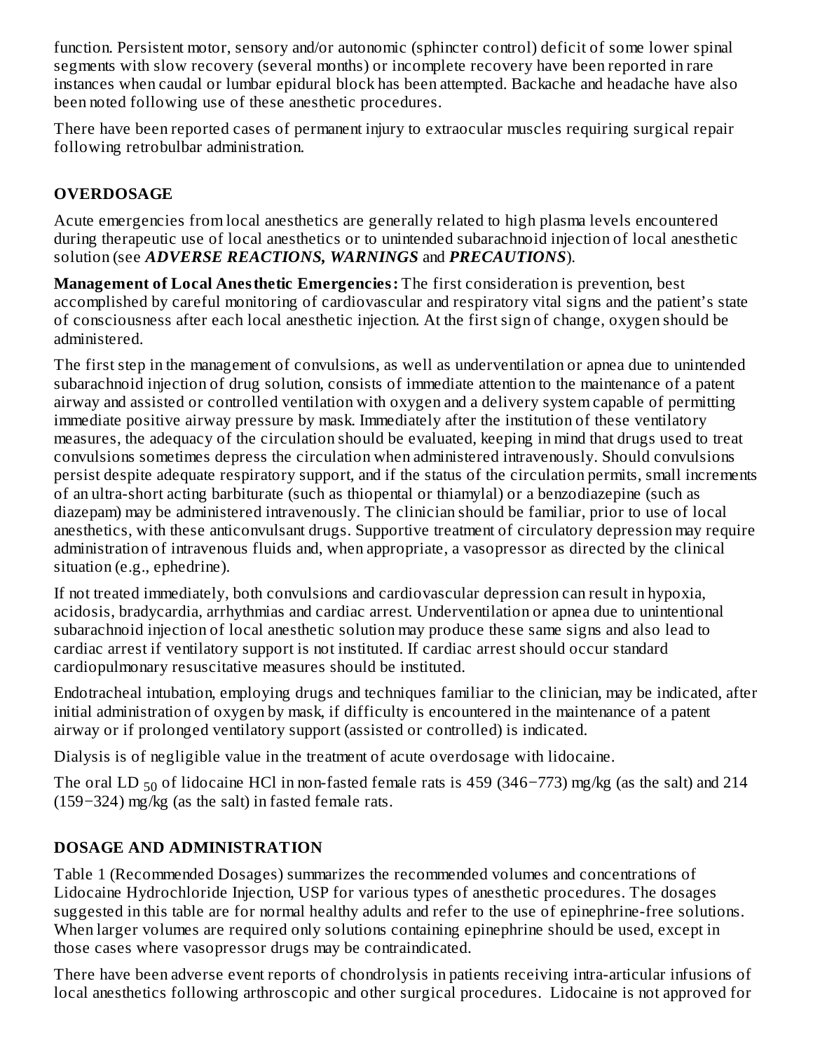function. Persistent motor, sensory and/or autonomic (sphincter control) deficit of some lower spinal segments with slow recovery (several months) or incomplete recovery have been reported in rare instances when caudal or lumbar epidural block has been attempted. Backache and headache have also been noted following use of these anesthetic procedures.

There have been reported cases of permanent injury to extraocular muscles requiring surgical repair following retrobulbar administration.

## OVERDOSAGE

Acute emergencies from local anesthetics are generally related to high plasma levels encountered during therapeutic use of local anesthetics or to unintended subarachnoid injection of local anesthetic solution (see ***ADVERSE REACTIONS, WARNINGS*** and ***PRECAUTIONS***).

**Management of Local Anesthetic Emergencies:** The first consideration is prevention, best accomplished by careful monitoring of cardiovascular and respiratory vital signs and the patient's state of consciousness after each local anesthetic injection. At the first sign of change, oxygen should be administered.

The first step in the management of convulsions, as well as underventilation or apnea due to unintended subarachnoid injection of drug solution, consists of immediate attention to the maintenance of a patent airway and assisted or controlled ventilation with oxygen and a delivery system capable of permitting immediate positive airway pressure by mask. Immediately after the institution of these ventilatory measures, the adequacy of the circulation should be evaluated, keeping in mind that drugs used to treat convulsions sometimes depress the circulation when administered intravenously. Should convulsions persist despite adequate respiratory support, and if the status of the circulation permits, small increments of an ultra-short acting barbiturate (such as thiopental or thiamylal) or a benzodiazepine (such as diazepam) may be administered intravenously. The clinician should be familiar, prior to use of local anesthetics, with these anticonvulsant drugs. Supportive treatment of circulatory depression may require administration of intravenous fluids and, when appropriate, a vasopressor as directed by the clinical situation (e.g., ephedrine).

If not treated immediately, both convulsions and cardiovascular depression can result in hypoxia, acidosis, bradycardia, arrhythmias and cardiac arrest. Underventilation or apnea due to unintentional subarachnoid injection of local anesthetic solution may produce these same signs and also lead to cardiac arrest if ventilatory support is not instituted. If cardiac arrest should occur standard cardiopulmonary resuscitative measures should be instituted.

Endotracheal intubation, employing drugs and techniques familiar to the clinician, may be indicated, after initial administration of oxygen by mask, if difficulty is encountered in the maintenance of a patent airway or if prolonged ventilatory support (assisted or controlled) is indicated.

Dialysis is of negligible value in the treatment of acute overdosage with lidocaine.

The oral $LD_{50}$ of lidocaine HCl in non-fasted female rats is 459 (346−773) mg/kg (as the salt) and 214 (159−324) mg/kg (as the salt) in fasted female rats.

## DOSAGE AND ADMINISTRATION

Table 1 (Recommended Dosages) summarizes the recommended volumes and concentrations of Lidocaine Hydrochloride Injection, USP for various types of anesthetic procedures. The dosages suggested in this table are for normal healthy adults and refer to the use of epinephrine-free solutions. When larger volumes are required only solutions containing epinephrine should be used, except in those cases where vasopressor drugs may be contraindicated.

There have been adverse event reports of chondrolysis in patients receiving intra-articular infusions of local anesthetics following arthroscopic and other surgical procedures. Lidocaine is not approved for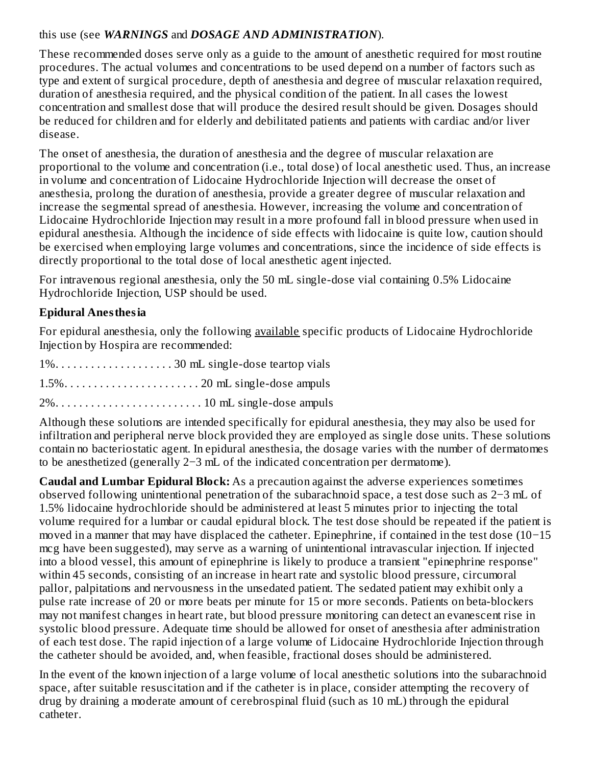this use (see ***WARNINGS*** and ***DOSAGE AND ADMINISTRATION***).

These recommended doses serve only as a guide to the amount of anesthetic required for most routine procedures. The actual volumes and concentrations to be used depend on a number of factors such as type and extent of surgical procedure, depth of anesthesia and degree of muscular relaxation required, duration of anesthesia required, and the physical condition of the patient. In all cases the lowest concentration and smallest dose that will produce the desired result should be given. Dosages should be reduced for children and for elderly and debilitated patients and patients with cardiac and/or liver disease.

The onset of anesthesia, the duration of anesthesia and the degree of muscular relaxation are proportional to the volume and concentration (i.e., total dose) of local anesthetic used. Thus, an increase in volume and concentration of Lidocaine Hydrochloride Injection will decrease the onset of anesthesia, prolong the duration of anesthesia, provide a greater degree of muscular relaxation and increase the segmental spread of anesthesia. However, increasing the volume and concentration of Lidocaine Hydrochloride Injection may result in a more profound fall in blood pressure when used in epidural anesthesia. Although the incidence of side effects with lidocaine is quite low, caution should be exercised when employing large volumes and concentrations, since the incidence of side effects is directly proportional to the total dose of local anesthetic agent injected.

For intravenous regional anesthesia, only the 50 mL single-dose vial containing 0.5% Lidocaine Hydrochloride Injection, USP should be used.

**Epidural Anesthesia**

For epidural anesthesia, only the following available specific products of Lidocaine Hydrochloride Injection by Hospira are recommended:

1%. . . . . . . . . . . . . . . . . . . . 30 mL single-dose teartop vials

1.5%. . . . . . . . . . . . . . . . . . . . . . . 20 mL single-dose ampuls

2%. . . . . . . . . . . . . . . . . . . . . . . . . 10 mL single-dose ampuls

Although these solutions are intended specifically for epidural anesthesia, they may also be used for infiltration and peripheral nerve block provided they are employed as single dose units. These solutions contain no bacteriostatic agent. In epidural anesthesia, the dosage varies with the number of dermatomes to be anesthetized (generally 2−3 mL of the indicated concentration per dermatome).

**Caudal and Lumbar Epidural Block:** As a precaution against the adverse experiences sometimes observed following unintentional penetration of the subarachnoid space, a test dose such as 2−3 mL of 1.5% lidocaine hydrochloride should be administered at least 5 minutes prior to injecting the total volume required for a lumbar or caudal epidural block. The test dose should be repeated if the patient is moved in a manner that may have displaced the catheter. Epinephrine, if contained in the test dose (10−15 mcg have been suggested), may serve as a warning of unintentional intravascular injection. If injected into a blood vessel, this amount of epinephrine is likely to produce a transient "epinephrine response" within 45 seconds, consisting of an increase in heart rate and systolic blood pressure, circumoral pallor, palpitations and nervousness in the unsedated patient. The sedated patient may exhibit only a pulse rate increase of 20 or more beats per minute for 15 or more seconds. Patients on beta-blockers may not manifest changes in heart rate, but blood pressure monitoring can detect an evanescent rise in systolic blood pressure. Adequate time should be allowed for onset of anesthesia after administration of each test dose. The rapid injection of a large volume of Lidocaine Hydrochloride Injection through the catheter should be avoided, and, when feasible, fractional doses should be administered.

In the event of the known injection of a large volume of local anesthetic solutions into the subarachnoid space, after suitable resuscitation and if the catheter is in place, consider attempting the recovery of drug by draining a moderate amount of cerebrospinal fluid (such as 10 mL) through the epidural catheter.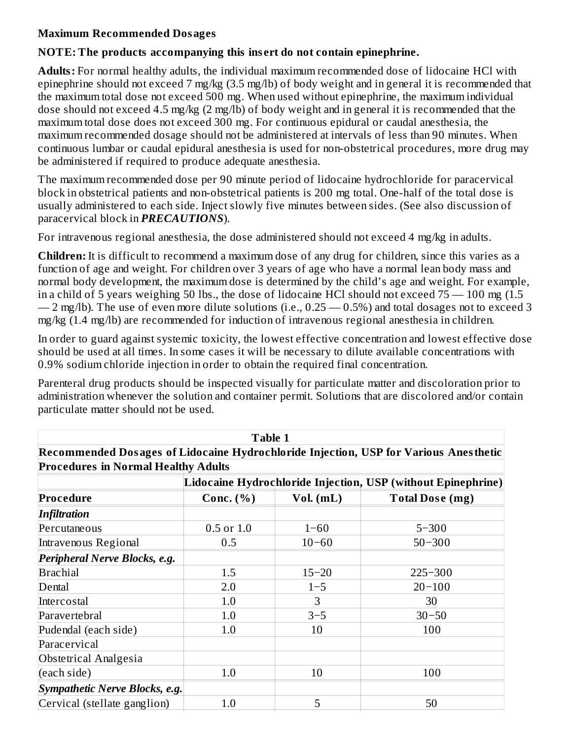**Maximum Recommended Dosages**

**NOTE: The products accompanying this insert do not contain epinephrine.**

**Adults:** For normal healthy adults, the individual maximum recommended dose of lidocaine HCl with epinephrine should not exceed 7 mg/kg (3.5 mg/lb) of body weight and in general it is recommended that the maximum total dose not exceed 500 mg. When used without epinephrine, the maximum individual dose should not exceed 4.5 mg/kg (2 mg/lb) of body weight and in general it is recommended that the maximum total dose does not exceed 300 mg. For continuous epidural or caudal anesthesia, the maximum recommended dosage should not be administered at intervals of less than 90 minutes. When continuous lumbar or caudal epidural anesthesia is used for non-obstetrical procedures, more drug may be administered if required to produce adequate anesthesia.

The maximum recommended dose per 90 minute period of lidocaine hydrochloride for paracervical block in obstetrical patients and non-obstetrical patients is 200 mg total. One-half of the total dose is usually administered to each side. Inject slowly five minutes between sides. (See also discussion of paracervical block in ***PRECAUTIONS***).

For intravenous regional anesthesia, the dose administered should not exceed 4 mg/kg in adults.

**Children:** It is difficult to recommend a maximum dose of any drug for children, since this varies as a function of age and weight. For children over 3 years of age who have a normal lean body mass and normal body development, the maximum dose is determined by the child's age and weight. For example, in a child of 5 years weighing 50 lbs., the dose of lidocaine HCl should not exceed 75 — 100 mg (1.5 — 2 mg/lb). The use of even more dilute solutions (i.e., 0.25 — 0.5%) and total dosages not to exceed 3 mg/kg (1.4 mg/lb) are recommended for induction of intravenous regional anesthesia in children.

In order to guard against systemic toxicity, the lowest effective concentration and lowest effective dose should be used at all times. In some cases it will be necessary to dilute available concentrations with 0.9% sodium chloride injection in order to obtain the required final concentration.

Parenteral drug products should be inspected visually for particulate matter and discoloration prior to administration whenever the solution and container permit. Solutions that are discolored and/or contain particulate matter should not be used.

**Table 1**

**Recommended Dosages of Lidocaine Hydrochloride Injection, USP for Various Anesthetic Procedures in Normal Healthy Adults**

| | **Lidocaine Hydrochloride Injection, USP (without Epinephrine)** | | |
|---|---|---|---|
| **Procedure** | **Conc. (%)** | **Vol. (mL)** | **Total Dose (mg)** |
| ***Infiltration*** | | | |
| Percutaneous | 0.5 or 1.0 | 1−60 | 5−300 |
| Intravenous Regional | 0.5 | 10−60 | 50−300 |
| ***Peripheral Nerve Blocks, e.g.*** | | | |
| Brachial | 1.5 | 15−20 | 225−300 |
| Dental | 2.0 | 1−5 | 20−100 |
| Intercostal | 1.0 | 3 | 30 |
| Paravertebral | 1.0 | 3−5 | 30−50 |
| Pudendal (each side) | 1.0 | 10 | 100 |
| Paracervical | | | |
| Obstetrical Analgesia | | | |
| (each side) | 1.0 | 10 | 100 |
| ***Sympathetic Nerve Blocks, e.g.*** | | | |
| Cervical (stellate ganglion) | 1.0 | 5 | 50 |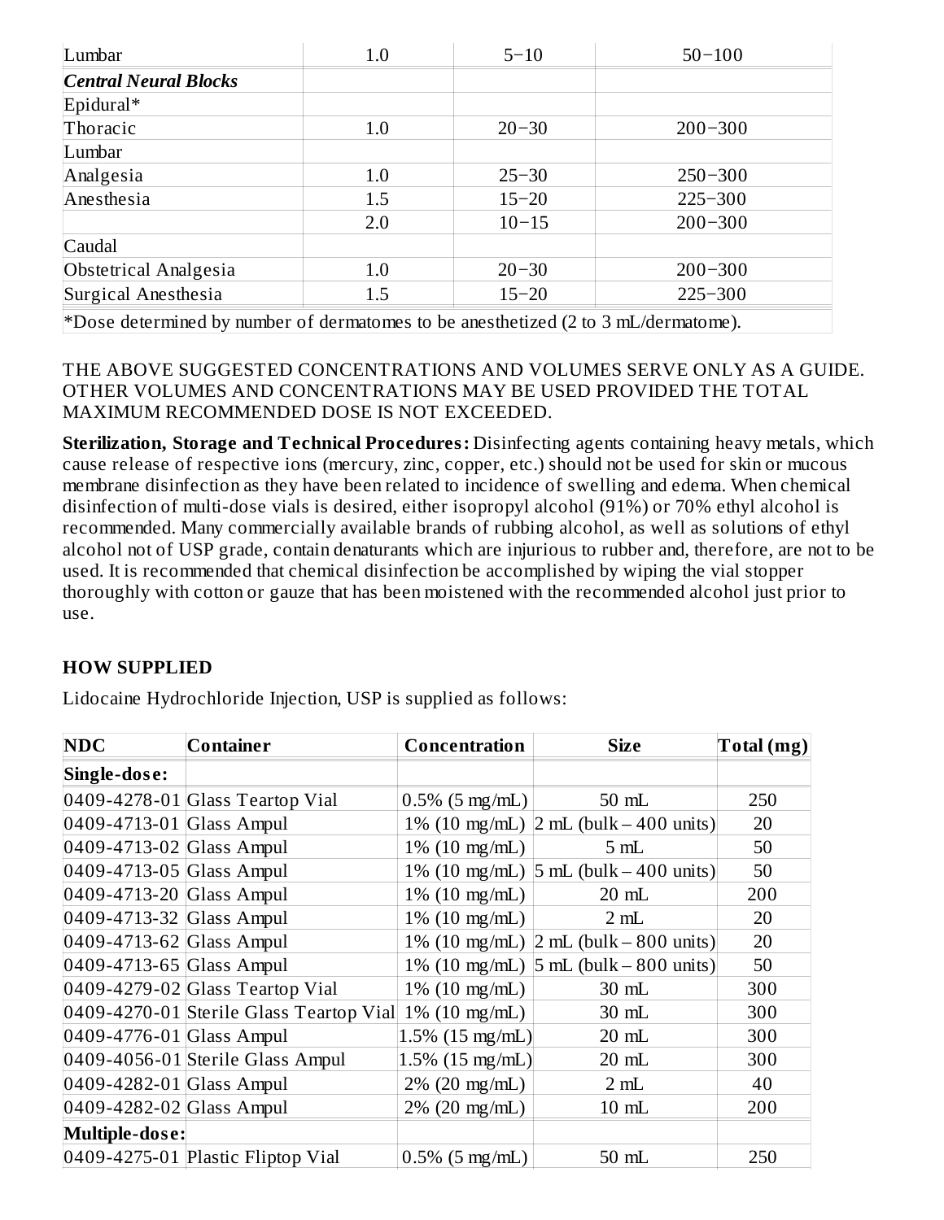| | | | |
|---|---|---|---|
| Lumbar | 1.0 | 5−10 | 50−100 |
| ***Central Neural Blocks*** | | | |
| Epidural* | | | |
| Thoracic | 1.0 | 20−30 | 200−300 |
| Lumbar | | | |
| Analgesia | 1.0 | 25−30 | 250−300 |
| Anesthesia | 1.5 | 15−20 | 225−300 |
| | 2.0 | 10−15 | 200−300 |
| Caudal | | | |
| Obstetrical Analgesia | 1.0 | 20−30 | 200−300 |
| Surgical Anesthesia | 1.5 | 15−20 | 225−300 |

*Dose determined by number of dermatomes to be anesthetized (2 to 3 mL/dermatome).

THE ABOVE SUGGESTED CONCENTRATIONS AND VOLUMES SERVE ONLY AS A GUIDE. OTHER VOLUMES AND CONCENTRATIONS MAY BE USED PROVIDED THE TOTAL MAXIMUM RECOMMENDED DOSE IS NOT EXCEEDED.

**Sterilization, Storage and Technical Procedures:** Disinfecting agents containing heavy metals, which cause release of respective ions (mercury, zinc, copper, etc.) should not be used for skin or mucous membrane disinfection as they have been related to incidence of swelling and edema. When chemical disinfection of multi-dose vials is desired, either isopropyl alcohol (91%) or 70% ethyl alcohol is recommended. Many commercially available brands of rubbing alcohol, as well as solutions of ethyl alcohol not of USP grade, contain denaturants which are injurious to rubber and, therefore, are not to be used. It is recommended that chemical disinfection be accomplished by wiping the vial stopper thoroughly with cotton or gauze that has been moistened with the recommended alcohol just prior to use.

## HOW SUPPLIED

Lidocaine Hydrochloride Injection, USP is supplied as follows:

| NDC | Container | Concentration | Size | Total (mg) |
|---|---|---|---|---|
| **Single-dose:** | | | | |
| 0409-4278-01 | Glass Teartop Vial | 0.5% (5 mg/mL) | 50 mL | 250 |
| 0409-4713-01 | Glass Ampul | 1% (10 mg/mL) | 2 mL (bulk – 400 units) | 20 |
| 0409-4713-02 | Glass Ampul | 1% (10 mg/mL) | 5 mL | 50 |
| 0409-4713-05 | Glass Ampul | 1% (10 mg/mL) | 5 mL (bulk – 400 units) | 50 |
| 0409-4713-20 | Glass Ampul | 1% (10 mg/mL) | 20 mL | 200 |
| 0409-4713-32 | Glass Ampul | 1% (10 mg/mL) | 2 mL | 20 |
| 0409-4713-62 | Glass Ampul | 1% (10 mg/mL) | 2 mL (bulk – 800 units) | 20 |
| 0409-4713-65 | Glass Ampul | 1% (10 mg/mL) | 5 mL (bulk – 800 units) | 50 |
| 0409-4279-02 | Glass Teartop Vial | 1% (10 mg/mL) | 30 mL | 300 |
| 0409-4270-01 | Sterile Glass Teartop Vial | 1% (10 mg/mL) | 30 mL | 300 |
| 0409-4776-01 | Glass Ampul | 1.5% (15 mg/mL) | 20 mL | 300 |
| 0409-4056-01 | Sterile Glass Ampul | 1.5% (15 mg/mL) | 20 mL | 300 |
| 0409-4282-01 | Glass Ampul | 2% (20 mg/mL) | 2 mL | 40 |
| 0409-4282-02 | Glass Ampul | 2% (20 mg/mL) | 10 mL | 200 |
| **Multiple-dose:** | | | | |
| 0409-4275-01 | Plastic Fliptop Vial | 0.5% (5 mg/mL) | 50 mL | 250 |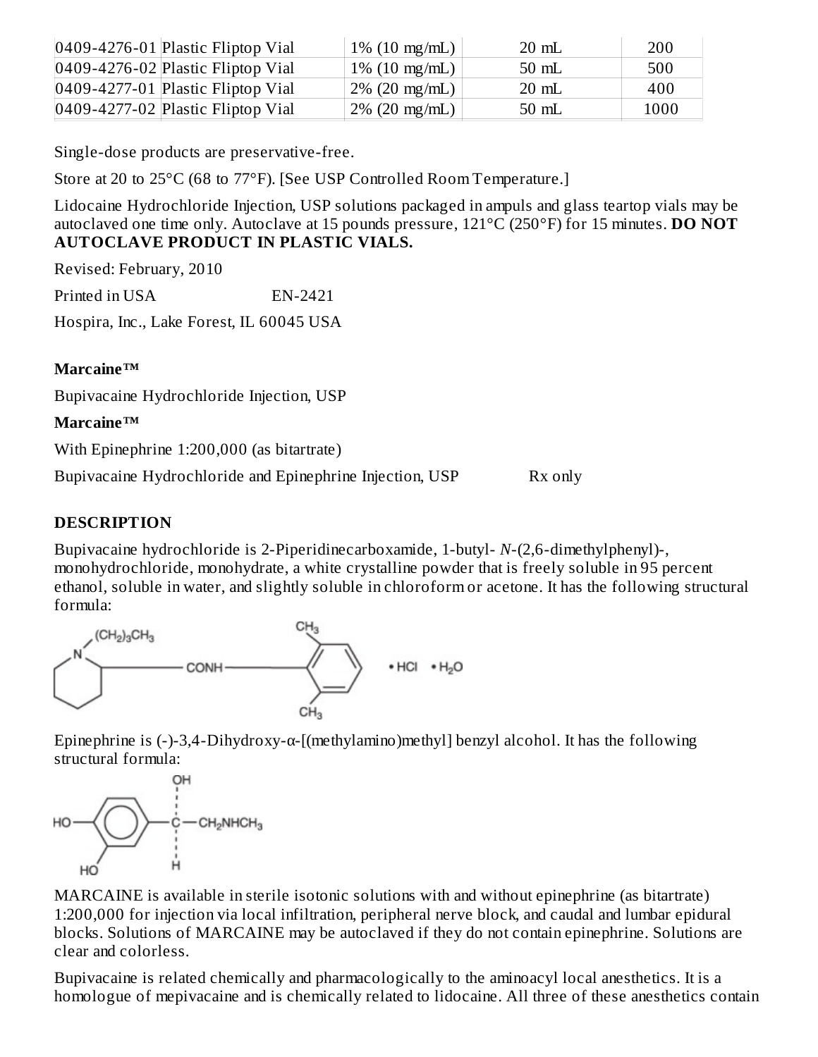| | | | | |
|---|---|---|---|---|
| 0409-4276-01 | Plastic Fliptop Vial | 1% (10 mg/mL) | 20 mL | 200 |
| 0409-4276-02 | Plastic Fliptop Vial | 1% (10 mg/mL) | 50 mL | 500 |
| 0409-4277-01 | Plastic Fliptop Vial | 2% (20 mg/mL) | 20 mL | 400 |
| 0409-4277-02 | Plastic Fliptop Vial | 2% (20 mg/mL) | 50 mL | 1000 |

Single-dose products are preservative-free.

Store at 20 to 25°C (68 to 77°F). [See USP Controlled Room Temperature.]

Lidocaine Hydrochloride Injection, USP solutions packaged in ampuls and glass teartop vials may be autoclaved one time only. Autoclave at 15 pounds pressure, 121°C (250°F) for 15 minutes. **DO NOT AUTOCLAVE PRODUCT IN PLASTIC VIALS.**

Revised: February, 2010

Printed in USA EN-2421

Hospira, Inc., Lake Forest, IL 60045 USA

**Marcaine™**

Bupivacaine Hydrochloride Injection, USP

**Marcaine™**

With Epinephrine 1:200,000 (as bitartrate)

Bupivacaine Hydrochloride and Epinephrine Injection, USP Rx only

## DESCRIPTION

Bupivacaine hydrochloride is 2-Piperidinecarboxamide, 1-butyl- *N*-(2,6-dimethylphenyl)-, monohydrochloride, monohydrate, a white crystalline powder that is freely soluble in 95 percent ethanol, soluble in water, and slightly soluble in chloroform or acetone. It has the following structural formula:

Epinephrine is (-)-3,4-Dihydroxy-α-[(methylamino)methyl] benzyl alcohol. It has the following structural formula:

MARCAINE is available in sterile isotonic solutions with and without epinephrine (as bitartrate) 1:200,000 for injection via local infiltration, peripheral nerve block, and caudal and lumbar epidural blocks. Solutions of MARCAINE may be autoclaved if they do not contain epinephrine. Solutions are clear and colorless.

Bupivacaine is related chemically and pharmacologically to the aminoacyl local anesthetics. It is a homologue of mepivacaine and is chemically related to lidocaine. All three of these anesthetics contain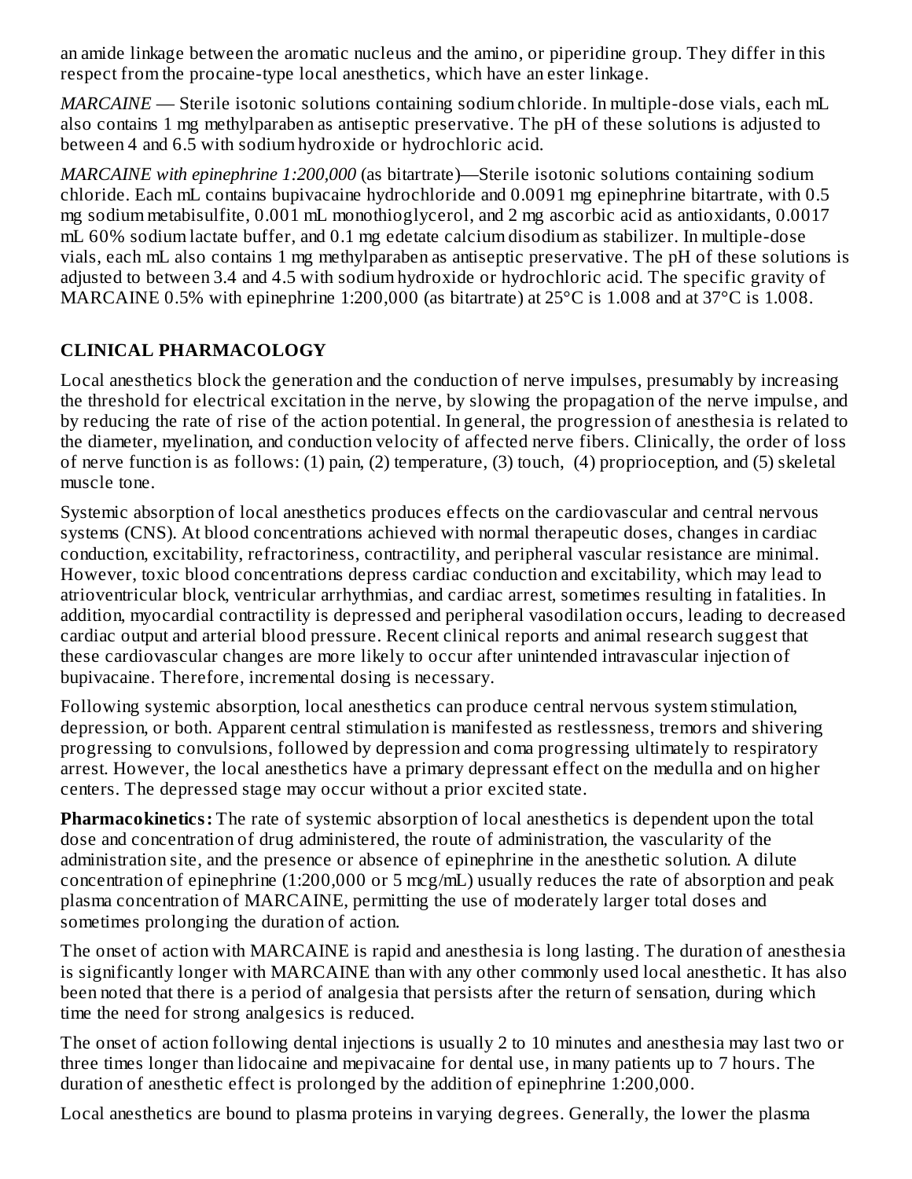an amide linkage between the aromatic nucleus and the amino, or piperidine group. They differ in this respect from the procaine-type local anesthetics, which have an ester linkage.

*MARCAINE* — Sterile isotonic solutions containing sodium chloride. In multiple-dose vials, each mL also contains 1 mg methylparaben as antiseptic preservative. The pH of these solutions is adjusted to between 4 and 6.5 with sodium hydroxide or hydrochloric acid.

*MARCAINE with epinephrine 1:200,000* (as bitartrate)—Sterile isotonic solutions containing sodium chloride. Each mL contains bupivacaine hydrochloride and 0.0091 mg epinephrine bitartrate, with 0.5 mg sodium metabisulfite, 0.001 mL monothioglycerol, and 2 mg ascorbic acid as antioxidants, 0.0017 mL 60% sodium lactate buffer, and 0.1 mg edetate calcium disodium as stabilizer. In multiple-dose vials, each mL also contains 1 mg methylparaben as antiseptic preservative. The pH of these solutions is adjusted to between 3.4 and 4.5 with sodium hydroxide or hydrochloric acid. The specific gravity of MARCAINE 0.5% with epinephrine 1:200,000 (as bitartrate) at 25°C is 1.008 and at 37°C is 1.008.

## CLINICAL PHARMACOLOGY

Local anesthetics block the generation and the conduction of nerve impulses, presumably by increasing the threshold for electrical excitation in the nerve, by slowing the propagation of the nerve impulse, and by reducing the rate of rise of the action potential. In general, the progression of anesthesia is related to the diameter, myelination, and conduction velocity of affected nerve fibers. Clinically, the order of loss of nerve function is as follows: (1) pain, (2) temperature, (3) touch, (4) proprioception, and (5) skeletal muscle tone.

Systemic absorption of local anesthetics produces effects on the cardiovascular and central nervous systems (CNS). At blood concentrations achieved with normal therapeutic doses, changes in cardiac conduction, excitability, refractoriness, contractility, and peripheral vascular resistance are minimal. However, toxic blood concentrations depress cardiac conduction and excitability, which may lead to atrioventricular block, ventricular arrhythmias, and cardiac arrest, sometimes resulting in fatalities. In addition, myocardial contractility is depressed and peripheral vasodilation occurs, leading to decreased cardiac output and arterial blood pressure. Recent clinical reports and animal research suggest that these cardiovascular changes are more likely to occur after unintended intravascular injection of bupivacaine. Therefore, incremental dosing is necessary.

Following systemic absorption, local anesthetics can produce central nervous system stimulation, depression, or both. Apparent central stimulation is manifested as restlessness, tremors and shivering progressing to convulsions, followed by depression and coma progressing ultimately to respiratory arrest. However, the local anesthetics have a primary depressant effect on the medulla and on higher centers. The depressed stage may occur without a prior excited state.

**Pharmacokinetics:** The rate of systemic absorption of local anesthetics is dependent upon the total dose and concentration of drug administered, the route of administration, the vascularity of the administration site, and the presence or absence of epinephrine in the anesthetic solution. A dilute concentration of epinephrine (1:200,000 or 5 mcg/mL) usually reduces the rate of absorption and peak plasma concentration of MARCAINE, permitting the use of moderately larger total doses and sometimes prolonging the duration of action.

The onset of action with MARCAINE is rapid and anesthesia is long lasting. The duration of anesthesia is significantly longer with MARCAINE than with any other commonly used local anesthetic. It has also been noted that there is a period of analgesia that persists after the return of sensation, during which time the need for strong analgesics is reduced.

The onset of action following dental injections is usually 2 to 10 minutes and anesthesia may last two or three times longer than lidocaine and mepivacaine for dental use, in many patients up to 7 hours. The duration of anesthetic effect is prolonged by the addition of epinephrine 1:200,000.

Local anesthetics are bound to plasma proteins in varying degrees. Generally, the lower the plasma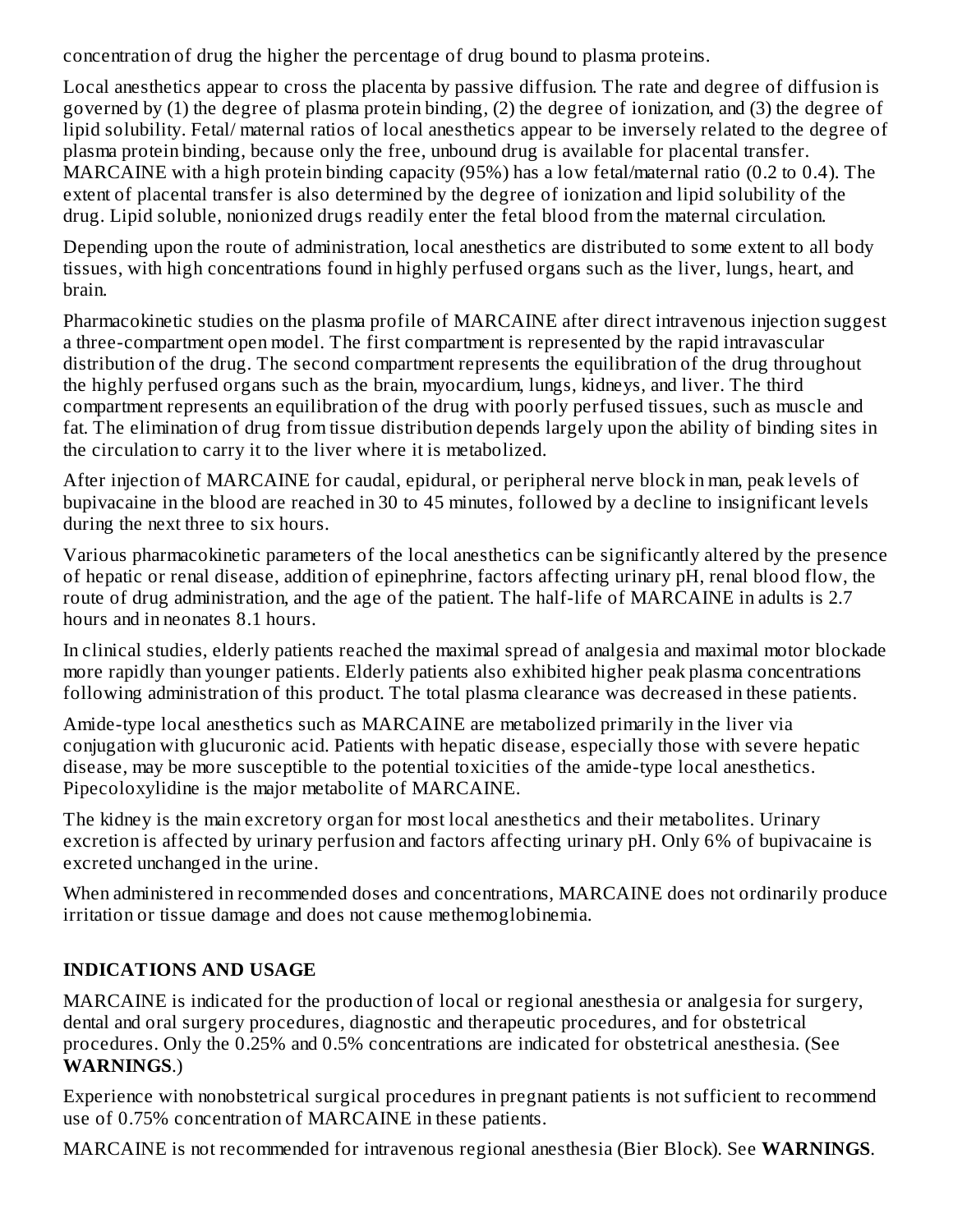concentration of drug the higher the percentage of drug bound to plasma proteins.

Local anesthetics appear to cross the placenta by passive diffusion. The rate and degree of diffusion is governed by (1) the degree of plasma protein binding, (2) the degree of ionization, and (3) the degree of lipid solubility. Fetal/ maternal ratios of local anesthetics appear to be inversely related to the degree of plasma protein binding, because only the free, unbound drug is available for placental transfer. MARCAINE with a high protein binding capacity (95%) has a low fetal/maternal ratio (0.2 to 0.4). The extent of placental transfer is also determined by the degree of ionization and lipid solubility of the drug. Lipid soluble, nonionized drugs readily enter the fetal blood from the maternal circulation.

Depending upon the route of administration, local anesthetics are distributed to some extent to all body tissues, with high concentrations found in highly perfused organs such as the liver, lungs, heart, and brain.

Pharmacokinetic studies on the plasma profile of MARCAINE after direct intravenous injection suggest a three-compartment open model. The first compartment is represented by the rapid intravascular distribution of the drug. The second compartment represents the equilibration of the drug throughout the highly perfused organs such as the brain, myocardium, lungs, kidneys, and liver. The third compartment represents an equilibration of the drug with poorly perfused tissues, such as muscle and fat. The elimination of drug from tissue distribution depends largely upon the ability of binding sites in the circulation to carry it to the liver where it is metabolized.

After injection of MARCAINE for caudal, epidural, or peripheral nerve block in man, peak levels of bupivacaine in the blood are reached in 30 to 45 minutes, followed by a decline to insignificant levels during the next three to six hours.

Various pharmacokinetic parameters of the local anesthetics can be significantly altered by the presence of hepatic or renal disease, addition of epinephrine, factors affecting urinary pH, renal blood flow, the route of drug administration, and the age of the patient. The half-life of MARCAINE in adults is 2.7 hours and in neonates 8.1 hours.

In clinical studies, elderly patients reached the maximal spread of analgesia and maximal motor blockade more rapidly than younger patients. Elderly patients also exhibited higher peak plasma concentrations following administration of this product. The total plasma clearance was decreased in these patients.

Amide-type local anesthetics such as MARCAINE are metabolized primarily in the liver via conjugation with glucuronic acid. Patients with hepatic disease, especially those with severe hepatic disease, may be more susceptible to the potential toxicities of the amide-type local anesthetics. Pipecoloxylidine is the major metabolite of MARCAINE.

The kidney is the main excretory organ for most local anesthetics and their metabolites. Urinary excretion is affected by urinary perfusion and factors affecting urinary pH. Only 6% of bupivacaine is excreted unchanged in the urine.

When administered in recommended doses and concentrations, MARCAINE does not ordinarily produce irritation or tissue damage and does not cause methemoglobinemia.

## INDICATIONS AND USAGE

MARCAINE is indicated for the production of local or regional anesthesia or analgesia for surgery, dental and oral surgery procedures, diagnostic and therapeutic procedures, and for obstetrical procedures. Only the 0.25% and 0.5% concentrations are indicated for obstetrical anesthesia. (See **WARNINGS**.)

Experience with nonobstetrical surgical procedures in pregnant patients is not sufficient to recommend use of 0.75% concentration of MARCAINE in these patients.

MARCAINE is not recommended for intravenous regional anesthesia (Bier Block). See **WARNINGS**.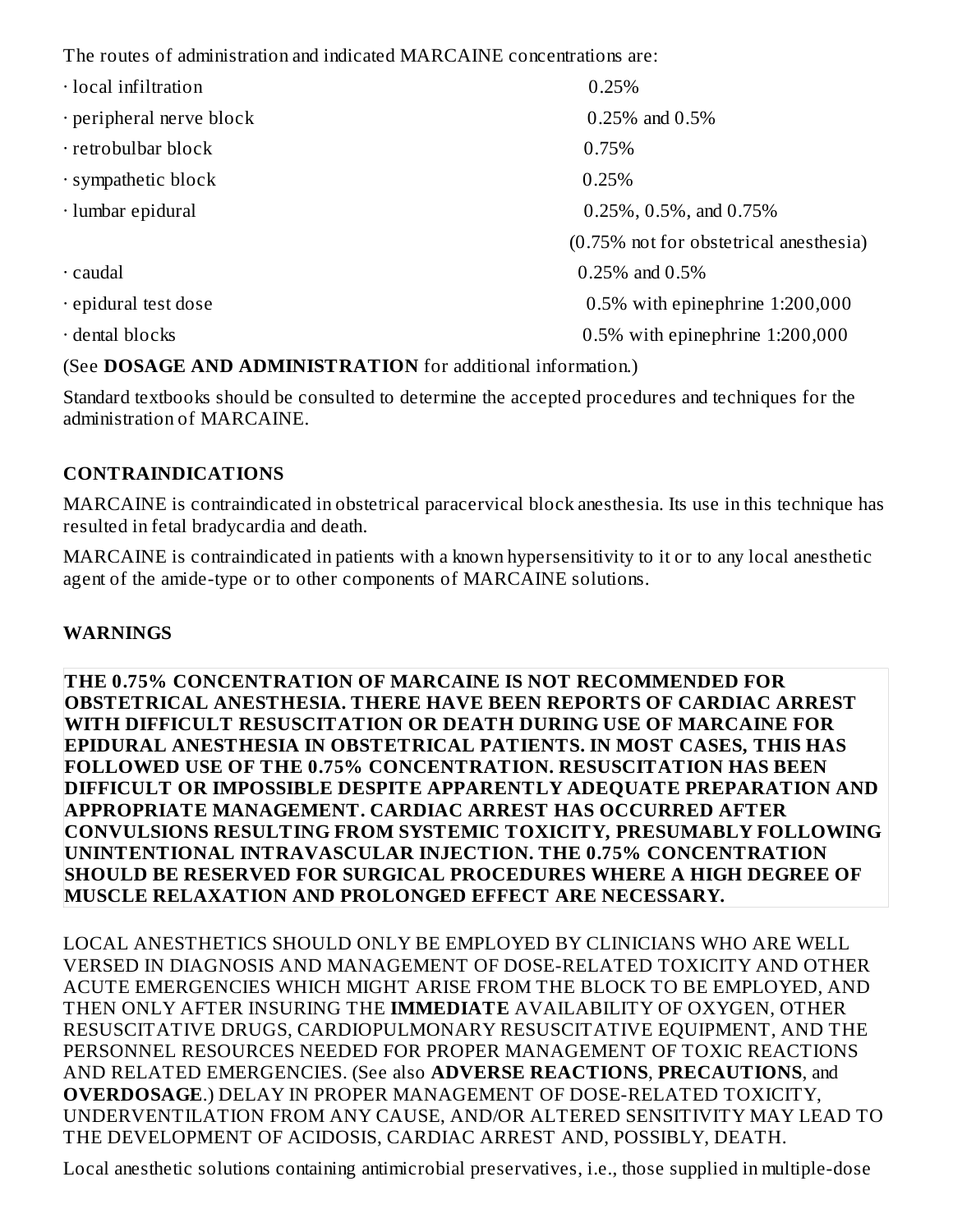The routes of administration and indicated MARCAINE concentrations are:

| | |
|---|---|
| · local infiltration | 0.25% |
| · peripheral nerve block | 0.25% and 0.5% |
| · retrobulbar block | 0.75% |
| · sympathetic block | 0.25% |
| · lumbar epidural | 0.25%, 0.5%, and 0.75% |
| | (0.75% not for obstetrical anesthesia) |
| · caudal | 0.25% and 0.5% |
| · epidural test dose | 0.5% with epinephrine 1:200,000 |
| · dental blocks | 0.5% with epinephrine 1:200,000 |

(See **DOSAGE AND ADMINISTRATION** for additional information.)

Standard textbooks should be consulted to determine the accepted procedures and techniques for the administration of MARCAINE.

## CONTRAINDICATIONS

MARCAINE is contraindicated in obstetrical paracervical block anesthesia. Its use in this technique has resulted in fetal bradycardia and death.

MARCAINE is contraindicated in patients with a known hypersensitivity to it or to any local anesthetic agent of the amide-type or to other components of MARCAINE solutions.

## WARNINGS

**THE 0.75% CONCENTRATION OF MARCAINE IS NOT RECOMMENDED FOR OBSTETRICAL ANESTHESIA. THERE HAVE BEEN REPORTS OF CARDIAC ARREST WITH DIFFICULT RESUSCITATION OR DEATH DURING USE OF MARCAINE FOR EPIDURAL ANESTHESIA IN OBSTETRICAL PATIENTS. IN MOST CASES, THIS HAS FOLLOWED USE OF THE 0.75% CONCENTRATION. RESUSCITATION HAS BEEN DIFFICULT OR IMPOSSIBLE DESPITE APPARENTLY ADEQUATE PREPARATION AND APPROPRIATE MANAGEMENT. CARDIAC ARREST HAS OCCURRED AFTER CONVULSIONS RESULTING FROM SYSTEMIC TOXICITY, PRESUMABLY FOLLOWING UNINTENTIONAL INTRAVASCULAR INJECTION. THE 0.75% CONCENTRATION SHOULD BE RESERVED FOR SURGICAL PROCEDURES WHERE A HIGH DEGREE OF MUSCLE RELAXATION AND PROLONGED EFFECT ARE NECESSARY.**

LOCAL ANESTHETICS SHOULD ONLY BE EMPLOYED BY CLINICIANS WHO ARE WELL VERSED IN DIAGNOSIS AND MANAGEMENT OF DOSE-RELATED TOXICITY AND OTHER ACUTE EMERGENCIES WHICH MIGHT ARISE FROM THE BLOCK TO BE EMPLOYED, AND THEN ONLY AFTER INSURING THE **IMMEDIATE** AVAILABILITY OF OXYGEN, OTHER RESUSCITATIVE DRUGS, CARDIOPULMONARY RESUSCITATIVE EQUIPMENT, AND THE PERSONNEL RESOURCES NEEDED FOR PROPER MANAGEMENT OF TOXIC REACTIONS AND RELATED EMERGENCIES. (See also **ADVERSE REACTIONS**, **PRECAUTIONS**, and **OVERDOSAGE**.) DELAY IN PROPER MANAGEMENT OF DOSE-RELATED TOXICITY, UNDERVENTILATION FROM ANY CAUSE, AND/OR ALTERED SENSITIVITY MAY LEAD TO THE DEVELOPMENT OF ACIDOSIS, CARDIAC ARREST AND, POSSIBLY, DEATH.

Local anesthetic solutions containing antimicrobial preservatives, i.e., those supplied in multiple-dose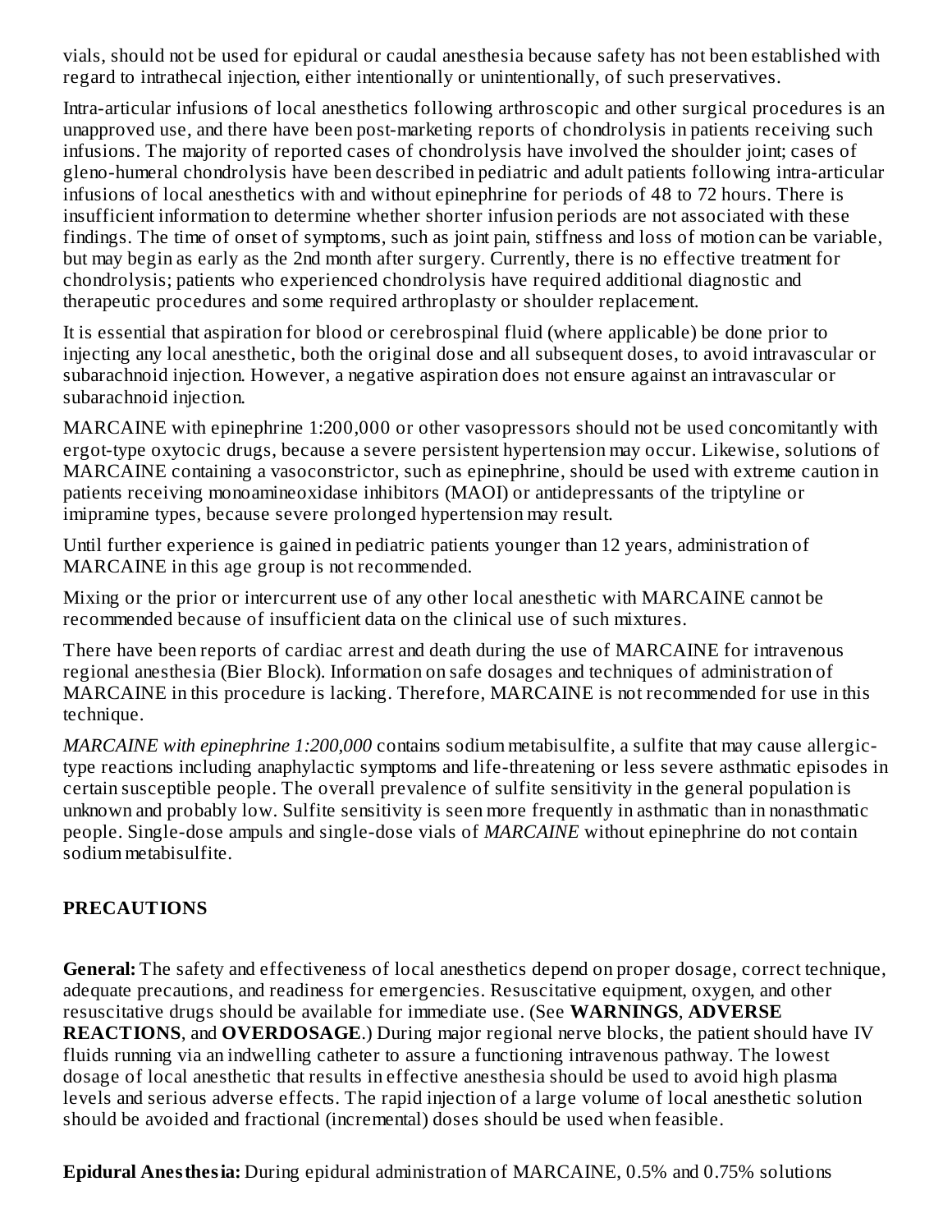vials, should not be used for epidural or caudal anesthesia because safety has not been established with regard to intrathecal injection, either intentionally or unintentionally, of such preservatives.

Intra-articular infusions of local anesthetics following arthroscopic and other surgical procedures is an unapproved use, and there have been post-marketing reports of chondrolysis in patients receiving such infusions. The majority of reported cases of chondrolysis have involved the shoulder joint; cases of gleno-humeral chondrolysis have been described in pediatric and adult patients following intra-articular infusions of local anesthetics with and without epinephrine for periods of 48 to 72 hours. There is insufficient information to determine whether shorter infusion periods are not associated with these findings. The time of onset of symptoms, such as joint pain, stiffness and loss of motion can be variable, but may begin as early as the 2nd month after surgery. Currently, there is no effective treatment for chondrolysis; patients who experienced chondrolysis have required additional diagnostic and therapeutic procedures and some required arthroplasty or shoulder replacement.

It is essential that aspiration for blood or cerebrospinal fluid (where applicable) be done prior to injecting any local anesthetic, both the original dose and all subsequent doses, to avoid intravascular or subarachnoid injection. However, a negative aspiration does not ensure against an intravascular or subarachnoid injection.

MARCAINE with epinephrine 1:200,000 or other vasopressors should not be used concomitantly with ergot-type oxytocic drugs, because a severe persistent hypertension may occur. Likewise, solutions of MARCAINE containing a vasoconstrictor, such as epinephrine, should be used with extreme caution in patients receiving monoamineoxidase inhibitors (MAOI) or antidepressants of the triptyline or imipramine types, because severe prolonged hypertension may result.

Until further experience is gained in pediatric patients younger than 12 years, administration of MARCAINE in this age group is not recommended.

Mixing or the prior or intercurrent use of any other local anesthetic with MARCAINE cannot be recommended because of insufficient data on the clinical use of such mixtures.

There have been reports of cardiac arrest and death during the use of MARCAINE for intravenous regional anesthesia (Bier Block). Information on safe dosages and techniques of administration of MARCAINE in this procedure is lacking. Therefore, MARCAINE is not recommended for use in this technique.

*MARCAINE with epinephrine 1:200,000* contains sodium metabisulfite, a sulfite that may cause allergic-type reactions including anaphylactic symptoms and life-threatening or less severe asthmatic episodes in certain susceptible people. The overall prevalence of sulfite sensitivity in the general population is unknown and probably low. Sulfite sensitivity is seen more frequently in asthmatic than in nonasthmatic people. Single-dose ampuls and single-dose vials of *MARCAINE* without epinephrine do not contain sodium metabisulfite.

## PRECAUTIONS

**General:** The safety and effectiveness of local anesthetics depend on proper dosage, correct technique, adequate precautions, and readiness for emergencies. Resuscitative equipment, oxygen, and other resuscitative drugs should be available for immediate use. (See **WARNINGS**, **ADVERSE REACTIONS**, and **OVERDOSAGE**.) During major regional nerve blocks, the patient should have IV fluids running via an indwelling catheter to assure a functioning intravenous pathway. The lowest dosage of local anesthetic that results in effective anesthesia should be used to avoid high plasma levels and serious adverse effects. The rapid injection of a large volume of local anesthetic solution should be avoided and fractional (incremental) doses should be used when feasible.

**Epidural Anesthesia:** During epidural administration of MARCAINE, 0.5% and 0.75% solutions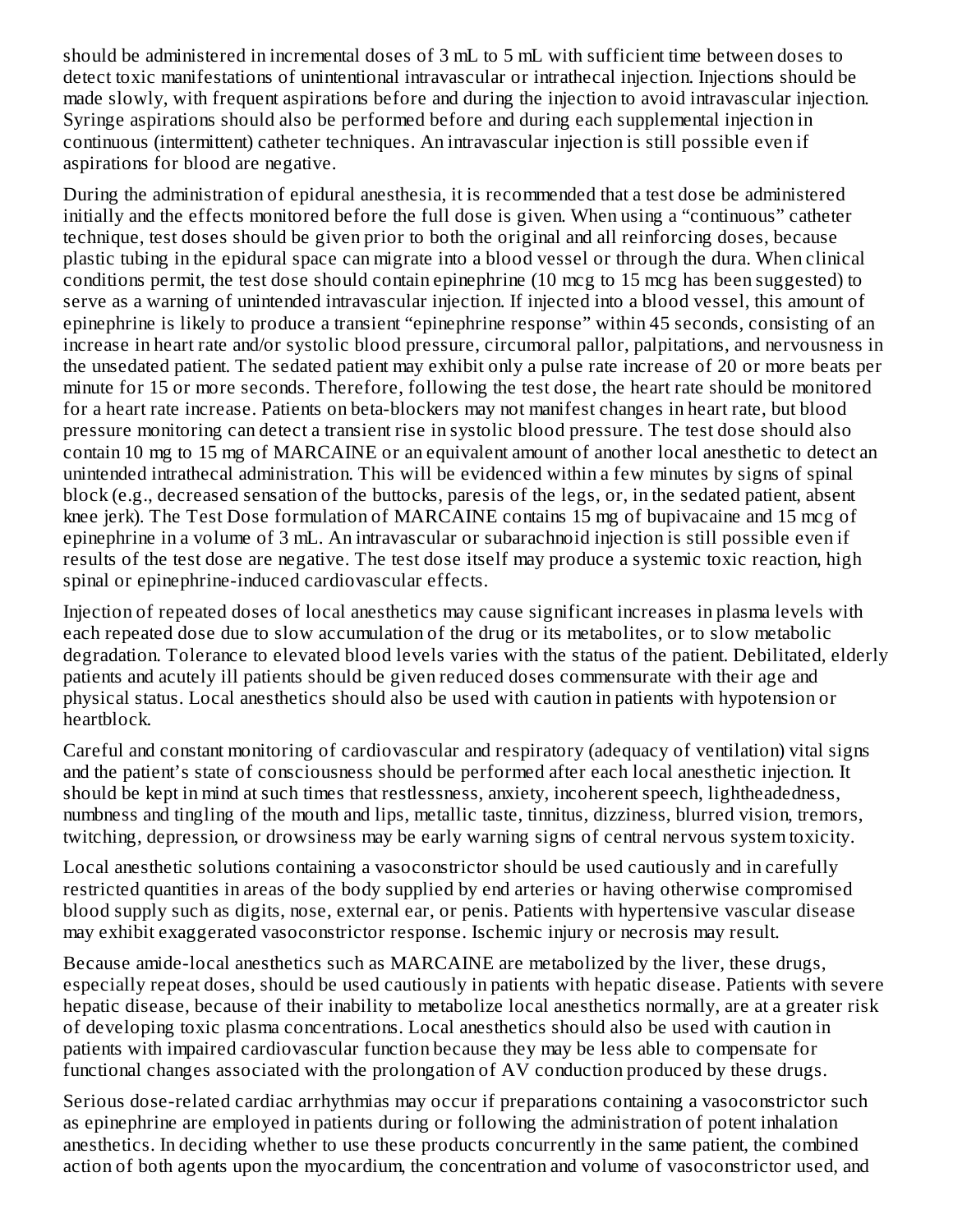should be administered in incremental doses of 3 mL to 5 mL with sufficient time between doses to detect toxic manifestations of unintentional intravascular or intrathecal injection. Injections should be made slowly, with frequent aspirations before and during the injection to avoid intravascular injection. Syringe aspirations should also be performed before and during each supplemental injection in continuous (intermittent) catheter techniques. An intravascular injection is still possible even if aspirations for blood are negative.

During the administration of epidural anesthesia, it is recommended that a test dose be administered initially and the effects monitored before the full dose is given. When using a "continuous" catheter technique, test doses should be given prior to both the original and all reinforcing doses, because plastic tubing in the epidural space can migrate into a blood vessel or through the dura. When clinical conditions permit, the test dose should contain epinephrine (10 mcg to 15 mcg has been suggested) to serve as a warning of unintended intravascular injection. If injected into a blood vessel, this amount of epinephrine is likely to produce a transient "epinephrine response" within 45 seconds, consisting of an increase in heart rate and/or systolic blood pressure, circumoral pallor, palpitations, and nervousness in the unsedated patient. The sedated patient may exhibit only a pulse rate increase of 20 or more beats per minute for 15 or more seconds. Therefore, following the test dose, the heart rate should be monitored for a heart rate increase. Patients on beta-blockers may not manifest changes in heart rate, but blood pressure monitoring can detect a transient rise in systolic blood pressure. The test dose should also contain 10 mg to 15 mg of MARCAINE or an equivalent amount of another local anesthetic to detect an unintended intrathecal administration. This will be evidenced within a few minutes by signs of spinal block (e.g., decreased sensation of the buttocks, paresis of the legs, or, in the sedated patient, absent knee jerk). The Test Dose formulation of MARCAINE contains 15 mg of bupivacaine and 15 mcg of epinephrine in a volume of 3 mL. An intravascular or subarachnoid injection is still possible even if results of the test dose are negative. The test dose itself may produce a systemic toxic reaction, high spinal or epinephrine-induced cardiovascular effects.

Injection of repeated doses of local anesthetics may cause significant increases in plasma levels with each repeated dose due to slow accumulation of the drug or its metabolites, or to slow metabolic degradation. Tolerance to elevated blood levels varies with the status of the patient. Debilitated, elderly patients and acutely ill patients should be given reduced doses commensurate with their age and physical status. Local anesthetics should also be used with caution in patients with hypotension or heartblock.

Careful and constant monitoring of cardiovascular and respiratory (adequacy of ventilation) vital signs and the patient's state of consciousness should be performed after each local anesthetic injection. It should be kept in mind at such times that restlessness, anxiety, incoherent speech, lightheadedness, numbness and tingling of the mouth and lips, metallic taste, tinnitus, dizziness, blurred vision, tremors, twitching, depression, or drowsiness may be early warning signs of central nervous system toxicity.

Local anesthetic solutions containing a vasoconstrictor should be used cautiously and in carefully restricted quantities in areas of the body supplied by end arteries or having otherwise compromised blood supply such as digits, nose, external ear, or penis. Patients with hypertensive vascular disease may exhibit exaggerated vasoconstrictor response. Ischemic injury or necrosis may result.

Because amide-local anesthetics such as MARCAINE are metabolized by the liver, these drugs, especially repeat doses, should be used cautiously in patients with hepatic disease. Patients with severe hepatic disease, because of their inability to metabolize local anesthetics normally, are at a greater risk of developing toxic plasma concentrations. Local anesthetics should also be used with caution in patients with impaired cardiovascular function because they may be less able to compensate for functional changes associated with the prolongation of AV conduction produced by these drugs.

Serious dose-related cardiac arrhythmias may occur if preparations containing a vasoconstrictor such as epinephrine are employed in patients during or following the administration of potent inhalation anesthetics. In deciding whether to use these products concurrently in the same patient, the combined action of both agents upon the myocardium, the concentration and volume of vasoconstrictor used, and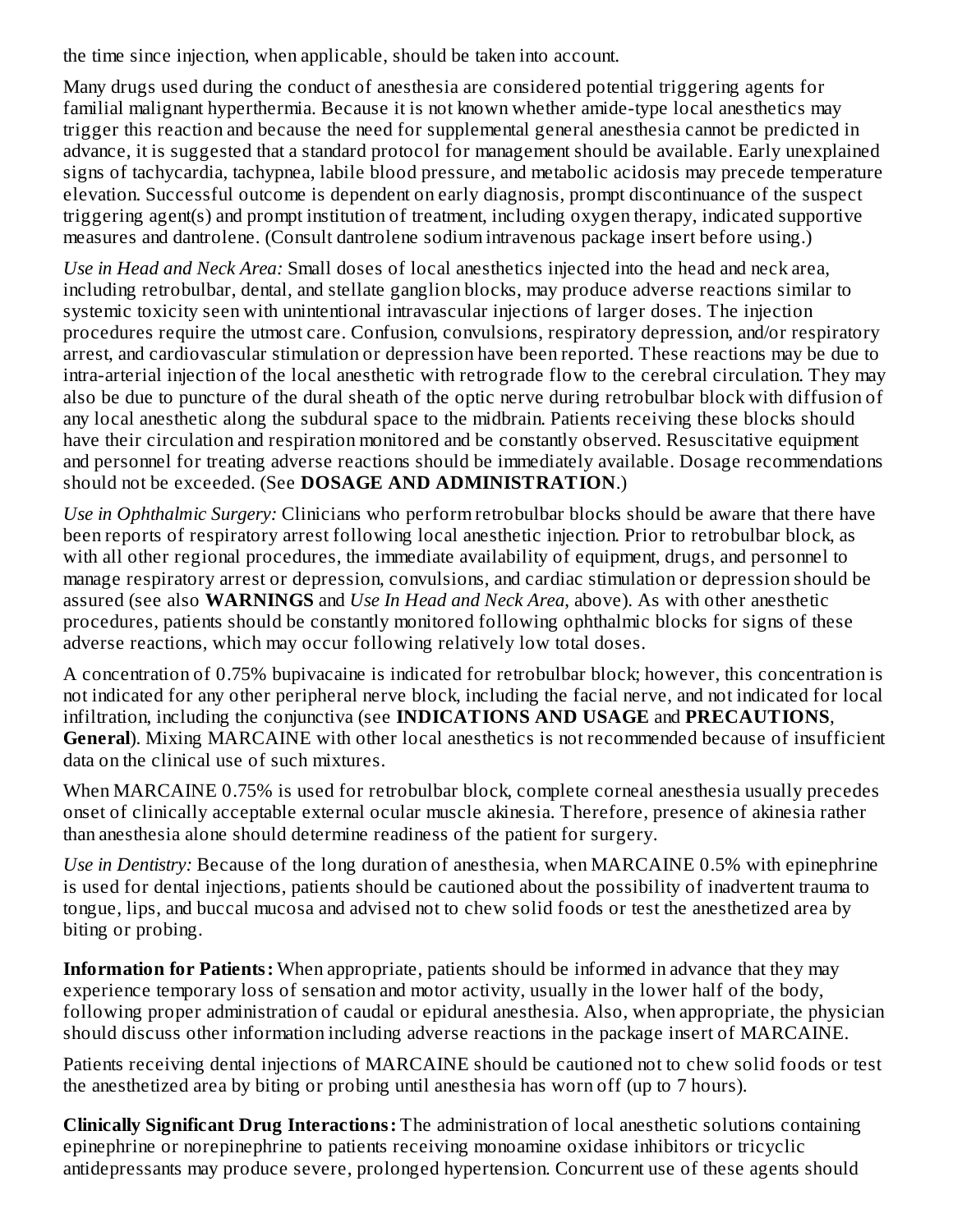the time since injection, when applicable, should be taken into account.

Many drugs used during the conduct of anesthesia are considered potential triggering agents for familial malignant hyperthermia. Because it is not known whether amide-type local anesthetics may trigger this reaction and because the need for supplemental general anesthesia cannot be predicted in advance, it is suggested that a standard protocol for management should be available. Early unexplained signs of tachycardia, tachypnea, labile blood pressure, and metabolic acidosis may precede temperature elevation. Successful outcome is dependent on early diagnosis, prompt discontinuance of the suspect triggering agent(s) and prompt institution of treatment, including oxygen therapy, indicated supportive measures and dantrolene. (Consult dantrolene sodium intravenous package insert before using.)

*Use in Head and Neck Area:* Small doses of local anesthetics injected into the head and neck area, including retrobulbar, dental, and stellate ganglion blocks, may produce adverse reactions similar to systemic toxicity seen with unintentional intravascular injections of larger doses. The injection procedures require the utmost care. Confusion, convulsions, respiratory depression, and/or respiratory arrest, and cardiovascular stimulation or depression have been reported. These reactions may be due to intra-arterial injection of the local anesthetic with retrograde flow to the cerebral circulation. They may also be due to puncture of the dural sheath of the optic nerve during retrobulbar block with diffusion of any local anesthetic along the subdural space to the midbrain. Patients receiving these blocks should have their circulation and respiration monitored and be constantly observed. Resuscitative equipment and personnel for treating adverse reactions should be immediately available. Dosage recommendations should not be exceeded. (See **DOSAGE AND ADMINISTRATION**.)

*Use in Ophthalmic Surgery:* Clinicians who perform retrobulbar blocks should be aware that there have been reports of respiratory arrest following local anesthetic injection. Prior to retrobulbar block, as with all other regional procedures, the immediate availability of equipment, drugs, and personnel to manage respiratory arrest or depression, convulsions, and cardiac stimulation or depression should be assured (see also **WARNINGS** and *Use In Head and Neck Area*, above). As with other anesthetic procedures, patients should be constantly monitored following ophthalmic blocks for signs of these adverse reactions, which may occur following relatively low total doses.

A concentration of 0.75% bupivacaine is indicated for retrobulbar block; however, this concentration is not indicated for any other peripheral nerve block, including the facial nerve, and not indicated for local infiltration, including the conjunctiva (see **INDICATIONS AND USAGE** and **PRECAUTIONS**, **General**). Mixing MARCAINE with other local anesthetics is not recommended because of insufficient data on the clinical use of such mixtures.

When MARCAINE 0.75% is used for retrobulbar block, complete corneal anesthesia usually precedes onset of clinically acceptable external ocular muscle akinesia. Therefore, presence of akinesia rather than anesthesia alone should determine readiness of the patient for surgery.

*Use in Dentistry:* Because of the long duration of anesthesia, when MARCAINE 0.5% with epinephrine is used for dental injections, patients should be cautioned about the possibility of inadvertent trauma to tongue, lips, and buccal mucosa and advised not to chew solid foods or test the anesthetized area by biting or probing.

**Information for Patients:** When appropriate, patients should be informed in advance that they may experience temporary loss of sensation and motor activity, usually in the lower half of the body, following proper administration of caudal or epidural anesthesia. Also, when appropriate, the physician should discuss other information including adverse reactions in the package insert of MARCAINE.

Patients receiving dental injections of MARCAINE should be cautioned not to chew solid foods or test the anesthetized area by biting or probing until anesthesia has worn off (up to 7 hours).

**Clinically Significant Drug Interactions:** The administration of local anesthetic solutions containing epinephrine or norepinephrine to patients receiving monoamine oxidase inhibitors or tricyclic antidepressants may produce severe, prolonged hypertension. Concurrent use of these agents should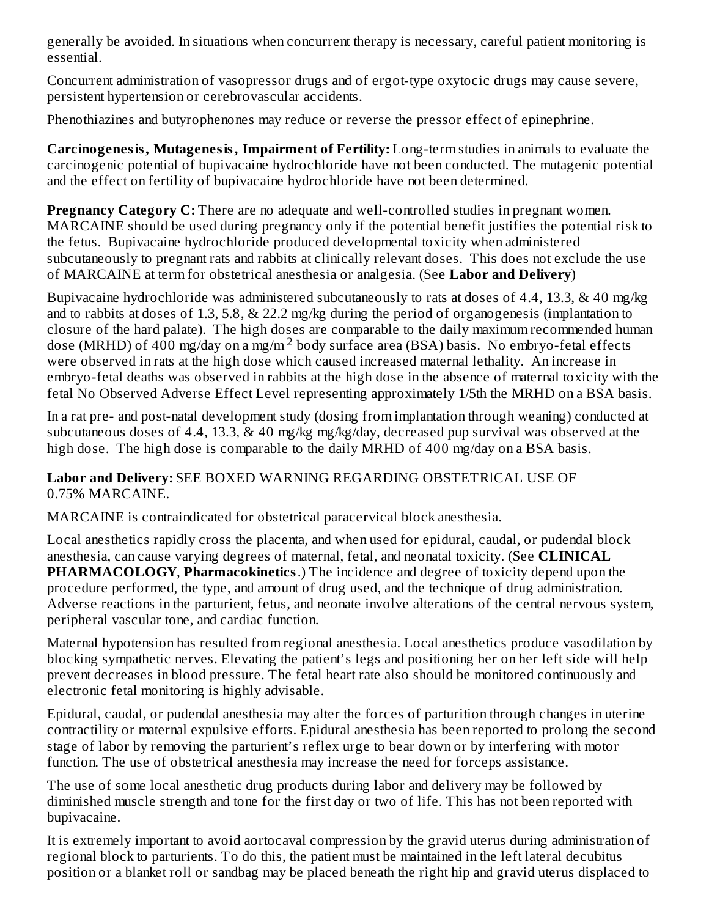generally be avoided. In situations when concurrent therapy is necessary, careful patient monitoring is essential.

Concurrent administration of vasopressor drugs and of ergot-type oxytocic drugs may cause severe, persistent hypertension or cerebrovascular accidents.

Phenothiazines and butyrophenones may reduce or reverse the pressor effect of epinephrine.

**Carcinogenesis, Mutagenesis, Impairment of Fertility:** Long-term studies in animals to evaluate the carcinogenic potential of bupivacaine hydrochloride have not been conducted. The mutagenic potential and the effect on fertility of bupivacaine hydrochloride have not been determined.

**Pregnancy Category C:** There are no adequate and well-controlled studies in pregnant women. MARCAINE should be used during pregnancy only if the potential benefit justifies the potential risk to the fetus. Bupivacaine hydrochloride produced developmental toxicity when administered subcutaneously to pregnant rats and rabbits at clinically relevant doses. This does not exclude the use of MARCAINE at term for obstetrical anesthesia or analgesia. (See **Labor and Delivery**)

Bupivacaine hydrochloride was administered subcutaneously to rats at doses of 4.4, 13.3, & 40 mg/kg and to rabbits at doses of 1.3, 5.8, & 22.2 mg/kg during the period of organogenesis (implantation to closure of the hard palate). The high doses are comparable to the daily maximum recommended human dose (MRHD) of 400 mg/day on a mg/$m^2$ body surface area (BSA) basis. No embryo-fetal effects were observed in rats at the high dose which caused increased maternal lethality. An increase in embryo-fetal deaths was observed in rabbits at the high dose in the absence of maternal toxicity with the fetal No Observed Adverse Effect Level representing approximately 1/5th the MRHD on a BSA basis.

In a rat pre- and post-natal development study (dosing from implantation through weaning) conducted at subcutaneous doses of 4.4, 13.3, & 40 mg/kg mg/kg/day, decreased pup survival was observed at the high dose. The high dose is comparable to the daily MRHD of 400 mg/day on a BSA basis.

**Labor and Delivery:** SEE BOXED WARNING REGARDING OBSTETRICAL USE OF 0.75% MARCAINE.

MARCAINE is contraindicated for obstetrical paracervical block anesthesia.

Local anesthetics rapidly cross the placenta, and when used for epidural, caudal, or pudendal block anesthesia, can cause varying degrees of maternal, fetal, and neonatal toxicity. (See **CLINICAL PHARMACOLOGY**, **Pharmacokinetics**.) The incidence and degree of toxicity depend upon the procedure performed, the type, and amount of drug used, and the technique of drug administration. Adverse reactions in the parturient, fetus, and neonate involve alterations of the central nervous system, peripheral vascular tone, and cardiac function.

Maternal hypotension has resulted from regional anesthesia. Local anesthetics produce vasodilation by blocking sympathetic nerves. Elevating the patient's legs and positioning her on her left side will help prevent decreases in blood pressure. The fetal heart rate also should be monitored continuously and electronic fetal monitoring is highly advisable.

Epidural, caudal, or pudendal anesthesia may alter the forces of parturition through changes in uterine contractility or maternal expulsive efforts. Epidural anesthesia has been reported to prolong the second stage of labor by removing the parturient's reflex urge to bear down or by interfering with motor function. The use of obstetrical anesthesia may increase the need for forceps assistance.

The use of some local anesthetic drug products during labor and delivery may be followed by diminished muscle strength and tone for the first day or two of life. This has not been reported with bupivacaine.

It is extremely important to avoid aortocaval compression by the gravid uterus during administration of regional block to parturients. To do this, the patient must be maintained in the left lateral decubitus position or a blanket roll or sandbag may be placed beneath the right hip and gravid uterus displaced to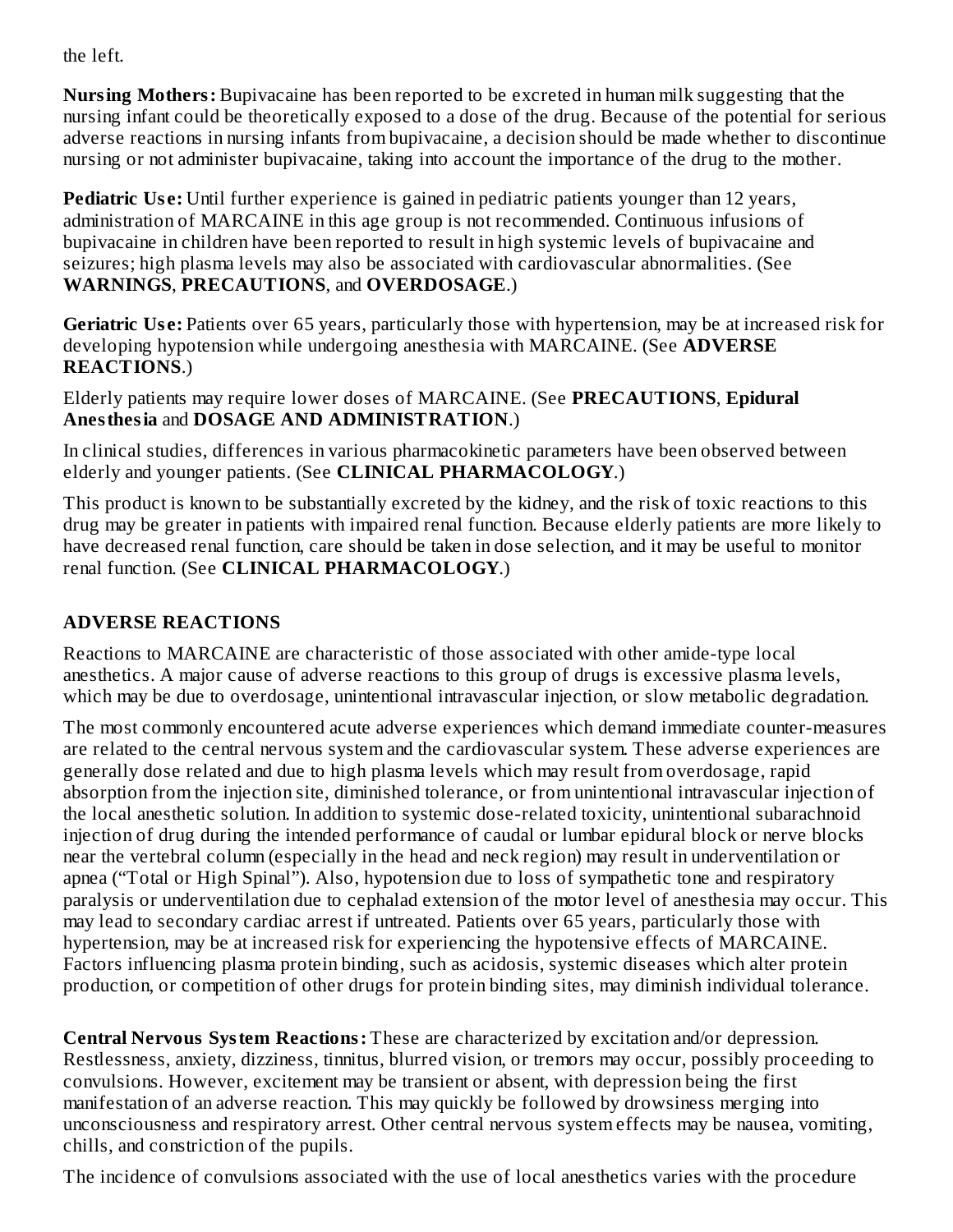the left.

**Nursing Mothers:** Bupivacaine has been reported to be excreted in human milk suggesting that the nursing infant could be theoretically exposed to a dose of the drug. Because of the potential for serious adverse reactions in nursing infants from bupivacaine, a decision should be made whether to discontinue nursing or not administer bupivacaine, taking into account the importance of the drug to the mother.

**Pediatric Use:** Until further experience is gained in pediatric patients younger than 12 years, administration of MARCAINE in this age group is not recommended. Continuous infusions of bupivacaine in children have been reported to result in high systemic levels of bupivacaine and seizures; high plasma levels may also be associated with cardiovascular abnormalities. (See **WARNINGS**, **PRECAUTIONS**, and **OVERDOSAGE**.)

**Geriatric Use:** Patients over 65 years, particularly those with hypertension, may be at increased risk for developing hypotension while undergoing anesthesia with MARCAINE. (See **ADVERSE REACTIONS**.)

Elderly patients may require lower doses of MARCAINE. (See **PRECAUTIONS**, **Epidural Anesthesia** and **DOSAGE AND ADMINISTRATION**.)

In clinical studies, differences in various pharmacokinetic parameters have been observed between elderly and younger patients. (See **CLINICAL PHARMACOLOGY**.)

This product is known to be substantially excreted by the kidney, and the risk of toxic reactions to this drug may be greater in patients with impaired renal function. Because elderly patients are more likely to have decreased renal function, care should be taken in dose selection, and it may be useful to monitor renal function. (See **CLINICAL PHARMACOLOGY**.)

## ADVERSE REACTIONS

Reactions to MARCAINE are characteristic of those associated with other amide-type local anesthetics. A major cause of adverse reactions to this group of drugs is excessive plasma levels, which may be due to overdosage, unintentional intravascular injection, or slow metabolic degradation.

The most commonly encountered acute adverse experiences which demand immediate counter-measures are related to the central nervous system and the cardiovascular system. These adverse experiences are generally dose related and due to high plasma levels which may result from overdosage, rapid absorption from the injection site, diminished tolerance, or from unintentional intravascular injection of the local anesthetic solution. In addition to systemic dose-related toxicity, unintentional subarachnoid injection of drug during the intended performance of caudal or lumbar epidural block or nerve blocks near the vertebral column (especially in the head and neck region) may result in underventilation or apnea ("Total or High Spinal"). Also, hypotension due to loss of sympathetic tone and respiratory paralysis or underventilation due to cephalad extension of the motor level of anesthesia may occur. This may lead to secondary cardiac arrest if untreated. Patients over 65 years, particularly those with hypertension, may be at increased risk for experiencing the hypotensive effects of MARCAINE. Factors influencing plasma protein binding, such as acidosis, systemic diseases which alter protein production, or competition of other drugs for protein binding sites, may diminish individual tolerance.

**Central Nervous System Reactions:** These are characterized by excitation and/or depression. Restlessness, anxiety, dizziness, tinnitus, blurred vision, or tremors may occur, possibly proceeding to convulsions. However, excitement may be transient or absent, with depression being the first manifestation of an adverse reaction. This may quickly be followed by drowsiness merging into unconsciousness and respiratory arrest. Other central nervous system effects may be nausea, vomiting, chills, and constriction of the pupils.

The incidence of convulsions associated with the use of local anesthetics varies with the procedure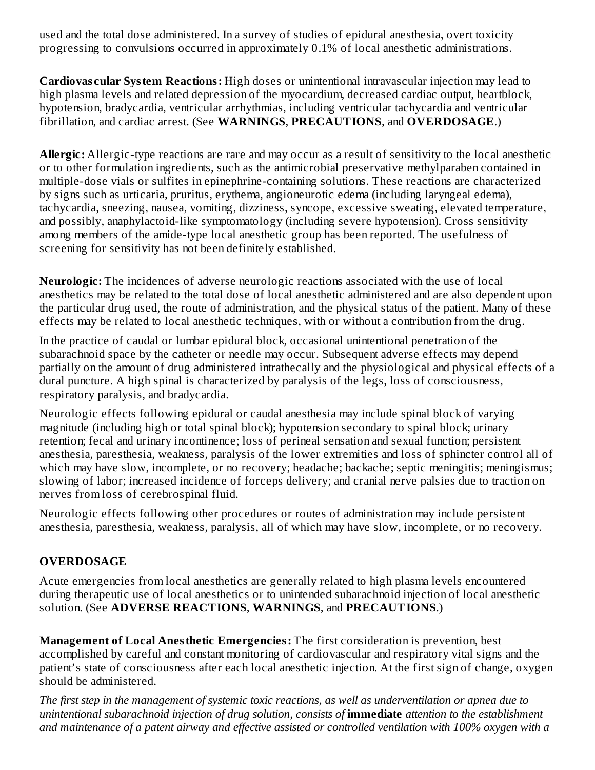used and the total dose administered. In a survey of studies of epidural anesthesia, overt toxicity progressing to convulsions occurred in approximately 0.1% of local anesthetic administrations.

**Cardiovascular System Reactions:** High doses or unintentional intravascular injection may lead to high plasma levels and related depression of the myocardium, decreased cardiac output, heartblock, hypotension, bradycardia, ventricular arrhythmias, including ventricular tachycardia and ventricular fibrillation, and cardiac arrest. (See **WARNINGS**, **PRECAUTIONS**, and **OVERDOSAGE**.)

**Allergic:** Allergic-type reactions are rare and may occur as a result of sensitivity to the local anesthetic or to other formulation ingredients, such as the antimicrobial preservative methylparaben contained in multiple-dose vials or sulfites in epinephrine-containing solutions. These reactions are characterized by signs such as urticaria, pruritus, erythema, angioneurotic edema (including laryngeal edema), tachycardia, sneezing, nausea, vomiting, dizziness, syncope, excessive sweating, elevated temperature, and possibly, anaphylactoid-like symptomatology (including severe hypotension). Cross sensitivity among members of the amide-type local anesthetic group has been reported. The usefulness of screening for sensitivity has not been definitely established.

**Neurologic:** The incidences of adverse neurologic reactions associated with the use of local anesthetics may be related to the total dose of local anesthetic administered and are also dependent upon the particular drug used, the route of administration, and the physical status of the patient. Many of these effects may be related to local anesthetic techniques, with or without a contribution from the drug.

In the practice of caudal or lumbar epidural block, occasional unintentional penetration of the subarachnoid space by the catheter or needle may occur. Subsequent adverse effects may depend partially on the amount of drug administered intrathecally and the physiological and physical effects of a dural puncture. A high spinal is characterized by paralysis of the legs, loss of consciousness, respiratory paralysis, and bradycardia.

Neurologic effects following epidural or caudal anesthesia may include spinal block of varying magnitude (including high or total spinal block); hypotension secondary to spinal block; urinary retention; fecal and urinary incontinence; loss of perineal sensation and sexual function; persistent anesthesia, paresthesia, weakness, paralysis of the lower extremities and loss of sphincter control all of which may have slow, incomplete, or no recovery; headache; backache; septic meningitis; meningismus; slowing of labor; increased incidence of forceps delivery; and cranial nerve palsies due to traction on nerves from loss of cerebrospinal fluid.

Neurologic effects following other procedures or routes of administration may include persistent anesthesia, paresthesia, weakness, paralysis, all of which may have slow, incomplete, or no recovery.

## OVERDOSAGE

Acute emergencies from local anesthetics are generally related to high plasma levels encountered during therapeutic use of local anesthetics or to unintended subarachnoid injection of local anesthetic solution. (See **ADVERSE REACTIONS**, **WARNINGS**, and **PRECAUTIONS**.)

**Management of Local Anesthetic Emergencies:** The first consideration is prevention, best accomplished by careful and constant monitoring of cardiovascular and respiratory vital signs and the patient's state of consciousness after each local anesthetic injection. At the first sign of change, oxygen should be administered.

*The first step in the management of systemic toxic reactions, as well as underventilation or apnea due to unintentional subarachnoid injection of drug solution, consists of* **immediate** *attention to the establishment and maintenance of a patent airway and effective assisted or controlled ventilation with 100% oxygen with a*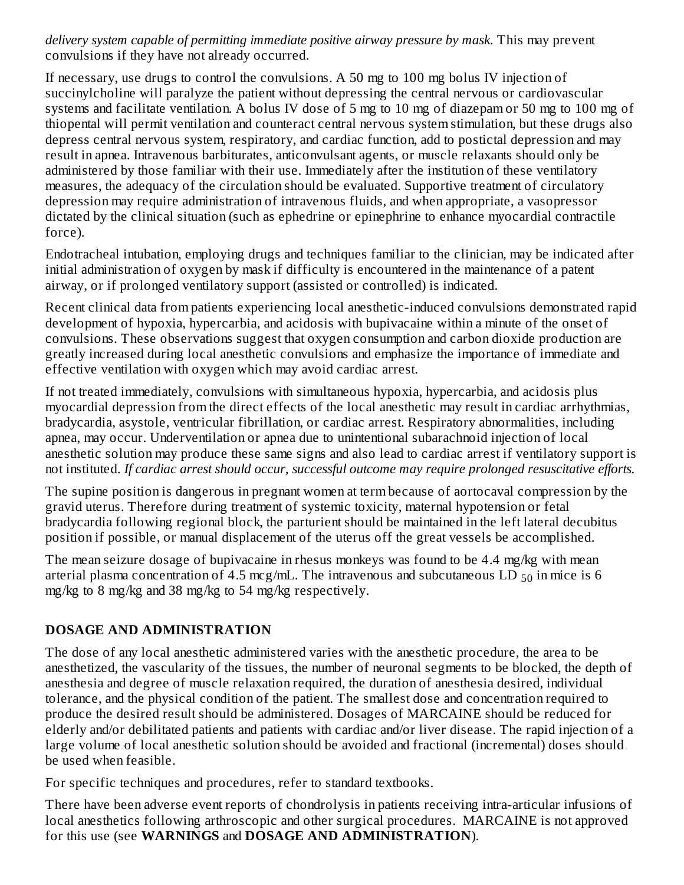*delivery system capable of permitting immediate positive airway pressure by mask.* This may prevent convulsions if they have not already occurred.

If necessary, use drugs to control the convulsions. A 50 mg to 100 mg bolus IV injection of succinylcholine will paralyze the patient without depressing the central nervous or cardiovascular systems and facilitate ventilation. A bolus IV dose of 5 mg to 10 mg of diazepam or 50 mg to 100 mg of thiopental will permit ventilation and counteract central nervous system stimulation, but these drugs also depress central nervous system, respiratory, and cardiac function, add to postictal depression and may result in apnea. Intravenous barbiturates, anticonvulsant agents, or muscle relaxants should only be administered by those familiar with their use. Immediately after the institution of these ventilatory measures, the adequacy of the circulation should be evaluated. Supportive treatment of circulatory depression may require administration of intravenous fluids, and when appropriate, a vasopressor dictated by the clinical situation (such as ephedrine or epinephrine to enhance myocardial contractile force).

Endotracheal intubation, employing drugs and techniques familiar to the clinician, may be indicated after initial administration of oxygen by mask if difficulty is encountered in the maintenance of a patent airway, or if prolonged ventilatory support (assisted or controlled) is indicated.

Recent clinical data from patients experiencing local anesthetic-induced convulsions demonstrated rapid development of hypoxia, hypercarbia, and acidosis with bupivacaine within a minute of the onset of convulsions. These observations suggest that oxygen consumption and carbon dioxide production are greatly increased during local anesthetic convulsions and emphasize the importance of immediate and effective ventilation with oxygen which may avoid cardiac arrest.

If not treated immediately, convulsions with simultaneous hypoxia, hypercarbia, and acidosis plus myocardial depression from the direct effects of the local anesthetic may result in cardiac arrhythmias, bradycardia, asystole, ventricular fibrillation, or cardiac arrest. Respiratory abnormalities, including apnea, may occur. Underventilation or apnea due to unintentional subarachnoid injection of local anesthetic solution may produce these same signs and also lead to cardiac arrest if ventilatory support is not instituted. *If cardiac arrest should occur, successful outcome may require prolonged resuscitative efforts.*

The supine position is dangerous in pregnant women at term because of aortocaval compression by the gravid uterus. Therefore during treatment of systemic toxicity, maternal hypotension or fetal bradycardia following regional block, the parturient should be maintained in the left lateral decubitus position if possible, or manual displacement of the uterus off the great vessels be accomplished.

The mean seizure dosage of bupivacaine in rhesus monkeys was found to be 4.4 mg/kg with mean arterial plasma concentration of 4.5 mcg/mL. The intravenous and subcutaneous $LD_{50}$ in mice is 6 mg/kg to 8 mg/kg and 38 mg/kg to 54 mg/kg respectively.

## DOSAGE AND ADMINISTRATION

The dose of any local anesthetic administered varies with the anesthetic procedure, the area to be anesthetized, the vascularity of the tissues, the number of neuronal segments to be blocked, the depth of anesthesia and degree of muscle relaxation required, the duration of anesthesia desired, individual tolerance, and the physical condition of the patient. The smallest dose and concentration required to produce the desired result should be administered. Dosages of MARCAINE should be reduced for elderly and/or debilitated patients and patients with cardiac and/or liver disease. The rapid injection of a large volume of local anesthetic solution should be avoided and fractional (incremental) doses should be used when feasible.

For specific techniques and procedures, refer to standard textbooks.

There have been adverse event reports of chondrolysis in patients receiving intra-articular infusions of local anesthetics following arthroscopic and other surgical procedures. MARCAINE is not approved for this use (see **WARNINGS** and **DOSAGE AND ADMINISTRATION**).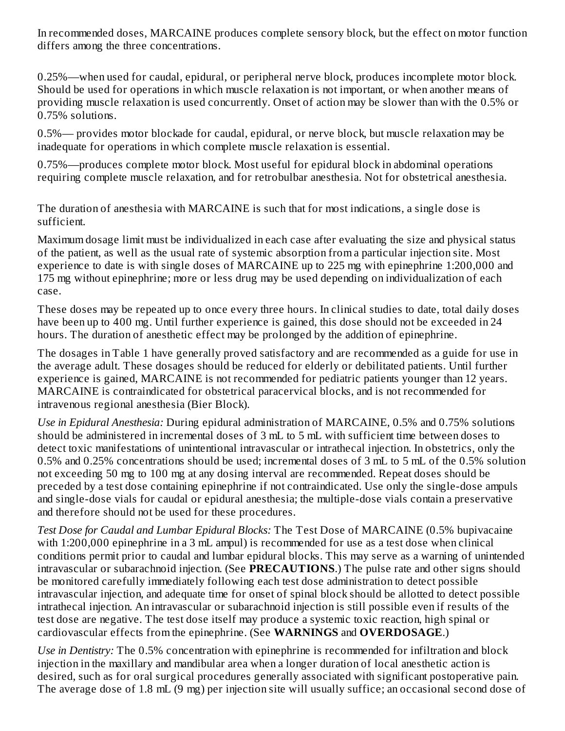In recommended doses, MARCAINE produces complete sensory block, but the effect on motor function differs among the three concentrations.

0.25%—when used for caudal, epidural, or peripheral nerve block, produces incomplete motor block. Should be used for operations in which muscle relaxation is not important, or when another means of providing muscle relaxation is used concurrently. Onset of action may be slower than with the 0.5% or 0.75% solutions.

0.5%— provides motor blockade for caudal, epidural, or nerve block, but muscle relaxation may be inadequate for operations in which complete muscle relaxation is essential.

0.75%—produces complete motor block. Most useful for epidural block in abdominal operations requiring complete muscle relaxation, and for retrobulbar anesthesia. Not for obstetrical anesthesia.

The duration of anesthesia with MARCAINE is such that for most indications, a single dose is sufficient.

Maximum dosage limit must be individualized in each case after evaluating the size and physical status of the patient, as well as the usual rate of systemic absorption from a particular injection site. Most experience to date is with single doses of MARCAINE up to 225 mg with epinephrine 1:200,000 and 175 mg without epinephrine; more or less drug may be used depending on individualization of each case.

These doses may be repeated up to once every three hours. In clinical studies to date, total daily doses have been up to 400 mg. Until further experience is gained, this dose should not be exceeded in 24 hours. The duration of anesthetic effect may be prolonged by the addition of epinephrine.

The dosages in Table 1 have generally proved satisfactory and are recommended as a guide for use in the average adult. These dosages should be reduced for elderly or debilitated patients. Until further experience is gained, MARCAINE is not recommended for pediatric patients younger than 12 years. MARCAINE is contraindicated for obstetrical paracervical blocks, and is not recommended for intravenous regional anesthesia (Bier Block).

*Use in Epidural Anesthesia:* During epidural administration of MARCAINE, 0.5% and 0.75% solutions should be administered in incremental doses of 3 mL to 5 mL with sufficient time between doses to detect toxic manifestations of unintentional intravascular or intrathecal injection. In obstetrics, only the 0.5% and 0.25% concentrations should be used; incremental doses of 3 mL to 5 mL of the 0.5% solution not exceeding 50 mg to 100 mg at any dosing interval are recommended. Repeat doses should be preceded by a test dose containing epinephrine if not contraindicated. Use only the single-dose ampuls and single-dose vials for caudal or epidural anesthesia; the multiple-dose vials contain a preservative and therefore should not be used for these procedures.

*Test Dose for Caudal and Lumbar Epidural Blocks:* The Test Dose of MARCAINE (0.5% bupivacaine with 1:200,000 epinephrine in a 3 mL ampul) is recommended for use as a test dose when clinical conditions permit prior to caudal and lumbar epidural blocks. This may serve as a warning of unintended intravascular or subarachnoid injection. (See **PRECAUTIONS**.) The pulse rate and other signs should be monitored carefully immediately following each test dose administration to detect possible intravascular injection, and adequate time for onset of spinal block should be allotted to detect possible intrathecal injection. An intravascular or subarachnoid injection is still possible even if results of the test dose are negative. The test dose itself may produce a systemic toxic reaction, high spinal or cardiovascular effects from the epinephrine. (See **WARNINGS** and **OVERDOSAGE**.)

*Use in Dentistry:* The 0.5% concentration with epinephrine is recommended for infiltration and block injection in the maxillary and mandibular area when a longer duration of local anesthetic action is desired, such as for oral surgical procedures generally associated with significant postoperative pain. The average dose of 1.8 mL (9 mg) per injection site will usually suffice; an occasional second dose of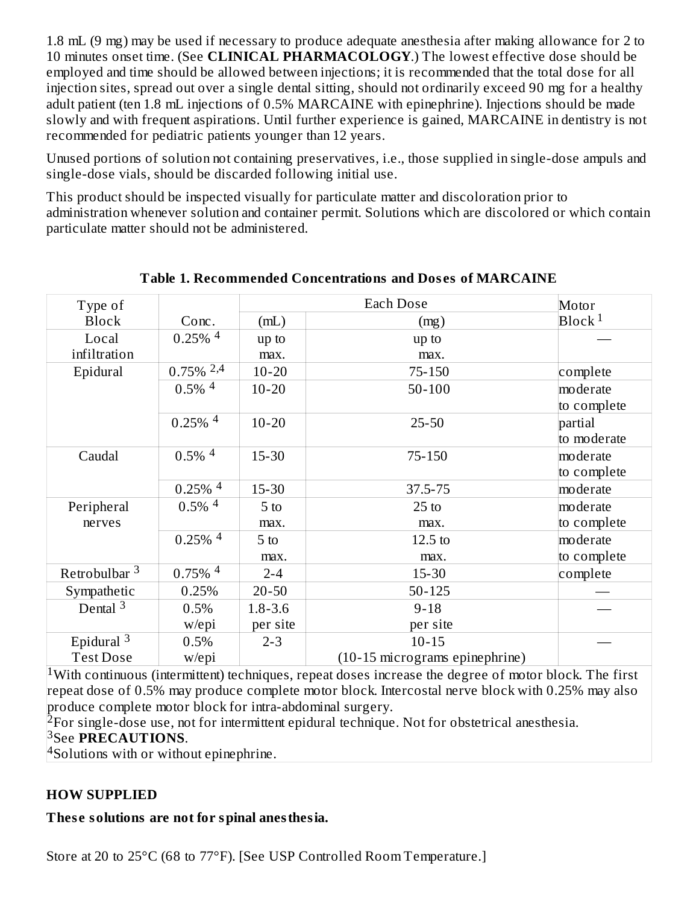1.8 mL (9 mg) may be used if necessary to produce adequate anesthesia after making allowance for 2 to 10 minutes onset time. (See **CLINICAL PHARMACOLOGY**.) The lowest effective dose should be employed and time should be allowed between injections; it is recommended that the total dose for all injection sites, spread out over a single dental sitting, should not ordinarily exceed 90 mg for a healthy adult patient (ten 1.8 mL injections of 0.5% MARCAINE with epinephrine). Injections should be made slowly and with frequent aspirations. Until further experience is gained, MARCAINE in dentistry is not recommended for pediatric patients younger than 12 years.

Unused portions of solution not containing preservatives, i.e., those supplied in single-dose ampuls and single-dose vials, should be discarded following initial use.

This product should be inspected visually for particulate matter and discoloration prior to administration whenever solution and container permit. Solutions which are discolored or which contain particulate matter should not be administered.

**Table 1. Recommended Concentrations and Doses of MARCAINE**

| Type of Block | Conc. | Each Dose (mL) | Each Dose (mg) | Motor Block [1] |
|---|---|---|---|---|
| Local infiltration | 0.25% [4] | up to max. | up to max. | — |
| Epidural | 0.75% [2,4] | 10-20 | 75-150 | complete |
| | 0.5% [4] | 10-20 | 50-100 | moderate to complete |
| | 0.25% [4] | 10-20 | 25-50 | partial to moderate |
| Caudal | 0.5% [4] | 15-30 | 75-150 | moderate to complete |
| | 0.25% [4] | 15-30 | 37.5-75 | moderate |
| Peripheral nerves | 0.5% [4] | 5 to max. | 25 to max. | moderate to complete |
| | 0.25% [4] | 5 to max. | 12.5 to max. | moderate to complete |
| Retrobulbar [3] | 0.75% [4] | 2-4 | 15-30 | complete |
| Sympathetic | 0.25% | 20-50 | 50-125 | — |
| Dental [3] | 0.5% w/epi | 1.8-3.6 per site | 9-18 per site | — |
| Epidural [3] Test Dose | 0.5% w/epi | 2-3 | 10-15 (10-15 micrograms epinephrine) | — |

[1]With continuous (intermittent) techniques, repeat doses increase the degree of motor block. The first repeat dose of 0.5% may produce complete motor block. Intercostal nerve block with 0.25% may also produce complete motor block for intra-abdominal surgery.
[2]For single-dose use, not for intermittent epidural technique. Not for obstetrical anesthesia.
[3]See **PRECAUTIONS**.
[4]Solutions with or without epinephrine.

## HOW SUPPLIED

**These solutions are not for spinal anesthesia.**

Store at 20 to 25°C (68 to 77°F). [See USP Controlled Room Temperature.]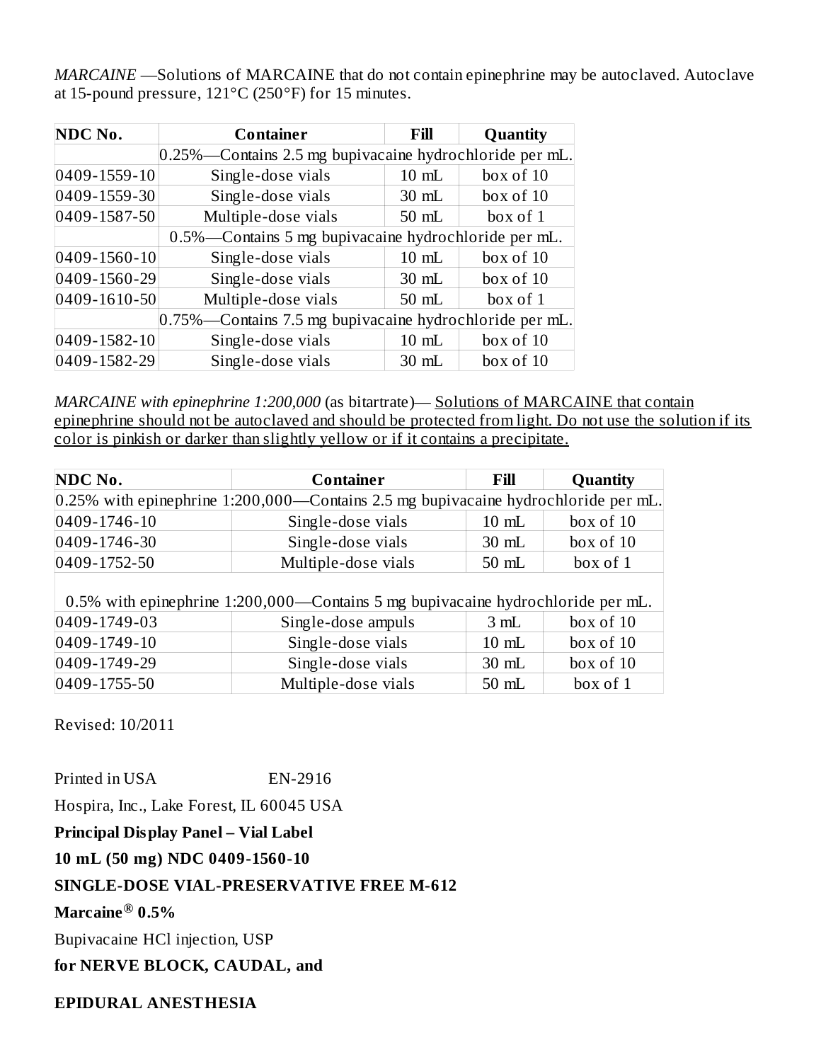*MARCAINE* —Solutions of MARCAINE that do not contain epinephrine may be autoclaved. Autoclave at 15-pound pressure, 121°C (250°F) for 15 minutes.

| NDC No. | Container | Fill | Quantity |
|---|---|---|---|
| | 0.25%—Contains 2.5 mg bupivacaine hydrochloride per mL. | | |
| 0409-1559-10 | Single-dose vials | 10 mL | box of 10 |
| 0409-1559-30 | Single-dose vials | 30 mL | box of 10 |
| 0409-1587-50 | Multiple-dose vials | 50 mL | box of 1 |
| | 0.5%—Contains 5 mg bupivacaine hydrochloride per mL. | | |
| 0409-1560-10 | Single-dose vials | 10 mL | box of 10 |
| 0409-1560-29 | Single-dose vials | 30 mL | box of 10 |
| 0409-1610-50 | Multiple-dose vials | 50 mL | box of 1 |
| | 0.75%—Contains 7.5 mg bupivacaine hydrochloride per mL. | | |
| 0409-1582-10 | Single-dose vials | 10 mL | box of 10 |
| 0409-1582-29 | Single-dose vials | 30 mL | box of 10 |

*MARCAINE with epinephrine 1:200,000* (as bitartrate)— Solutions of MARCAINE that contain epinephrine should not be autoclaved and should be protected from light. Do not use the solution if its color is pinkish or darker than slightly yellow or if it contains a precipitate.

| NDC No. | Container | Fill | Quantity |
|---|---|---|---|
| 0.25% with epinephrine 1:200,000—Contains 2.5 mg bupivacaine hydrochloride per mL. | | | |
| 0409-1746-10 | Single-dose vials | 10 mL | box of 10 |
| 0409-1746-30 | Single-dose vials | 30 mL | box of 10 |
| 0409-1752-50 | Multiple-dose vials | 50 mL | box of 1 |
| 0.5% with epinephrine 1:200,000—Contains 5 mg bupivacaine hydrochloride per mL. | | | |
| 0409-1749-03 | Single-dose ampuls | 3 mL | box of 10 |
| 0409-1749-10 | Single-dose vials | 10 mL | box of 10 |
| 0409-1749-29 | Single-dose vials | 30 mL | box of 10 |
| 0409-1755-50 | Multiple-dose vials | 50 mL | box of 1 |

Revised: 10/2011

Printed in USA EN-2916

Hospira, Inc., Lake Forest, IL 60045 USA

**Principal Display Panel – Vial Label**

**10 mL (50 mg) NDC 0409-1560-10**

**SINGLE-DOSE VIAL-PRESERVATIVE FREE M-612**

**Marcaine® 0.5%**

Bupivacaine HCl injection, USP

**for NERVE BLOCK, CAUDAL, and**

**EPIDURAL ANESTHESIA**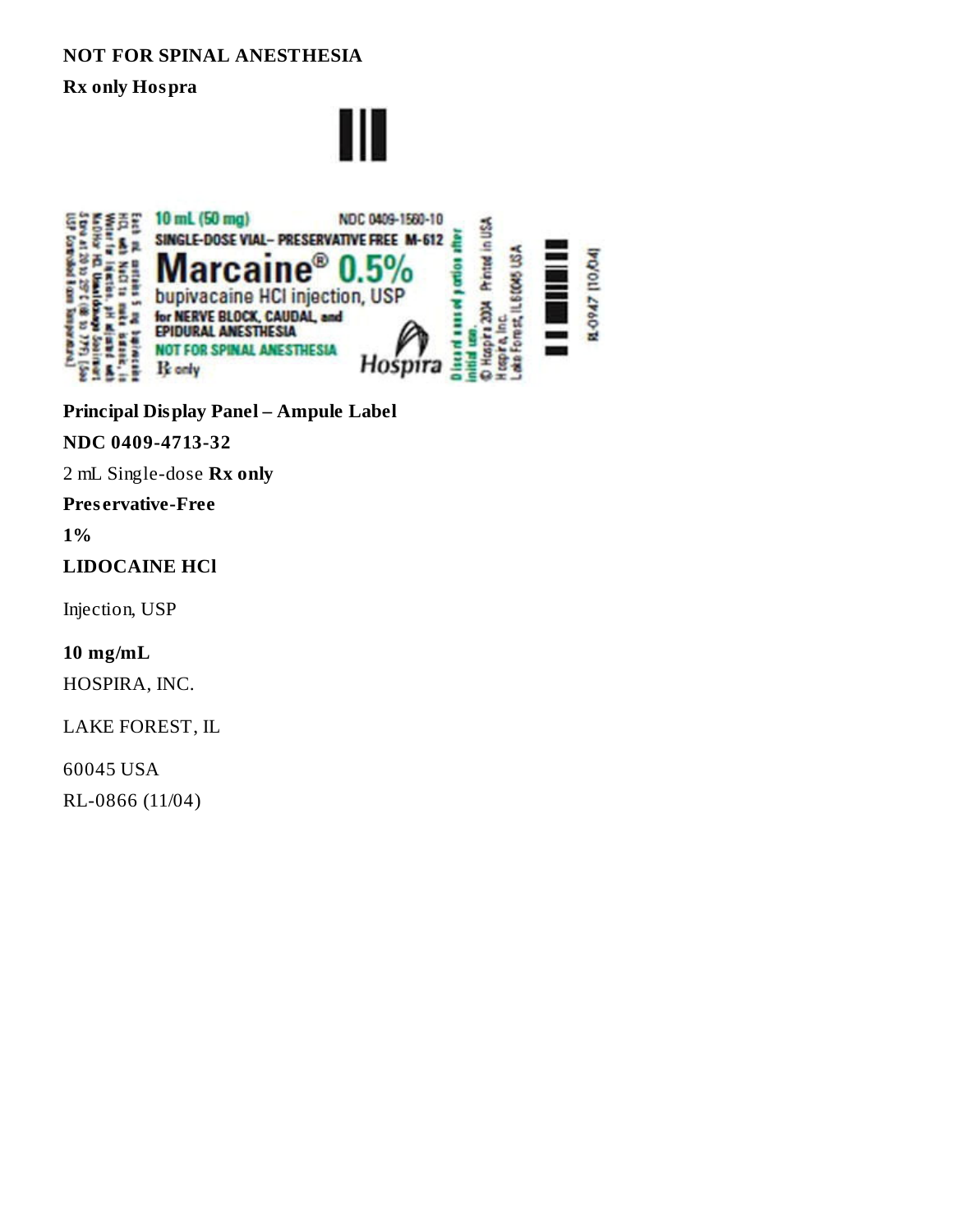**NOT FOR SPINAL ANESTHESIA**

**Rx only Hospra**

**Principal Display Panel – Ampule Label**

**NDC 0409-4713-32**

2 mL Single-dose **Rx only**

**Preservative-Free**

**1%**

**LIDOCAINE HCl**

Injection, USP

**10 mg/mL**

HOSPIRA, INC.

LAKE FOREST, IL

60045 USA

RL-0866 (11/04)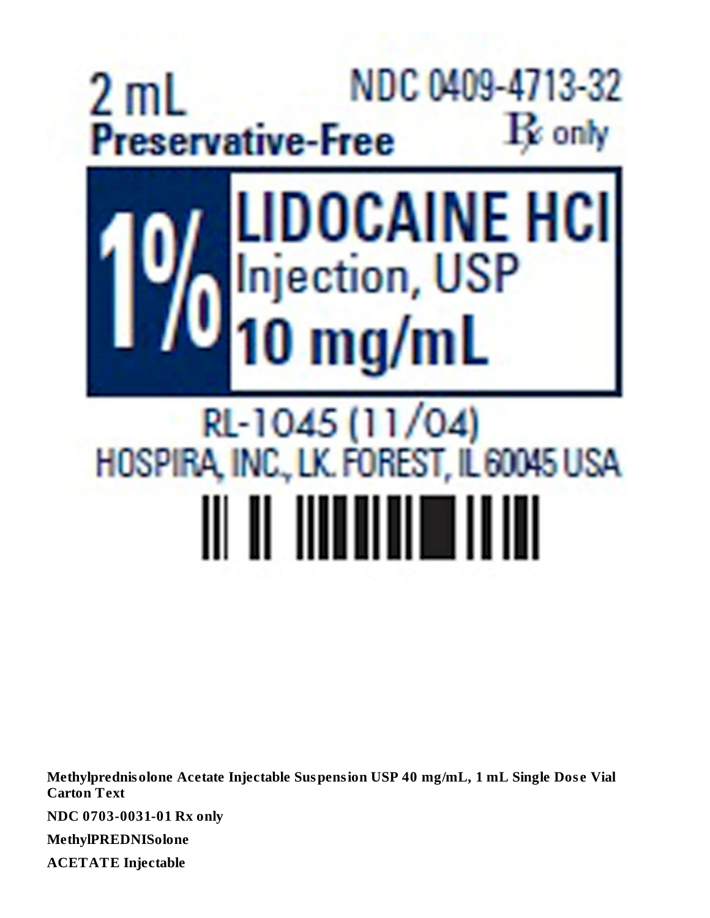2 mL
**Preservative-Free**

NDC 0409-4713-32
Rx only

**1% LIDOCAINE HCl**
Injection, USP
**10 mg/mL**

RL-1045 (11/04)
HOSPIRA, INC., LK. FOREST, IL 60045 USA

**Methylprednisolone Acetate Injectable Suspension USP 40 mg/mL, 1 mL Single Dose Vial Carton Text**

**NDC 0703-0031-01 Rx only**

**MethylPREDNISolone**

**ACETATE Injectable**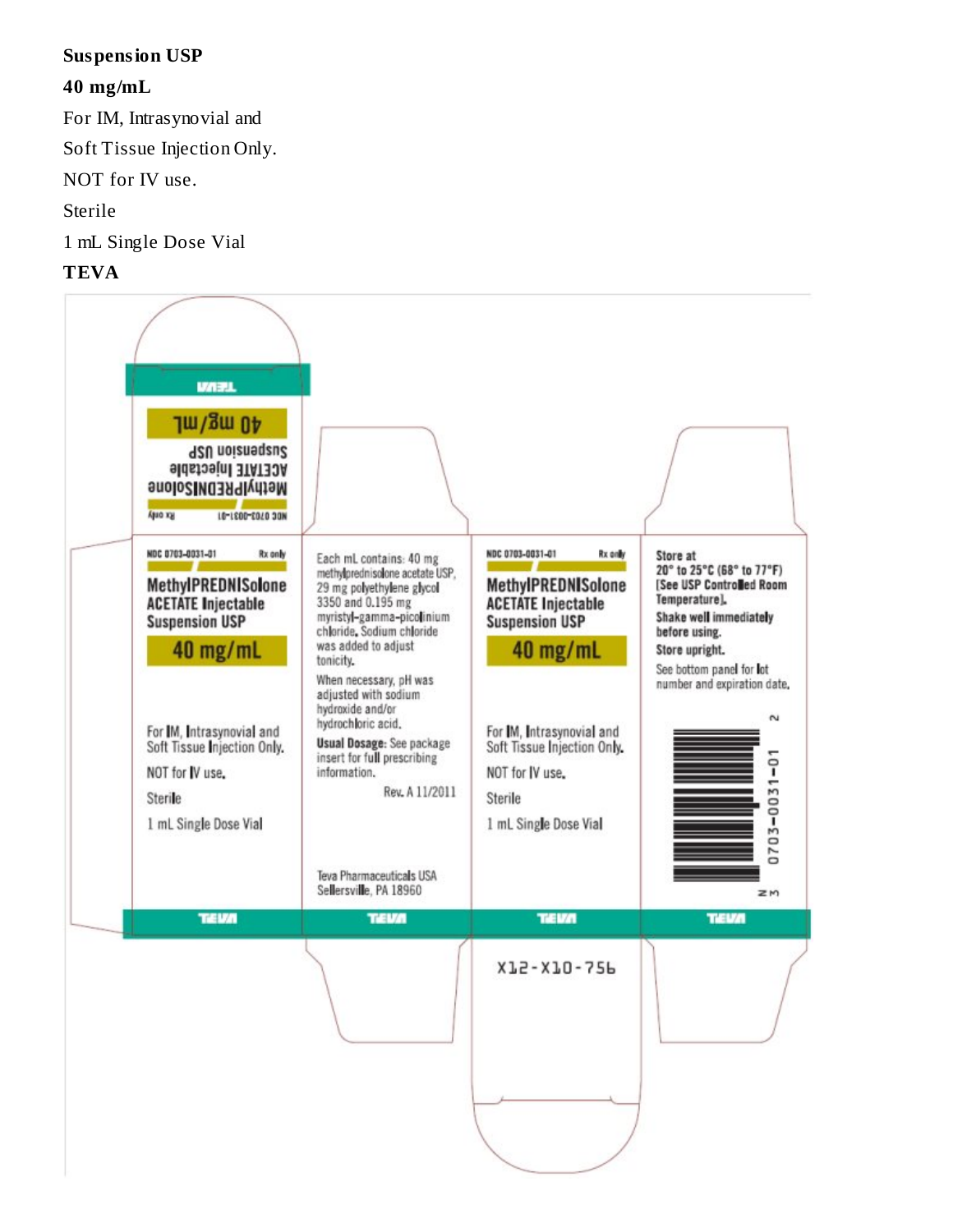**Suspension USP**

**40 mg/mL**

For IM, Intrasynovial and

Soft Tissue Injection Only.

NOT for IV use.

Sterile

1 mL Single Dose Vial

**TEVA**

TEVA

40 mg/mL

Suspension USP

ACETATE Injectable

MethylPREDNISolone

NDC 0703-0031-01 Rx only

NDC 0703-0031-01 Rx only

MethylPREDNISolone ACETATE Injectable Suspension USP

40 mg/mL

For IM, Intrasynovial and Soft Tissue Injection Only.

NOT for IV use.

Sterile

1 mL Single Dose Vial

TEVA

Each mL contains: 40 mg methylprednisolone acetate USP, 29 mg polyethylene glycol 3350 and 0.195 mg myristyl-gamma-picolinium chloride. Sodium chloride was added to adjust tonicity.

When necessary, pH was adjusted with sodium hydroxide and/or hydrochloric acid.

**Usual Dosage:** See package insert for full prescribing information.

Rev. A 11/2011

Teva Pharmaceuticals USA
Sellersville, PA 18960

TEVA

NDC 0703-0031-01 Rx only

MethylPREDNISolone ACETATE Injectable Suspension USP

40 mg/mL

For IM, Intrasynovial and Soft Tissue Injection Only.

NOT for IV use.

Sterile

1 mL Single Dose Vial

TEVA

X12-X10-756

Store at 20° to 25°C (68° to 77°F) [See USP Controlled Room Temperature].

Shake well immediately before using.

Store upright.

See bottom panel for lot number and expiration date.

N 3 0703-0031-01 2

TEVA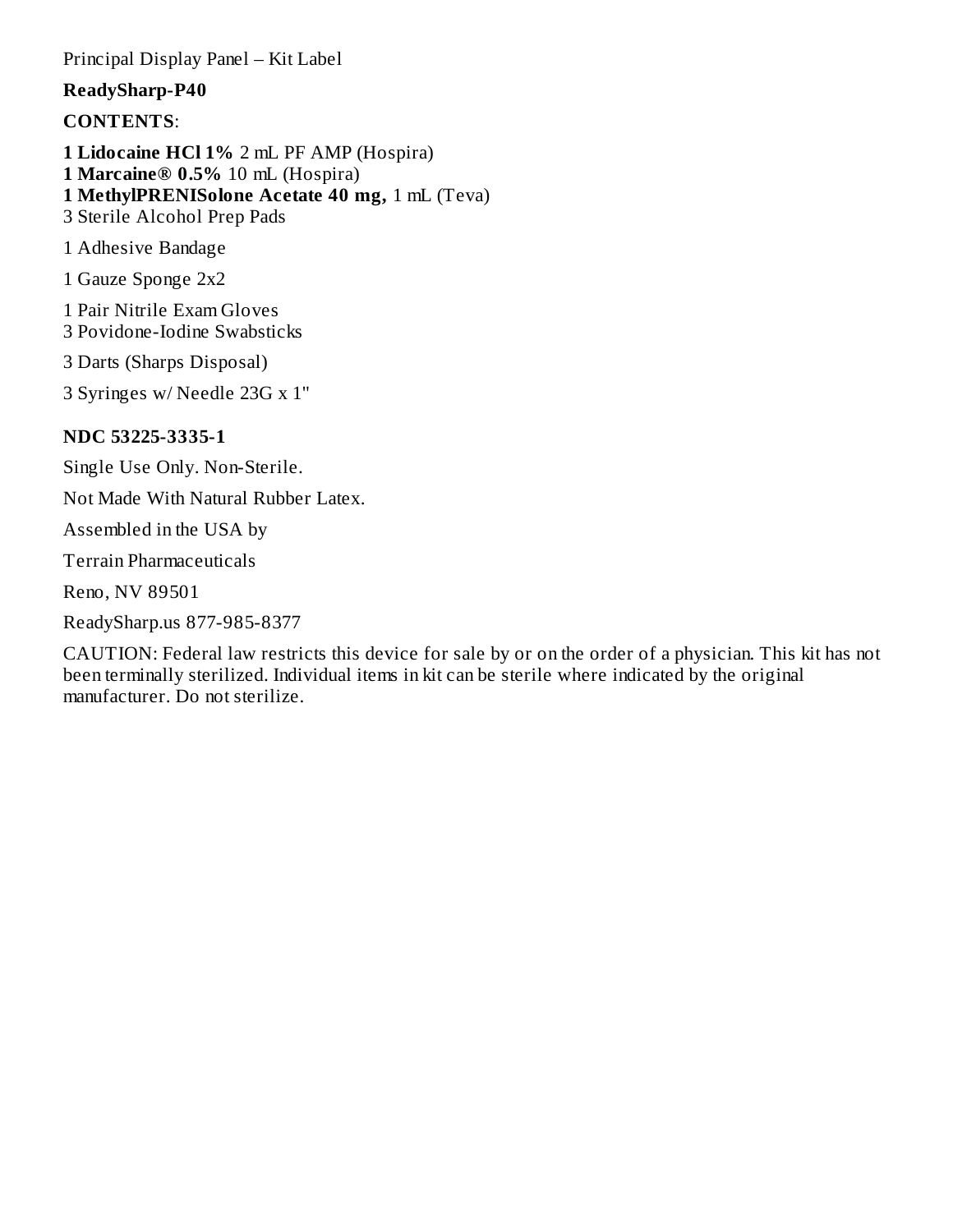Principal Display Panel – Kit Label

**ReadySharp-P40**

**CONTENTS**:

**1 Lidocaine HCl 1%** 2 mL PF AMP (Hospira)
**1 Marcaine® 0.5%** 10 mL (Hospira)
**1 MethylPRENISolone Acetate 40 mg,** 1 mL (Teva)
3 Sterile Alcohol Prep Pads

1 Adhesive Bandage

1 Gauze Sponge 2x2

1 Pair Nitrile Exam Gloves
3 Povidone-Iodine Swabsticks

3 Darts (Sharps Disposal)

3 Syringes w/ Needle 23G x 1"

**NDC 53225-3335-1**

Single Use Only. Non-Sterile.

Not Made With Natural Rubber Latex.

Assembled in the USA by

Terrain Pharmaceuticals

Reno, NV 89501

ReadySharp.us 877-985-8377

CAUTION: Federal law restricts this device for sale by or on the order of a physician. This kit has not been terminally sterilized. Individual items in kit can be sterile where indicated by the original manufacturer. Do not sterilize.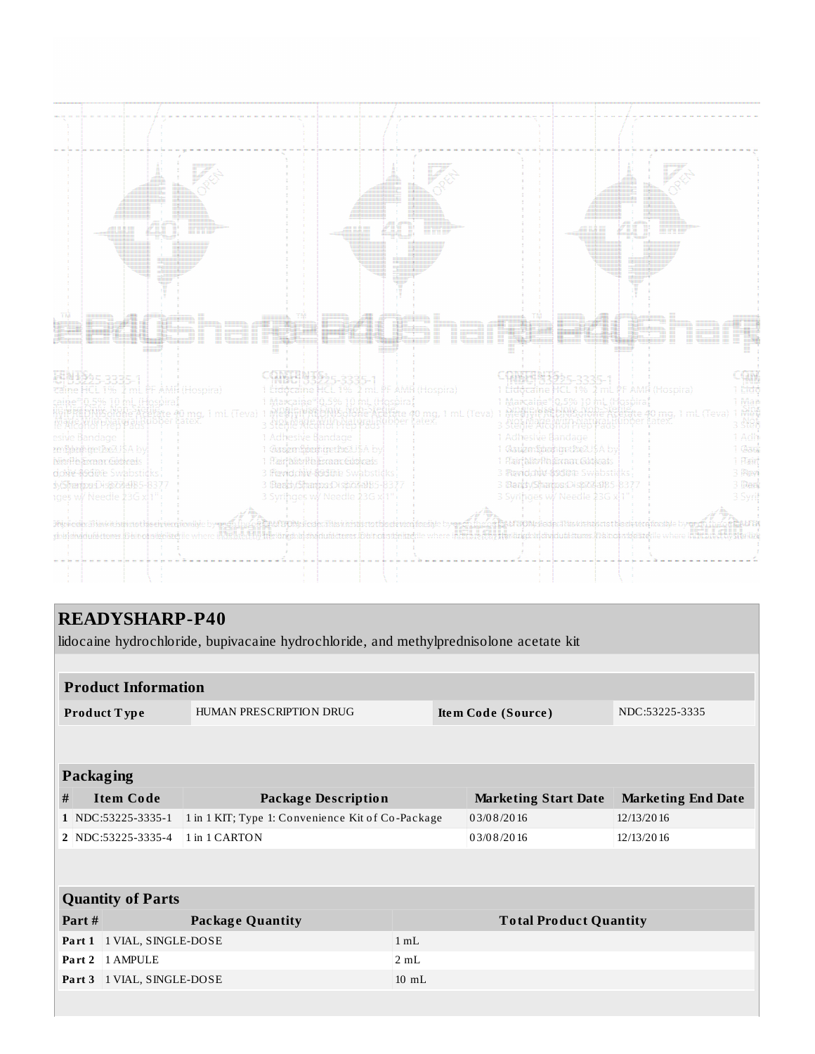# READYSHARP-P40

lidocaine hydrochloride, bupivacaine hydrochloride, and methylprednisolone acetate kit

## Product Information

| Product Type | HUMAN PRESCRIPTION DRUG | Item Code (Source) | NDC:53225-3335 |
|---|---|---|---|

## Packaging

| # | Item Code | Package Description | Marketing Start Date | Marketing End Date |
|---|---|---|---|---|
| 1 | NDC:53225-3335-1 | 1 in 1 KIT; Type 1: Convenience Kit of Co-Package | 03/08/2016 | 12/13/2016 |
| 2 | NDC:53225-3335-4 | 1 in 1 CARTON | 03/08/2016 | 12/13/2016 |

## Quantity of Parts

| Part # | Package Quantity | Total Product Quantity |
|---|---|---|
| Part 1 | 1 VIAL, SINGLE-DOSE | 1 mL |
| Part 2 | 1 AMPULE | 2 mL |
| Part 3 | 1 VIAL, SINGLE-DOSE | 10 mL |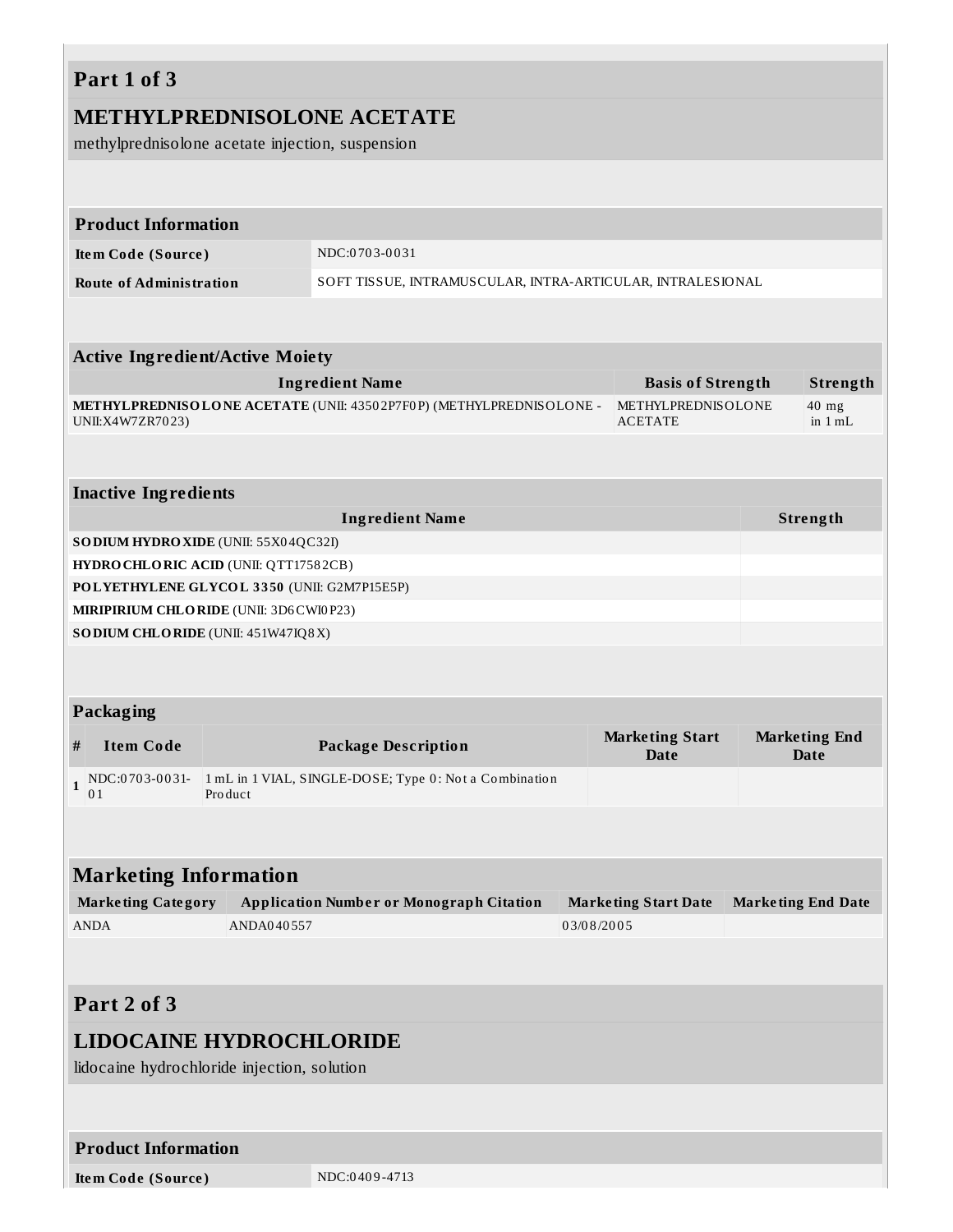## Part 1 of 3

## METHYLPREDNISOLONE ACETATE

methylprednisolone acetate injection, suspension

| Product Information | |
|---|---|
| Item Code (Source) | NDC:0703-0031 |
| Route of Administration | SOFT TISSUE, INTRAMUSCULAR, INTRA-ARTICULAR, INTRALESIONAL |

| Active Ingredient/Active Moiety | | |
|---|---|---|
| Ingredient Name | Basis of Strength | Strength |
| **METHYLPREDNISOLONE ACETATE** (UNII: 43502P7F0P) (METHYLPREDNISOLONE - UNII:X4W7ZR7023) | METHYLPREDNISOLONE ACETATE | 40 mg in 1 mL |

| Inactive Ingredients | |
|---|---|
| Ingredient Name | Strength |
| **SODIUM HYDROXIDE** (UNII: 55X04QC32I) | |
| **HYDROCHLORIC ACID** (UNII: QTT17582CB) | |
| **POLYETHYLENE GLYCOL 3350** (UNII: G2M7P15E5P) | |
| **MIRIPIRIUM CHLORIDE** (UNII: 3D6CWI0P23) | |
| **SODIUM CHLORIDE** (UNII: 451W47IQ8X) | |

| Packaging | | | | |
|---|---|---|---|---|
| # | Item Code | Package Description | Marketing Start Date | Marketing End Date |
| 1 | NDC:0703-0031-01 | 1 mL in 1 VIAL, SINGLE-DOSE; Type 0: Not a Combination Product | | |

| Marketing Information | | | |
|---|---|---|---|
| Marketing Category | Application Number or Monograph Citation | Marketing Start Date | Marketing End Date |
| ANDA | ANDA040557 | 03/08/2005 | |

## Part 2 of 3

## LIDOCAINE HYDROCHLORIDE

lidocaine hydrochloride injection, solution

| Product Information | |
|---|---|
| Item Code (Source) | NDC:0409-4713 |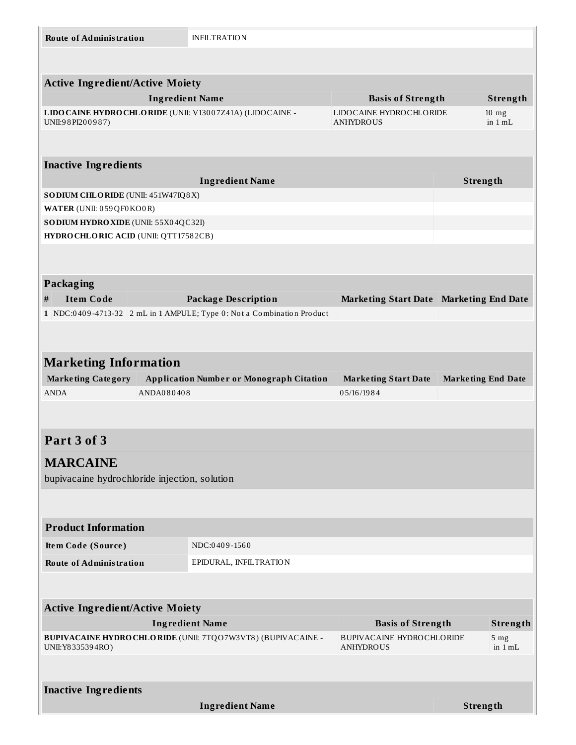| Route of Administration | INFILTRATION |
| --- | --- |

| Active Ingredient/Active Moiety | | |
| --- | --- | --- |
| **Ingredient Name** | **Basis of Strength** | **Strength** |
| **LIDOCAINE HYDROCHLORIDE** (UNII: V13007Z41A) (LIDOCAINE - UNII:98PI200987) | LIDOCAINE HYDROCHLORIDE ANHYDROUS | 10 mg in 1 mL |

| Inactive Ingredients | |
| --- | --- |
| **Ingredient Name** | **Strength** |
| **SODIUM CHLORIDE** (UNII: 451W47IQ8X) | |
| **WATER** (UNII: 059QF0KO0R) | |
| **SODIUM HYDROXIDE** (UNII: 55X04QC32I) | |
| **HYDROCHLORIC ACID** (UNII: QTT17582CB) | |

| Packaging | | | | |
| --- | --- | --- | --- | --- |
| **#** | **Item Code** | **Package Description** | **Marketing Start Date** | **Marketing End Date** |
| 1 | NDC:0409-4713-32 | 2 mL in 1 AMPULE; Type 0: Not a Combination Product | | |

## Marketing Information

| Marketing Category | Application Number or Monograph Citation | Marketing Start Date | Marketing End Date |
| --- | --- | --- | --- |
| ANDA | ANDA080408 | 05/16/1984 | |

## Part 3 of 3

## MARCAINE

bupivacaine hydrochloride injection, solution

| Product Information | |
| --- | --- |
| Item Code (Source) | NDC:0409-1560 |
| Route of Administration | EPIDURAL, INFILTRATION |

| Active Ingredient/Active Moiety | | |
| --- | --- | --- |
| **Ingredient Name** | **Basis of Strength** | **Strength** |
| **BUPIVACAINE HYDROCHLORIDE** (UNII: 7TQO7W3VT8) (BUPIVACAINE - UNII:Y8335394RO) | BUPIVACAINE HYDROCHLORIDE ANHYDROUS | 5 mg in 1 mL |

| Inactive Ingredients | |
| --- | --- |
| **Ingredient Name** | **Strength** |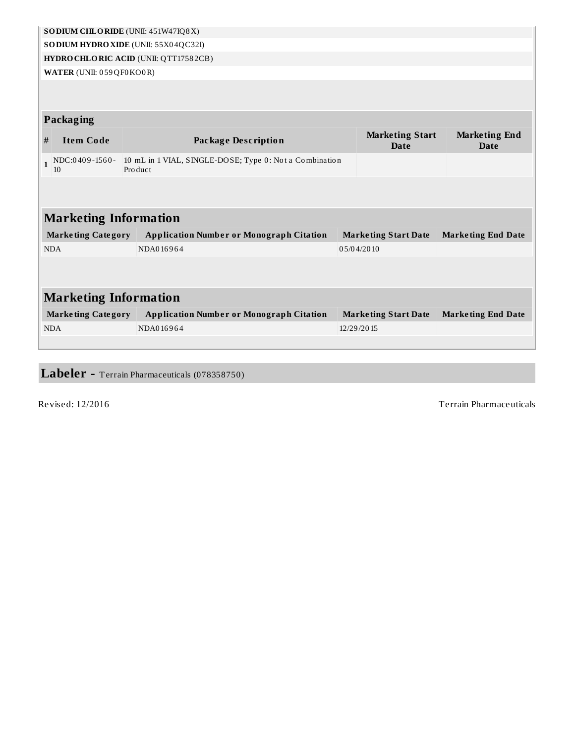| | |
|---|---|
| **SODIUM CHLORIDE** (UNII: 451W47IQ8X) | |
| **SODIUM HYDROXIDE** (UNII: 55X04QC32I) | |
| **HYDROCHLORIC ACID** (UNII: QTT17582CB) | |
| **WATER** (UNII: 059QF0KO0R) | |

### Packaging

| # | Item Code | Package Description | Marketing Start Date | Marketing End Date |
|---|---|---|---|---|
| 1 | NDC:0409-1560-10 | 10 mL in 1 VIAL, SINGLE-DOSE; Type 0: Not a Combination Product | | |

### Marketing Information

| Marketing Category | Application Number or Monograph Citation | Marketing Start Date | Marketing End Date |
|---|---|---|---|
| NDA | NDA016964 | 05/04/2010 | |

### Marketing Information

| Marketing Category | Application Number or Monograph Citation | Marketing Start Date | Marketing End Date |
|---|---|---|---|
| NDA | NDA016964 | 12/29/2015 | |

## Labeler - Terrain Pharmaceuticals (078358750)

Revised: 12/2016

Terrain Pharmaceuticals